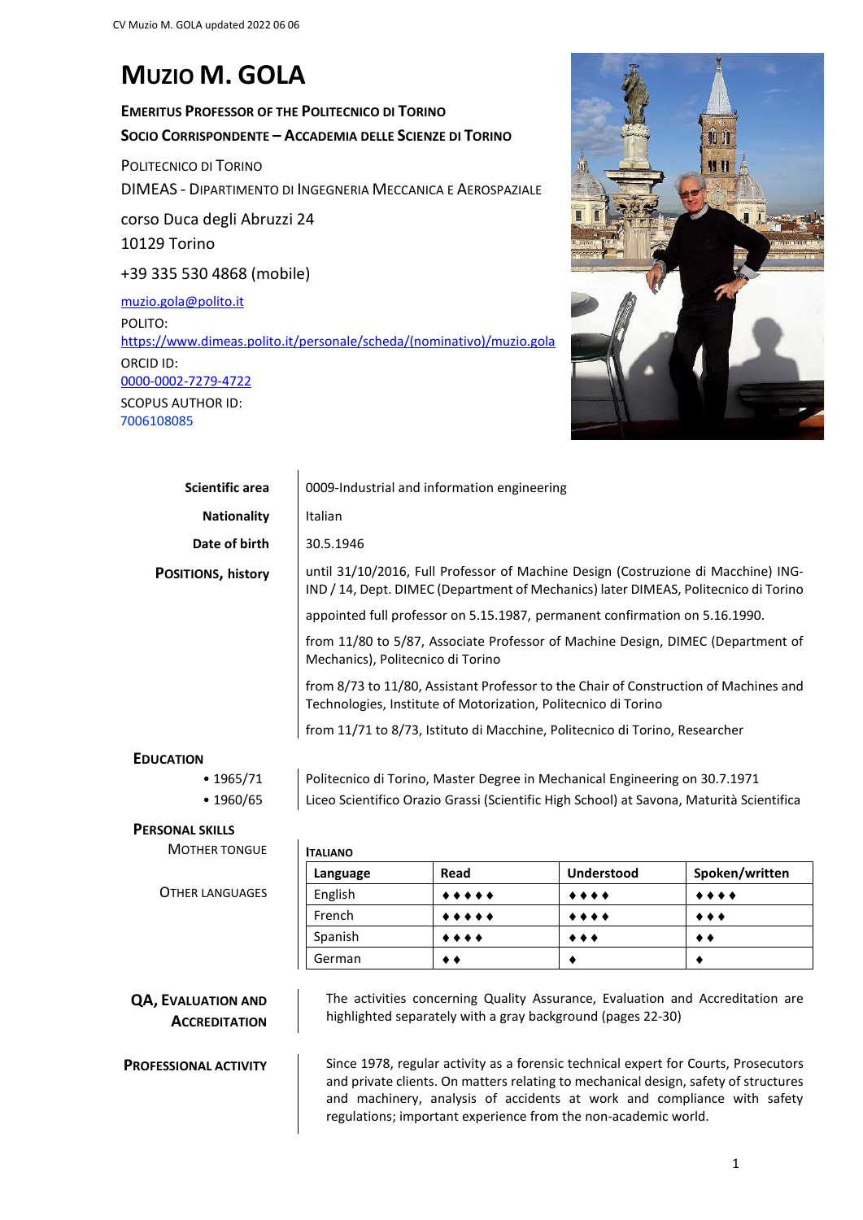# Muzio M. Gola

**Emeritus Professor of the Politecnico di Torino**

**Socio Corrispondente – Accademia delle Scienze di Torino**

Politecnico di Torino

DIMEAS - Dipartimento di Ingegneria Meccanica e Aerospaziale

corso Duca degli Abruzzi 24

10129 Torino

+39 335 530 4868 (mobile)

muzio.gola@polito.it

POLITO:
https://www.dimeas.polito.it/personale/scheda/(nominativo)/muzio.gola

ORCID ID:
0000-0002-7279-4722

SCOPUS AUTHOR ID:
7006108085

**Scientific area** — 0009-Industrial and information engineering

**Nationality** — Italian

**Date of birth** — 30.5.1946

**Positions, history**

until 31/10/2016, Full Professor of Machine Design (Costruzione di Macchine) ING-IND / 14, Dept. DIMEC (Department of Mechanics) later DIMEAS, Politecnico di Torino

appointed full professor on 5.15.1987, permanent confirmation on 5.16.1990.

from 11/80 to 5/87, Associate Professor of Machine Design, DIMEC (Department of Mechanics), Politecnico di Torino

from 8/73 to 11/80, Assistant Professor to the Chair of Construction of Machines and Technologies, Institute of Motorization, Politecnico di Torino

from 11/71 to 8/73, Istituto di Macchine, Politecnico di Torino, Researcher

## Education

- 1965/71 — Politecnico di Torino, Master Degree in Mechanical Engineering on 30.7.1971
- 1960/65 — Liceo Scientifico Orazio Grassi (Scientific High School) at Savona, Maturità Scientifica

## Personal skills

Mother tongue: **Italiano**

Other languages:

| Language | Read | Understood | Spoken/written |
|---|---|---|---|
| English | ♦♦♦♦♦ | ♦♦♦♦ | ♦♦♦♦ |
| French | ♦♦♦♦♦ | ♦♦♦♦ | ♦♦♦ |
| Spanish | ♦♦♦♦ | ♦♦♦ | ♦♦ |
| German | ♦♦ | ♦ | ♦ |

## QA, Evaluation and Accreditation

The activities concerning Quality Assurance, Evaluation and Accreditation are highlighted separately with a gray background (pages 22-30)

## Professional activity

Since 1978, regular activity as a forensic technical expert for Courts, Prosecutors and private clients. On matters relating to mechanical design, safety of structures and machinery, analysis of accidents at work and compliance with safety regulations; important experience from the non-academic world.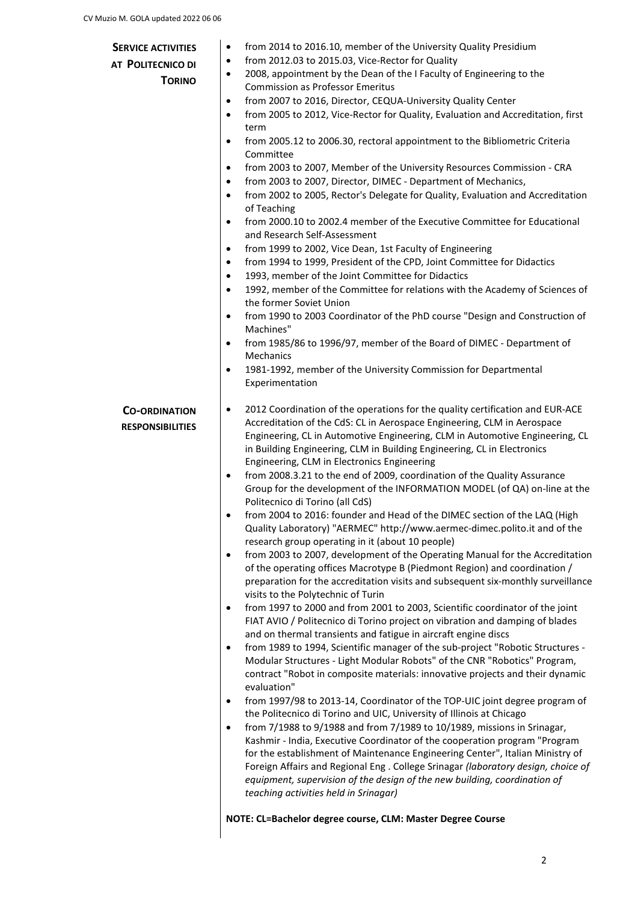## SERVICE ACTIVITIES AT POLITECNICO DI TORINO

- from 2014 to 2016.10, member of the University Quality Presidium
- from 2012.03 to 2015.03, Vice-Rector for Quality
- 2008, appointment by the Dean of the I Faculty of Engineering to the Commission as Professor Emeritus
- from 2007 to 2016, Director, CEQUA-University Quality Center
- from 2005 to 2012, Vice-Rector for Quality, Evaluation and Accreditation, first term
- from 2005.12 to 2006.30, rectoral appointment to the Bibliometric Criteria Committee
- from 2003 to 2007, Member of the University Resources Commission - CRA
- from 2003 to 2007, Director, DIMEC - Department of Mechanics,
- from 2002 to 2005, Rector's Delegate for Quality, Evaluation and Accreditation of Teaching
- from 2000.10 to 2002.4 member of the Executive Committee for Educational and Research Self-Assessment
- from 1999 to 2002, Vice Dean, 1st Faculty of Engineering
- from 1994 to 1999, President of the CPD, Joint Committee for Didactics
- 1993, member of the Joint Committee for Didactics
- 1992, member of the Committee for relations with the Academy of Sciences of the former Soviet Union
- from 1990 to 2003 Coordinator of the PhD course "Design and Construction of Machines"
- from 1985/86 to 1996/97, member of the Board of DIMEC - Department of Mechanics
- 1981-1992, member of the University Commission for Departmental Experimentation

## CO-ORDINATION RESPONSIBILITIES

- 2012 Coordination of the operations for the quality certification and EUR-ACE Accreditation of the CdS: CL in Aerospace Engineering, CLM in Aerospace Engineering, CL in Automotive Engineering, CLM in Automotive Engineering, CL in Building Engineering, CLM in Building Engineering, CL in Electronics Engineering, CLM in Electronics Engineering
- from 2008.3.21 to the end of 2009, coordination of the Quality Assurance Group for the development of the INFORMATION MODEL (of QA) on-line at the Politecnico di Torino (all CdS)
- from 2004 to 2016: founder and Head of the DIMEC section of the LAQ (High Quality Laboratory) "AERMEC" http://www.aermec-dimec.polito.it and of the research group operating in it (about 10 people)
- from 2003 to 2007, development of the Operating Manual for the Accreditation of the operating offices Macrotype B (Piedmont Region) and coordination / preparation for the accreditation visits and subsequent six-monthly surveillance visits to the Polytechnic of Turin
- from 1997 to 2000 and from 2001 to 2003, Scientific coordinator of the joint FIAT AVIO / Politecnico di Torino project on vibration and damping of blades and on thermal transients and fatigue in aircraft engine discs
- from 1989 to 1994, Scientific manager of the sub-project "Robotic Structures - Modular Structures - Light Modular Robots" of the CNR "Robotics" Program, contract "Robot in composite materials: innovative projects and their dynamic evaluation"
- from 1997/98 to 2013-14, Coordinator of the TOP-UIC joint degree program of the Politecnico di Torino and UIC, University of Illinois at Chicago
- from 7/1988 to 9/1988 and from 7/1989 to 10/1989, missions in Srinagar, Kashmir - India, Executive Coordinator of the cooperation program "Program for the establishment of Maintenance Engineering Center", Italian Ministry of Foreign Affairs and Regional Eng . College Srinagar *(laboratory design, choice of equipment, supervision of the design of the new building, coordination of teaching activities held in Srinagar)*

**NOTE: CL=Bachelor degree course, CLM: Master Degree Course**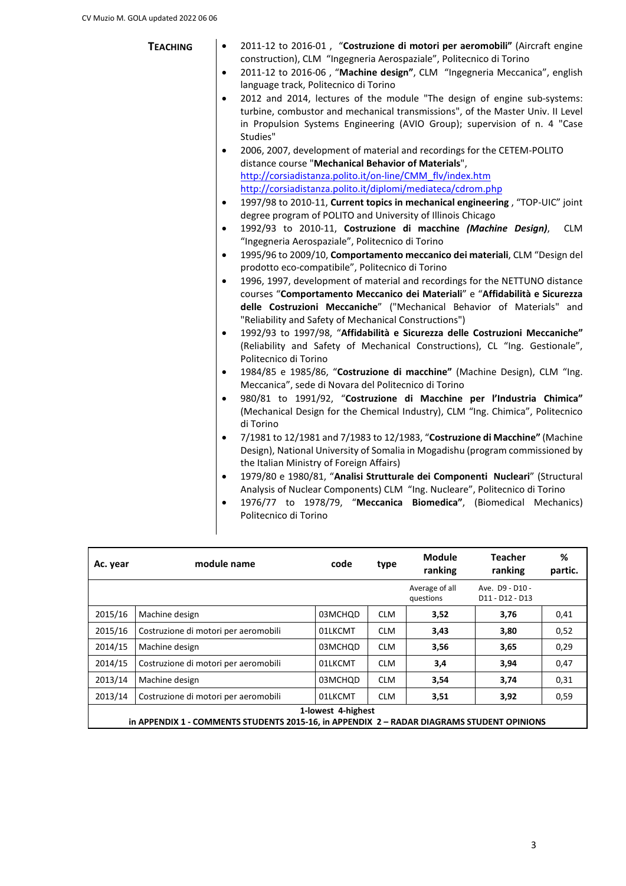**TEACHING**

- 2011-12 to 2016-01 , "**Costruzione di motori per aeromobili"** (Aircraft engine construction), CLM "Ingegneria Aerospaziale", Politecnico di Torino
- 2011-12 to 2016-06 , "**Machine design"**, CLM "Ingegneria Meccanica", english language track, Politecnico di Torino
- 2012 and 2014, lectures of the module "The design of engine sub-systems: turbine, combustor and mechanical transmissions", of the Master Univ. II Level in Propulsion Systems Engineering (AVIO Group); supervision of n. 4 "Case Studies"
- 2006, 2007, development of material and recordings for the CETEM-POLITO distance course "**Mechanical Behavior of Materials**", http://corsiadistanza.polito.it/on-line/CMM_flv/index.htm http://corsiadistanza.polito.it/diplomi/mediateca/cdrom.php
- 1997/98 to 2010-11, **Current topics in mechanical engineering** , "TOP-UIC" joint degree program of POLITO and University of Illinois Chicago
- 1992/93 to 2010-11, **Costruzione di macchine** ***(Machine Design)***, CLM "Ingegneria Aerospaziale", Politecnico di Torino
- 1995/96 to 2009/10, **Comportamento meccanico dei materiali**, CLM "Design del prodotto eco-compatibile", Politecnico di Torino
- 1996, 1997, development of material and recordings for the NETTUNO distance courses "**Comportamento Meccanico dei Materiali**" e "**Affidabilità e Sicurezza delle Costruzioni Meccaniche**" ("Mechanical Behavior of Materials" and "Reliability and Safety of Mechanical Constructions")
- 1992/93 to 1997/98, "**Affidabilità e Sicurezza delle Costruzioni Meccaniche"** (Reliability and Safety of Mechanical Constructions), CL "Ing. Gestionale", Politecnico di Torino
- 1984/85 e 1985/86, "**Costruzione di macchine"** (Machine Design), CLM "Ing. Meccanica", sede di Novara del Politecnico di Torino
- 980/81 to 1991/92, "**Costruzione di Macchine per l'Industria Chimica"** (Mechanical Design for the Chemical Industry), CLM "Ing. Chimica", Politecnico di Torino
- 7/1981 to 12/1981 and 7/1983 to 12/1983, "**Costruzione di Macchine"** (Machine Design), National University of Somalia in Mogadishu (program commissioned by the Italian Ministry of Foreign Affairs)
- 1979/80 e 1980/81, "**Analisi Strutturale dei Componenti Nucleari**" (Structural Analysis of Nuclear Components) CLM "Ing. Nucleare", Politecnico di Torino
- 1976/77 to 1978/79, "**Meccanica Biomedica"**, (Biomedical Mechanics) Politecnico di Torino

| Ac. year | module name | code | type | Module ranking | Teacher ranking | % partic. |
|---|---|---|---|---|---|---|
| | | | | Average of all questions | Ave. D9 - D10 - D11 - D12 - D13 | |
| 2015/16 | Machine design | 03MCHQD | CLM | **3,52** | **3,76** | 0,41 |
| 2015/16 | Costruzione di motori per aeromobili | 01LKCMT | CLM | **3,43** | **3,80** | 0,52 |
| 2014/15 | Machine design | 03MCHQD | CLM | **3,56** | **3,65** | 0,29 |
| 2014/15 | Costruzione di motori per aeromobili | 01LKCMT | CLM | **3,4** | **3,94** | 0,47 |
| 2013/14 | Machine design | 03MCHQD | CLM | **3,54** | **3,74** | 0,31 |
| 2013/14 | Costruzione di motori per aeromobili | 01LKCMT | CLM | **3,51** | **3,92** | 0,59 |

**1-lowest 4-highest**
**in APPENDIX 1 - COMMENTS STUDENTS 2015-16, in APPENDIX 2 – RADAR DIAGRAMS STUDENT OPINIONS**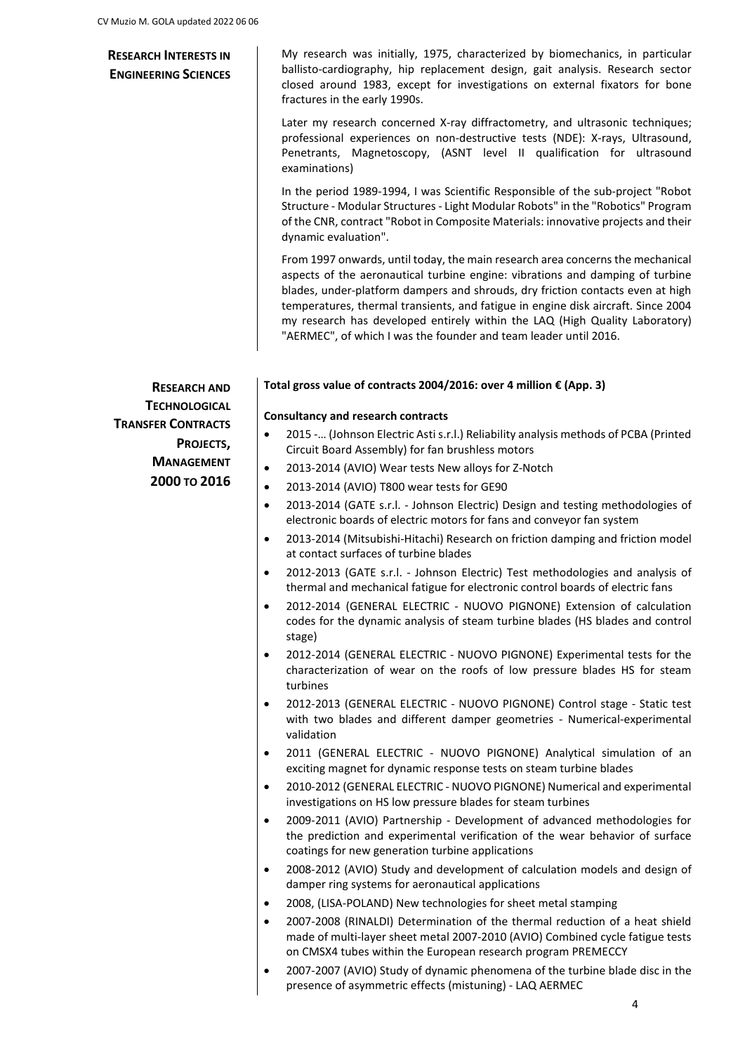## RESEARCH INTERESTS IN ENGINEERING SCIENCES

My research was initially, 1975, characterized by biomechanics, in particular ballisto-cardiography, hip replacement design, gait analysis. Research sector closed around 1983, except for investigations on external fixators for bone fractures in the early 1990s.

Later my research concerned X-ray diffractometry, and ultrasonic techniques; professional experiences on non-destructive tests (NDE): X-rays, Ultrasound, Penetrants, Magnetoscopy, (ASNT level II qualification for ultrasound examinations)

In the period 1989-1994, I was Scientific Responsible of the sub-project "Robot Structure - Modular Structures - Light Modular Robots" in the "Robotics" Program of the CNR, contract "Robot in Composite Materials: innovative projects and their dynamic evaluation".

From 1997 onwards, until today, the main research area concerns the mechanical aspects of the aeronautical turbine engine: vibrations and damping of turbine blades, under-platform dampers and shrouds, dry friction contacts even at high temperatures, thermal transients, and fatigue in engine disk aircraft. Since 2004 my research has developed entirely within the LAQ (High Quality Laboratory) "AERMEC", of which I was the founder and team leader until 2016.

## RESEARCH AND TECHNOLOGICAL TRANSFER CONTRACTS PROJECTS, MANAGEMENT 2000 TO 2016

**Total gross value of contracts 2004/2016: over 4 million € (App. 3)**

**Consultancy and research contracts**

- 2015 -… (Johnson Electric Asti s.r.l.) Reliability analysis methods of PCBA (Printed Circuit Board Assembly) for fan brushless motors
- 2013-2014 (AVIO) Wear tests New alloys for Z-Notch
- 2013-2014 (AVIO) T800 wear tests for GE90
- 2013-2014 (GATE s.r.l. - Johnson Electric) Design and testing methodologies of electronic boards of electric motors for fans and conveyor fan system
- 2013-2014 (Mitsubishi-Hitachi) Research on friction damping and friction model at contact surfaces of turbine blades
- 2012-2013 (GATE s.r.l. - Johnson Electric) Test methodologies and analysis of thermal and mechanical fatigue for electronic control boards of electric fans
- 2012-2014 (GENERAL ELECTRIC - NUOVO PIGNONE) Extension of calculation codes for the dynamic analysis of steam turbine blades (HS blades and control stage)
- 2012-2014 (GENERAL ELECTRIC - NUOVO PIGNONE) Experimental tests for the characterization of wear on the roofs of low pressure blades HS for steam turbines
- 2012-2013 (GENERAL ELECTRIC - NUOVO PIGNONE) Control stage - Static test with two blades and different damper geometries - Numerical-experimental validation
- 2011 (GENERAL ELECTRIC - NUOVO PIGNONE) Analytical simulation of an exciting magnet for dynamic response tests on steam turbine blades
- 2010-2012 (GENERAL ELECTRIC - NUOVO PIGNONE) Numerical and experimental investigations on HS low pressure blades for steam turbines
- 2009-2011 (AVIO) Partnership - Development of advanced methodologies for the prediction and experimental verification of the wear behavior of surface coatings for new generation turbine applications
- 2008-2012 (AVIO) Study and development of calculation models and design of damper ring systems for aeronautical applications
- 2008, (LISA-POLAND) New technologies for sheet metal stamping
- 2007-2008 (RINALDI) Determination of the thermal reduction of a heat shield made of multi-layer sheet metal 2007-2010 (AVIO) Combined cycle fatigue tests on CMSX4 tubes within the European research program PREMECCY
- 2007-2007 (AVIO) Study of dynamic phenomena of the turbine blade disc in the presence of asymmetric effects (mistuning) - LAQ AERMEC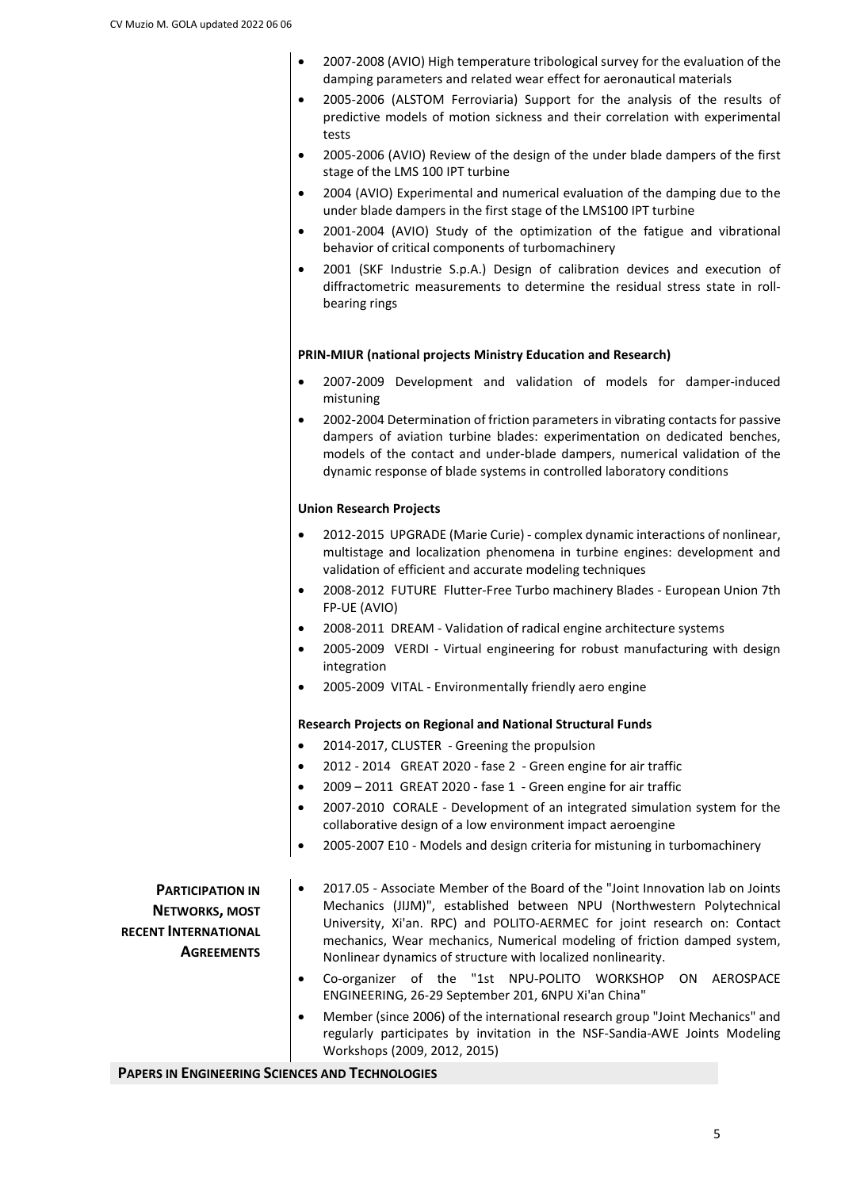- 2007-2008 (AVIO) High temperature tribological survey for the evaluation of the damping parameters and related wear effect for aeronautical materials
- 2005-2006 (ALSTOM Ferroviaria) Support for the analysis of the results of predictive models of motion sickness and their correlation with experimental tests
- 2005-2006 (AVIO) Review of the design of the under blade dampers of the first stage of the LMS 100 IPT turbine
- 2004 (AVIO) Experimental and numerical evaluation of the damping due to the under blade dampers in the first stage of the LMS100 IPT turbine
- 2001-2004 (AVIO) Study of the optimization of the fatigue and vibrational behavior of critical components of turbomachinery
- 2001 (SKF Industrie S.p.A.) Design of calibration devices and execution of diffractometric measurements to determine the residual stress state in roll-bearing rings

**PRIN-MIUR (national projects Ministry Education and Research)**

- 2007-2009 Development and validation of models for damper-induced mistuning
- 2002-2004 Determination of friction parameters in vibrating contacts for passive dampers of aviation turbine blades: experimentation on dedicated benches, models of the contact and under-blade dampers, numerical validation of the dynamic response of blade systems in controlled laboratory conditions

**Union Research Projects**

- 2012-2015 UPGRADE (Marie Curie) - complex dynamic interactions of nonlinear, multistage and localization phenomena in turbine engines: development and validation of efficient and accurate modeling techniques
- 2008-2012 FUTURE Flutter-Free Turbo machinery Blades - European Union 7th FP-UE (AVIO)
- 2008-2011 DREAM - Validation of radical engine architecture systems
- 2005-2009 VERDI - Virtual engineering for robust manufacturing with design integration
- 2005-2009 VITAL - Environmentally friendly aero engine

**Research Projects on Regional and National Structural Funds**

- 2014-2017, CLUSTER - Greening the propulsion
- 2012 - 2014 GREAT 2020 - fase 2 - Green engine for air traffic
- 2009 – 2011 GREAT 2020 - fase 1 - Green engine for air traffic
- 2007-2010 CORALE - Development of an integrated simulation system for the collaborative design of a low environment impact aeroengine
- 2005-2007 E10 - Models and design criteria for mistuning in turbomachinery

**PARTICIPATION IN NETWORKS, MOST RECENT INTERNATIONAL AGREEMENTS**

- 2017.05 - Associate Member of the Board of the "Joint Innovation lab on Joints Mechanics (JIJM)", established between NPU (Northwestern Polytechnical University, Xi'an. RPC) and POLITO-AERMEC for joint research on: Contact mechanics, Wear mechanics, Numerical modeling of friction damped system, Nonlinear dynamics of structure with localized nonlinearity.
- Co-organizer of the "1st NPU-POLITO WORKSHOP ON AEROSPACE ENGINEERING, 26-29 September 201, 6NPU Xi'an China"
- Member (since 2006) of the international research group "Joint Mechanics" and regularly participates by invitation in the NSF-Sandia-AWE Joints Modeling Workshops (2009, 2012, 2015)

## PAPERS IN ENGINEERING SCIENCES AND TECHNOLOGIES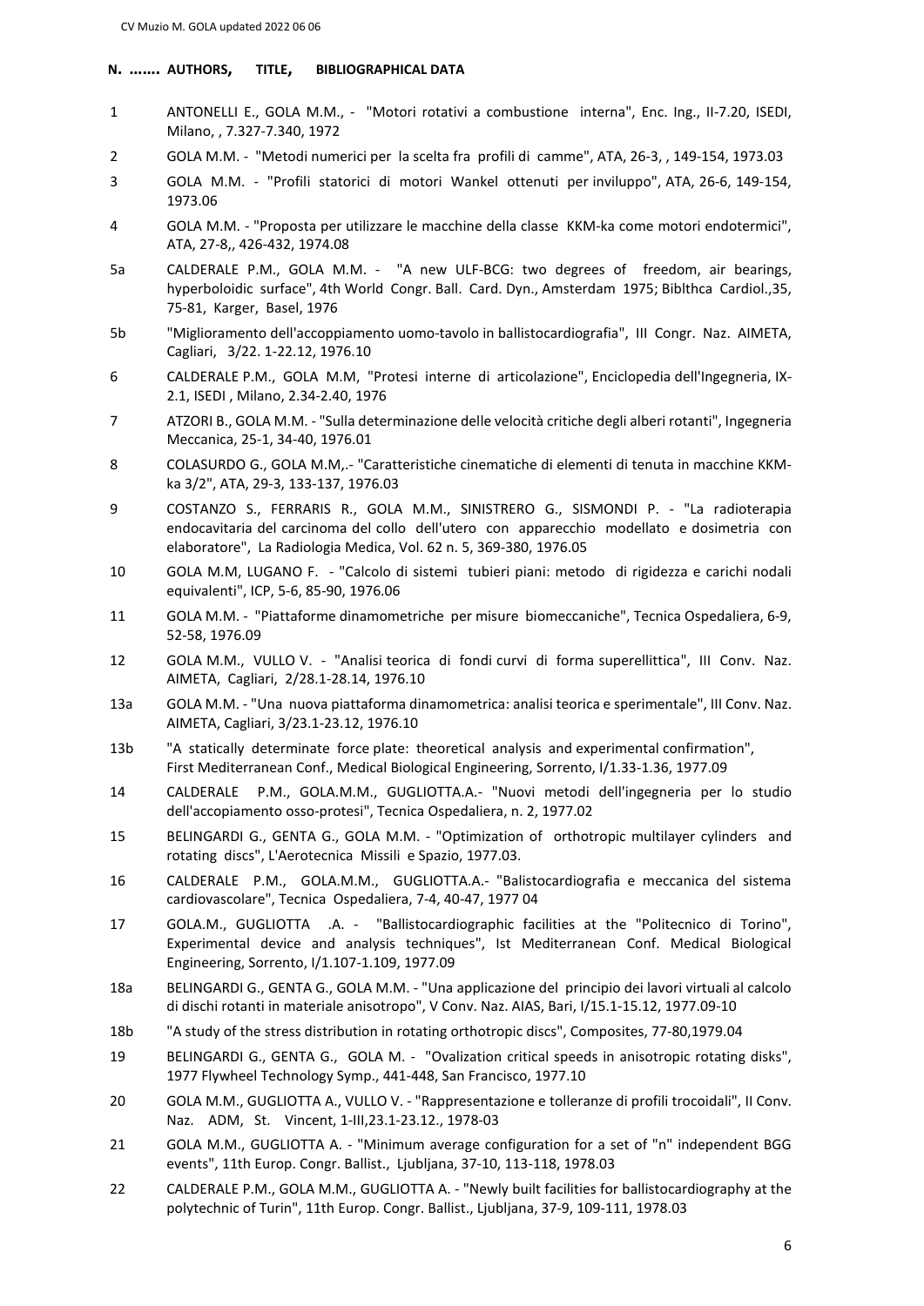**N. ....... AUTHORS, TITLE, BIBLIOGRAPHICAL DATA**

| | |
|---|---|
| 1 | ANTONELLI E., GOLA M.M., - "Motori rotativi a combustione interna", Enc. Ing., II-7.20, ISEDI, Milano, , 7.327-7.340, 1972 |
| 2 | GOLA M.M. - "Metodi numerici per la scelta fra profili di camme", ATA, 26-3, , 149-154, 1973.03 |
| 3 | GOLA M.M. - "Profili statorici di motori Wankel ottenuti per inviluppo", ATA, 26-6, 149-154, 1973.06 |
| 4 | GOLA M.M. - "Proposta per utilizzare le macchine della classe KKM-ka come motori endotermici", ATA, 27-8,, 426-432, 1974.08 |
| 5a | CALDERALE P.M., GOLA M.M. - "A new ULF-BCG: two degrees of freedom, air bearings, hyperboloidic surface", 4th World Congr. Ball. Card. Dyn., Amsterdam 1975; Biblthca Cardiol.,35, 75-81, Karger, Basel, 1976 |
| 5b | "Miglioramento dell'accoppiamento uomo-tavolo in ballistocardiografia", III Congr. Naz. AIMETA, Cagliari, 3/22. 1-22.12, 1976.10 |
| 6 | CALDERALE P.M., GOLA M.M, "Protesi interne di articolazione", Enciclopedia dell'Ingegneria, IX-2.1, ISEDI , Milano, 2.34-2.40, 1976 |
| 7 | ATZORI B., GOLA M.M. - "Sulla determinazione delle velocità critiche degli alberi rotanti", Ingegneria Meccanica, 25-1, 34-40, 1976.01 |
| 8 | COLASURDO G., GOLA M.M,.- "Caratteristiche cinematiche di elementi di tenuta in macchine KKM-ka 3/2", ATA, 29-3, 133-137, 1976.03 |
| 9 | COSTANZO S., FERRARIS R., GOLA M.M., SINISTRERO G., SISMONDI P. - "La radioterapia endocavitaria del carcinoma del collo dell'utero con apparecchio modellato e dosimetria con elaboratore", La Radiologia Medica, Vol. 62 n. 5, 369-380, 1976.05 |
| 10 | GOLA M.M, LUGANO F. - "Calcolo di sistemi tubieri piani: metodo di rigidezza e carichi nodali equivalenti", ICP, 5-6, 85-90, 1976.06 |
| 11 | GOLA M.M. - "Piattaforme dinamometriche per misure biomeccaniche", Tecnica Ospedaliera, 6-9, 52-58, 1976.09 |
| 12 | GOLA M.M., VULLO V. - "Analisi teorica di fondi curvi di forma superellittica", III Conv. Naz. AIMETA, Cagliari, 2/28.1-28.14, 1976.10 |
| 13a | GOLA M.M. - "Una nuova piattaforma dinamometrica: analisi teorica e sperimentale", III Conv. Naz. AIMETA, Cagliari, 3/23.1-23.12, 1976.10 |
| 13b | "A statically determinate force plate: theoretical analysis and experimental confirmation", First Mediterranean Conf., Medical Biological Engineering, Sorrento, I/1.33-1.36, 1977.09 |
| 14 | CALDERALE P.M., GOLA.M.M., GUGLIOTTA.A.- "Nuovi metodi dell'ingegneria per lo studio dell'accopiamento osso-protesi", Tecnica Ospedaliera, n. 2, 1977.02 |
| 15 | BELINGARDI G., GENTA G., GOLA M.M. - "Optimization of orthotropic multilayer cylinders and rotating discs", L'Aerotecnica Missili e Spazio, 1977.03. |
| 16 | CALDERALE P.M., GOLA.M.M., GUGLIOTTA.A.- "Balistocardiografia e meccanica del sistema cardiovascolare", Tecnica Ospedaliera, 7-4, 40-47, 1977 04 |
| 17 | GOLA.M., GUGLIOTTA .A. - "Ballistocardiographic facilities at the "Politecnico di Torino", Experimental device and analysis techniques", Ist Mediterranean Conf. Medical Biological Engineering, Sorrento, I/1.107-1.109, 1977.09 |
| 18a | BELINGARDI G., GENTA G., GOLA M.M. - "Una applicazione del principio dei lavori virtuali al calcolo di dischi rotanti in materiale anisotropo", V Conv. Naz. AIAS, Bari, I/15.1-15.12, 1977.09-10 |
| 18b | "A study of the stress distribution in rotating orthotropic discs", Composites, 77-80,1979.04 |
| 19 | BELINGARDI G., GENTA G., GOLA M. - "Ovalization critical speeds in anisotropic rotating disks", 1977 Flywheel Technology Symp., 441-448, San Francisco, 1977.10 |
| 20 | GOLA M.M., GUGLIOTTA A., VULLO V. - "Rappresentazione e tolleranze di profili trocoidali", II Conv. Naz. ADM, St. Vincent, 1-III,23.1-23.12., 1978-03 |
| 21 | GOLA M.M., GUGLIOTTA A. - "Minimum average configuration for a set of "n" independent BGG events", 11th Europ. Congr. Ballist., Ljubljana, 37-10, 113-118, 1978.03 |
| 22 | CALDERALE P.M., GOLA M.M., GUGLIOTTA A. - "Newly built facilities for ballistocardiography at the polytechnic of Turin", 11th Europ. Congr. Ballist., Ljubljana, 37-9, 109-111, 1978.03 |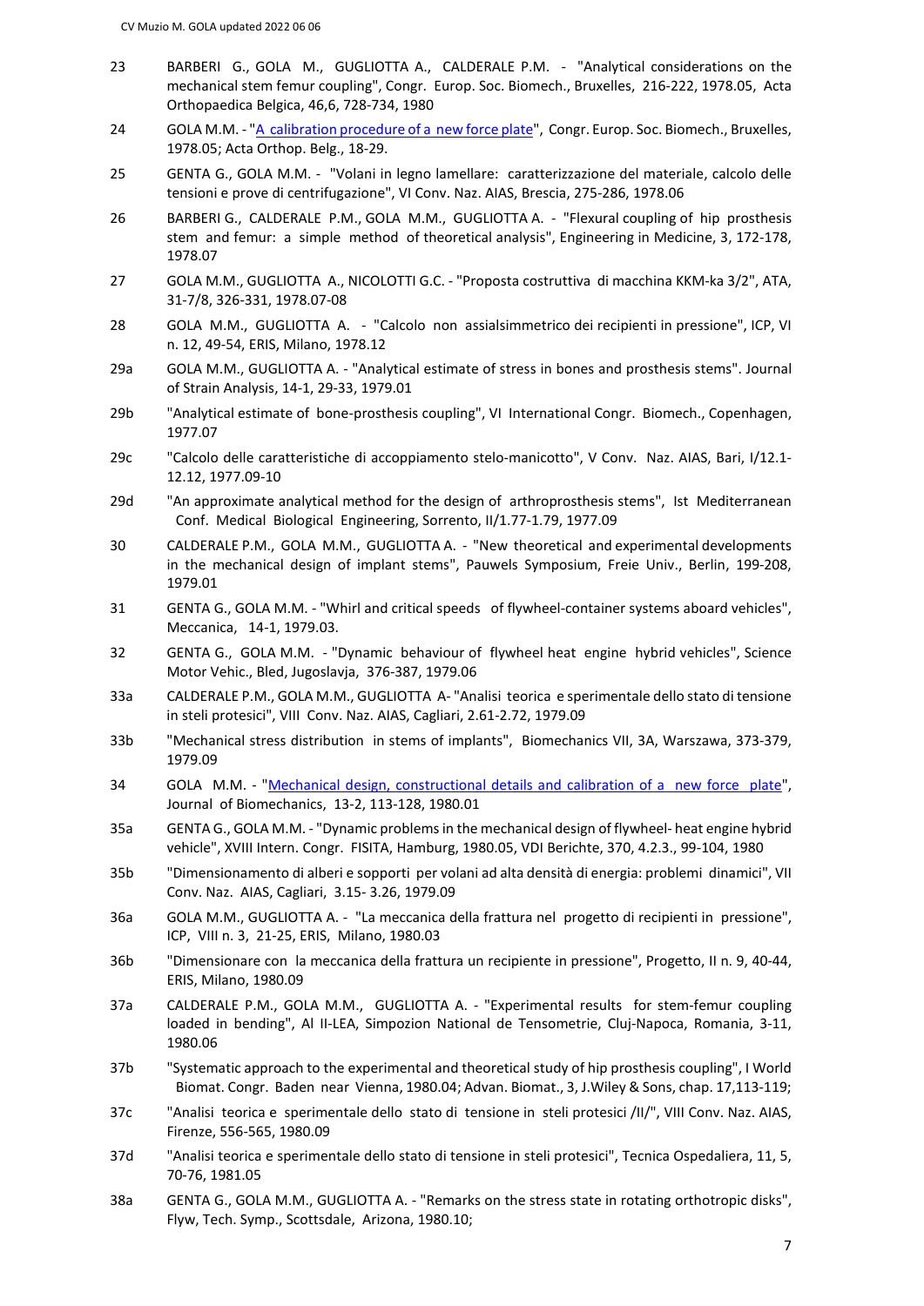23 BARBERI G., GOLA M., GUGLIOTTA A., CALDERALE P.M. - "Analytical considerations on the mechanical stem femur coupling", Congr. Europ. Soc. Biomech., Bruxelles, 216-222, 1978.05, Acta Orthopaedica Belgica, 46,6, 728-734, 1980

24 GOLA M.M. - "A calibration procedure of a new force plate", Congr. Europ. Soc. Biomech., Bruxelles, 1978.05; Acta Orthop. Belg., 18-29.

25 GENTA G., GOLA M.M. - "Volani in legno lamellare: caratterizzazione del materiale, calcolo delle tensioni e prove di centrifugazione", VI Conv. Naz. AIAS, Brescia, 275-286, 1978.06

26 BARBERI G., CALDERALE P.M., GOLA M.M., GUGLIOTTA A. - "Flexural coupling of hip prosthesis stem and femur: a simple method of theoretical analysis", Engineering in Medicine, 3, 172-178, 1978.07

27 GOLA M.M., GUGLIOTTA A., NICOLOTTI G.C. - "Proposta costruttiva di macchina KKM-ka 3/2", ATA, 31-7/8, 326-331, 1978.07-08

28 GOLA M.M., GUGLIOTTA A. - "Calcolo non assialsimmetrico dei recipienti in pressione", ICP, VI n. 12, 49-54, ERIS, Milano, 1978.12

29a GOLA M.M., GUGLIOTTA A. - "Analytical estimate of stress in bones and prosthesis stems". Journal of Strain Analysis, 14-1, 29-33, 1979.01

29b "Analytical estimate of bone-prosthesis coupling", VI International Congr. Biomech., Copenhagen, 1977.07

29c "Calcolo delle caratteristiche di accoppiamento stelo-manicotto", V Conv. Naz. AIAS, Bari, I/12.1-12.12, 1977.09-10

29d "An approximate analytical method for the design of arthroprosthesis stems", Ist Mediterranean Conf. Medical Biological Engineering, Sorrento, II/1.77-1.79, 1977.09

30 CALDERALE P.M., GOLA M.M., GUGLIOTTA A. - "New theoretical and experimental developments in the mechanical design of implant stems", Pauwels Symposium, Freie Univ., Berlin, 199-208, 1979.01

31 GENTA G., GOLA M.M. - "Whirl and critical speeds of flywheel-container systems aboard vehicles", Meccanica, 14-1, 1979.03.

32 GENTA G., GOLA M.M. - "Dynamic behaviour of flywheel heat engine hybrid vehicles", Science Motor Vehic., Bled, Jugoslavja, 376-387, 1979.06

33a CALDERALE P.M., GOLA M.M., GUGLIOTTA A- "Analisi teorica e sperimentale dello stato di tensione in steli protesici", VIII Conv. Naz. AIAS, Cagliari, 2.61-2.72, 1979.09

33b "Mechanical stress distribution in stems of implants", Biomechanics VII, 3A, Warszawa, 373-379, 1979.09

34 GOLA M.M. - "Mechanical design, constructional details and calibration of a new force plate", Journal of Biomechanics, 13-2, 113-128, 1980.01

35a GENTA G., GOLA M.M. - "Dynamic problems in the mechanical design of flywheel- heat engine hybrid vehicle", XVIII Intern. Congr. FISITA, Hamburg, 1980.05, VDI Berichte, 370, 4.2.3., 99-104, 1980

35b "Dimensionamento di alberi e sopporti per volani ad alta densità di energia: problemi dinamici", VII Conv. Naz. AIAS, Cagliari, 3.15- 3.26, 1979.09

36a GOLA M.M., GUGLIOTTA A. - "La meccanica della frattura nel progetto di recipienti in pressione", ICP, VIII n. 3, 21-25, ERIS, Milano, 1980.03

36b "Dimensionare con la meccanica della frattura un recipiente in pressione", Progetto, II n. 9, 40-44, ERIS, Milano, 1980.09

37a CALDERALE P.M., GOLA M.M., GUGLIOTTA A. - "Experimental results for stem-femur coupling loaded in bending", Al II-LEA, Simpozion National de Tensometrie, Cluj-Napoca, Romania, 3-11, 1980.06

37b "Systematic approach to the experimental and theoretical study of hip prosthesis coupling", I World Biomat. Congr. Baden near Vienna, 1980.04; Advan. Biomat., 3, J.Wiley & Sons, chap. 17,113-119;

37c "Analisi teorica e sperimentale dello stato di tensione in steli protesici /II/", VIII Conv. Naz. AIAS, Firenze, 556-565, 1980.09

37d "Analisi teorica e sperimentale dello stato di tensione in steli protesici", Tecnica Ospedaliera, 11, 5, 70-76, 1981.05

38a GENTA G., GOLA M.M., GUGLIOTTA A. - "Remarks on the stress state in rotating orthotropic disks", Flyw, Tech. Symp., Scottsdale, Arizona, 1980.10;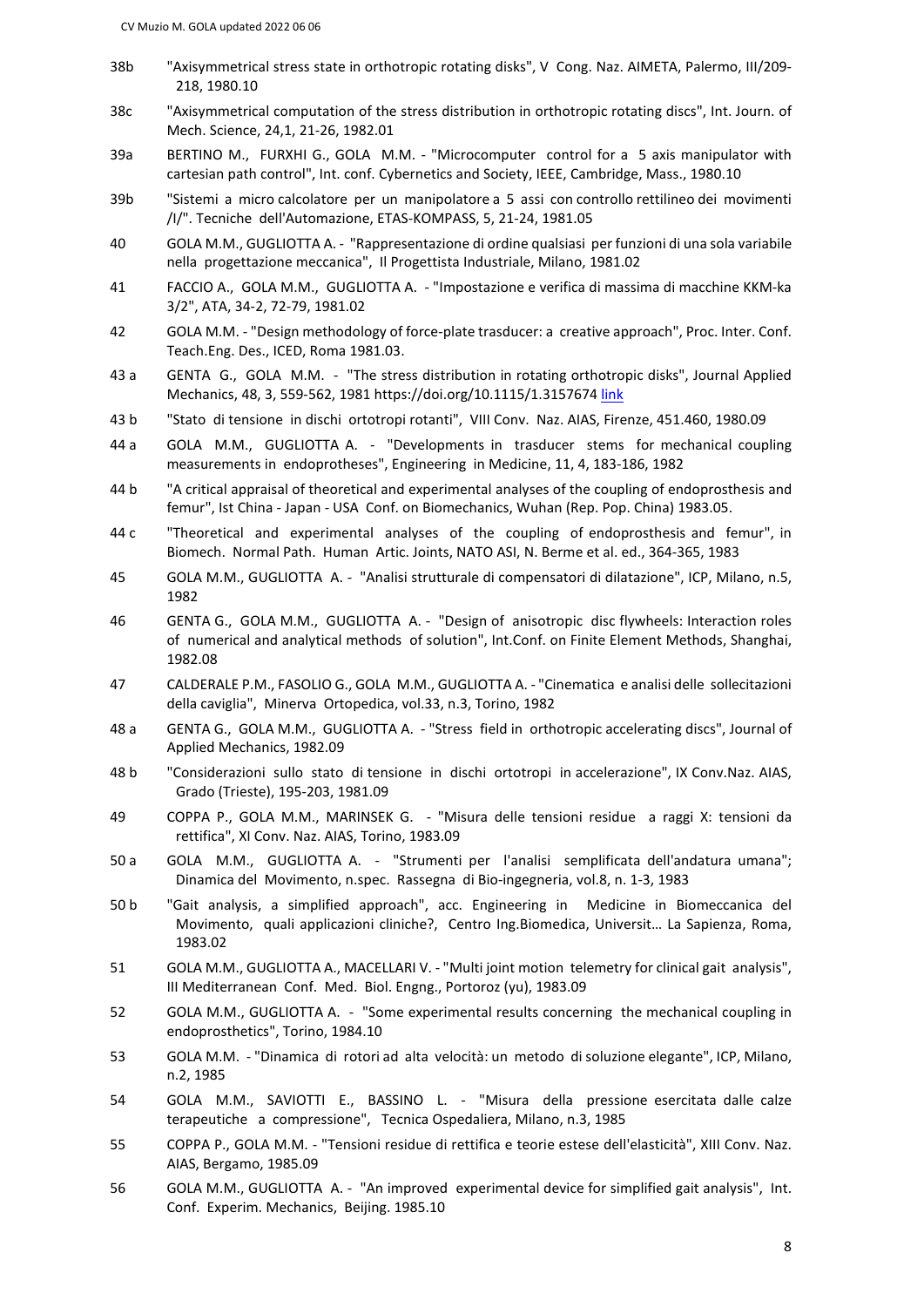38b "Axisymmetrical stress state in orthotropic rotating disks", V Cong. Naz. AIMETA, Palermo, III/209-218, 1980.10

38c "Axisymmetrical computation of the stress distribution in orthotropic rotating discs", Int. Journ. of Mech. Science, 24,1, 21-26, 1982.01

39a BERTINO M., FURXHI G., GOLA M.M. - "Microcomputer control for a 5 axis manipulator with cartesian path control", Int. conf. Cybernetics and Society, IEEE, Cambridge, Mass., 1980.10

39b "Sistemi a micro calcolatore per un manipolatore a 5 assi con controllo rettilineo dei movimenti /I/". Tecniche dell'Automazione, ETAS-KOMPASS, 5, 21-24, 1981.05

40 GOLA M.M., GUGLIOTTA A. - "Rappresentazione di ordine qualsiasi per funzioni di una sola variabile nella progettazione meccanica", Il Progettista Industriale, Milano, 1981.02

41 FACCIO A., GOLA M.M., GUGLIOTTA A. - "Impostazione e verifica di massima di macchine KKM-ka 3/2", ATA, 34-2, 72-79, 1981.02

42 GOLA M.M. - "Design methodology of force-plate trasducer: a creative approach", Proc. Inter. Conf. Teach.Eng. Des., ICED, Roma 1981.03.

43 a GENTA G., GOLA M.M. - "The stress distribution in rotating orthotropic disks", Journal Applied Mechanics, 48, 3, 559-562, 1981 https://doi.org/10.1115/1.3157674 link

43 b "Stato di tensione in dischi ortotropi rotanti", VIII Conv. Naz. AIAS, Firenze, 451.460, 1980.09

44 a GOLA M.M., GUGLIOTTA A. - "Developments in trasducer stems for mechanical coupling measurements in endoprotheses", Engineering in Medicine, 11, 4, 183-186, 1982

44 b "A critical appraisal of theoretical and experimental analyses of the coupling of endoprosthesis and femur", Ist China - Japan - USA Conf. on Biomechanics, Wuhan (Rep. Pop. China) 1983.05.

44 c "Theoretical and experimental analyses of the coupling of endoprosthesis and femur", in Biomech. Normal Path. Human Artic. Joints, NATO ASI, N. Berme et al. ed., 364-365, 1983

45 GOLA M.M., GUGLIOTTA A. - "Analisi strutturale di compensatori di dilatazione", ICP, Milano, n.5, 1982

46 GENTA G., GOLA M.M., GUGLIOTTA A. - "Design of anisotropic disc flywheels: Interaction roles of numerical and analytical methods of solution", Int.Conf. on Finite Element Methods, Shanghai, 1982.08

47 CALDERALE P.M., FASOLIO G., GOLA M.M., GUGLIOTTA A. - "Cinematica e analisi delle sollecitazioni della caviglia", Minerva Ortopedica, vol.33, n.3, Torino, 1982

48 a GENTA G., GOLA M.M., GUGLIOTTA A. - "Stress field in orthotropic accelerating discs", Journal of Applied Mechanics, 1982.09

48 b "Considerazioni sullo stato di tensione in dischi ortotropi in accelerazione", IX Conv.Naz. AIAS, Grado (Trieste), 195-203, 1981.09

49 COPPA P., GOLA M.M., MARINSEK G. - "Misura delle tensioni residue a raggi X: tensioni da rettifica", XI Conv. Naz. AIAS, Torino, 1983.09

50 a GOLA M.M., GUGLIOTTA A. - "Strumenti per l'analisi semplificata dell'andatura umana"; Dinamica del Movimento, n.spec. Rassegna di Bio-ingegneria, vol.8, n. 1-3, 1983

50 b "Gait analysis, a simplified approach", acc. Engineering in Medicine in Biomeccanica del Movimento, quali applicazioni cliniche?, Centro Ing.Biomedica, Universit… La Sapienza, Roma, 1983.02

51 GOLA M.M., GUGLIOTTA A., MACELLARI V. - "Multi joint motion telemetry for clinical gait analysis", III Mediterranean Conf. Med. Biol. Engng., Portoroz (yu), 1983.09

52 GOLA M.M., GUGLIOTTA A. - "Some experimental results concerning the mechanical coupling in endoprosthetics", Torino, 1984.10

53 GOLA M.M. - "Dinamica di rotori ad alta velocità: un metodo di soluzione elegante", ICP, Milano, n.2, 1985

54 GOLA M.M., SAVIOTTI E., BASSINO L. - "Misura della pressione esercitata dalle calze terapeutiche a compressione", Tecnica Ospedaliera, Milano, n.3, 1985

55 COPPA P., GOLA M.M. - "Tensioni residue di rettifica e teorie estese dell'elasticità", XIII Conv. Naz. AIAS, Bergamo, 1985.09

56 GOLA M.M., GUGLIOTTA A. - "An improved experimental device for simplified gait analysis", Int. Conf. Experim. Mechanics, Beijing. 1985.10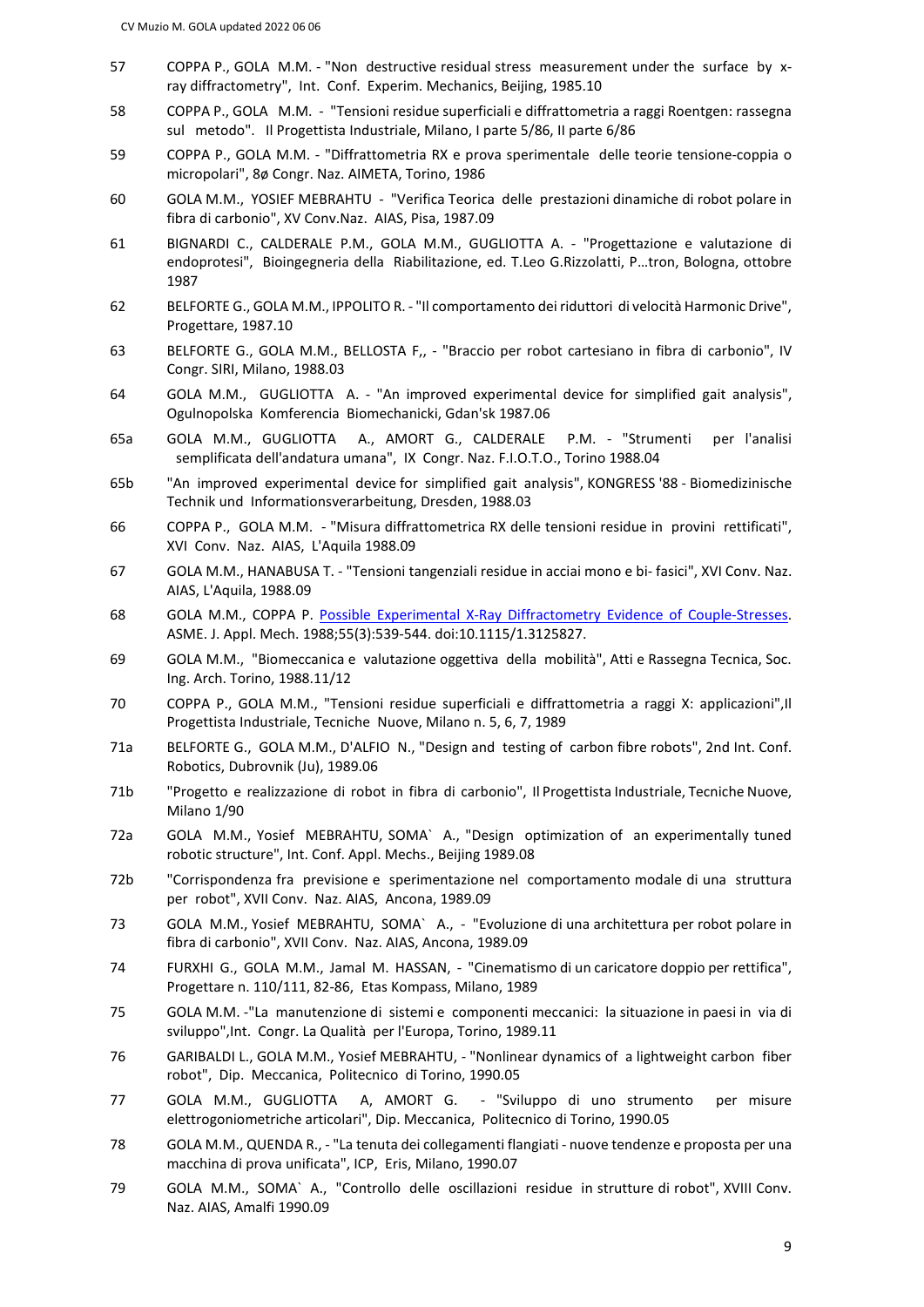57 COPPA P., GOLA M.M. - "Non destructive residual stress measurement under the surface by x-ray diffractometry", Int. Conf. Experim. Mechanics, Beijing, 1985.10

58 COPPA P., GOLA M.M. - "Tensioni residue superficiali e diffrattometria a raggi Roentgen: rassegna sul metodo". Il Progettista Industriale, Milano, I parte 5/86, II parte 6/86

59 COPPA P., GOLA M.M. - "Diffrattometria RX e prova sperimentale delle teorie tensione-coppia o micropolari", 8ø Congr. Naz. AIMETA, Torino, 1986

60 GOLA M.M., YOSIEF MEBRAHTU - "Verifica Teorica delle prestazioni dinamiche di robot polare in fibra di carbonio", XV Conv.Naz. AIAS, Pisa, 1987.09

61 BIGNARDI C., CALDERALE P.M., GOLA M.M., GUGLIOTTA A. - "Progettazione e valutazione di endoprotesi", Bioingegneria della Riabilitazione, ed. T.Leo G.Rizzolatti, P…tron, Bologna, ottobre 1987

62 BELFORTE G., GOLA M.M., IPPOLITO R. - "Il comportamento dei riduttori di velocità Harmonic Drive", Progettare, 1987.10

63 BELFORTE G., GOLA M.M., BELLOSTA F,, - "Braccio per robot cartesiano in fibra di carbonio", IV Congr. SIRI, Milano, 1988.03

64 GOLA M.M., GUGLIOTTA A. - "An improved experimental device for simplified gait analysis", Ogulnopolska Komferencia Biomechanicki, Gdan'sk 1987.06

65a GOLA M.M., GUGLIOTTA A., AMORT G., CALDERALE P.M. - "Strumenti per l'analisi semplificata dell'andatura umana", IX Congr. Naz. F.I.O.T.O., Torino 1988.04

65b "An improved experimental device for simplified gait analysis", KONGRESS '88 - Biomedizinische Technik und Informationsverarbeitung, Dresden, 1988.03

66 COPPA P., GOLA M.M. - "Misura diffrattometrica RX delle tensioni residue in provini rettificati", XVI Conv. Naz. AIAS, L'Aquila 1988.09

67 GOLA M.M., HANABUSA T. - "Tensioni tangenziali residue in acciai mono e bi- fasici", XVI Conv. Naz. AIAS, L'Aquila, 1988.09

68 GOLA M.M., COPPA P. Possible Experimental X-Ray Diffractometry Evidence of Couple-Stresses. ASME. J. Appl. Mech. 1988;55(3):539-544. doi:10.1115/1.3125827.

69 GOLA M.M., "Biomeccanica e valutazione oggettiva della mobilità", Atti e Rassegna Tecnica, Soc. Ing. Arch. Torino, 1988.11/12

70 COPPA P., GOLA M.M., "Tensioni residue superficiali e diffrattometria a raggi X: applicazioni",Il Progettista Industriale, Tecniche Nuove, Milano n. 5, 6, 7, 1989

71a BELFORTE G., GOLA M.M., D'ALFIO N., "Design and testing of carbon fibre robots", 2nd Int. Conf. Robotics, Dubrovnik (Ju), 1989.06

71b "Progetto e realizzazione di robot in fibra di carbonio", Il Progettista Industriale, Tecniche Nuove, Milano 1/90

72a GOLA M.M., Yosief MEBRAHTU, SOMA` A., "Design optimization of an experimentally tuned robotic structure", Int. Conf. Appl. Mechs., Beijing 1989.08

72b "Corrispondenza fra previsione e sperimentazione nel comportamento modale di una struttura per robot", XVII Conv. Naz. AIAS, Ancona, 1989.09

73 GOLA M.M., Yosief MEBRAHTU, SOMA` A., - "Evoluzione di una architettura per robot polare in fibra di carbonio", XVII Conv. Naz. AIAS, Ancona, 1989.09

74 FURXHI G., GOLA M.M., Jamal M. HASSAN, - "Cinematismo di un caricatore doppio per rettifica", Progettare n. 110/111, 82-86, Etas Kompass, Milano, 1989

75 GOLA M.M. -"La manutenzione di sistemi e componenti meccanici: la situazione in paesi in via di sviluppo",Int. Congr. La Qualità per l'Europa, Torino, 1989.11

76 GARIBALDI L., GOLA M.M., Yosief MEBRAHTU, - "Nonlinear dynamics of a lightweight carbon fiber robot", Dip. Meccanica, Politecnico di Torino, 1990.05

77 GOLA M.M., GUGLIOTTA A, AMORT G. - "Sviluppo di uno strumento per misure elettrogoniometriche articolari", Dip. Meccanica, Politecnico di Torino, 1990.05

78 GOLA M.M., QUENDA R., - "La tenuta dei collegamenti flangiati - nuove tendenze e proposta per una macchina di prova unificata", ICP, Eris, Milano, 1990.07

79 GOLA M.M., SOMA` A., "Controllo delle oscillazioni residue in strutture di robot", XVIII Conv. Naz. AIAS, Amalfi 1990.09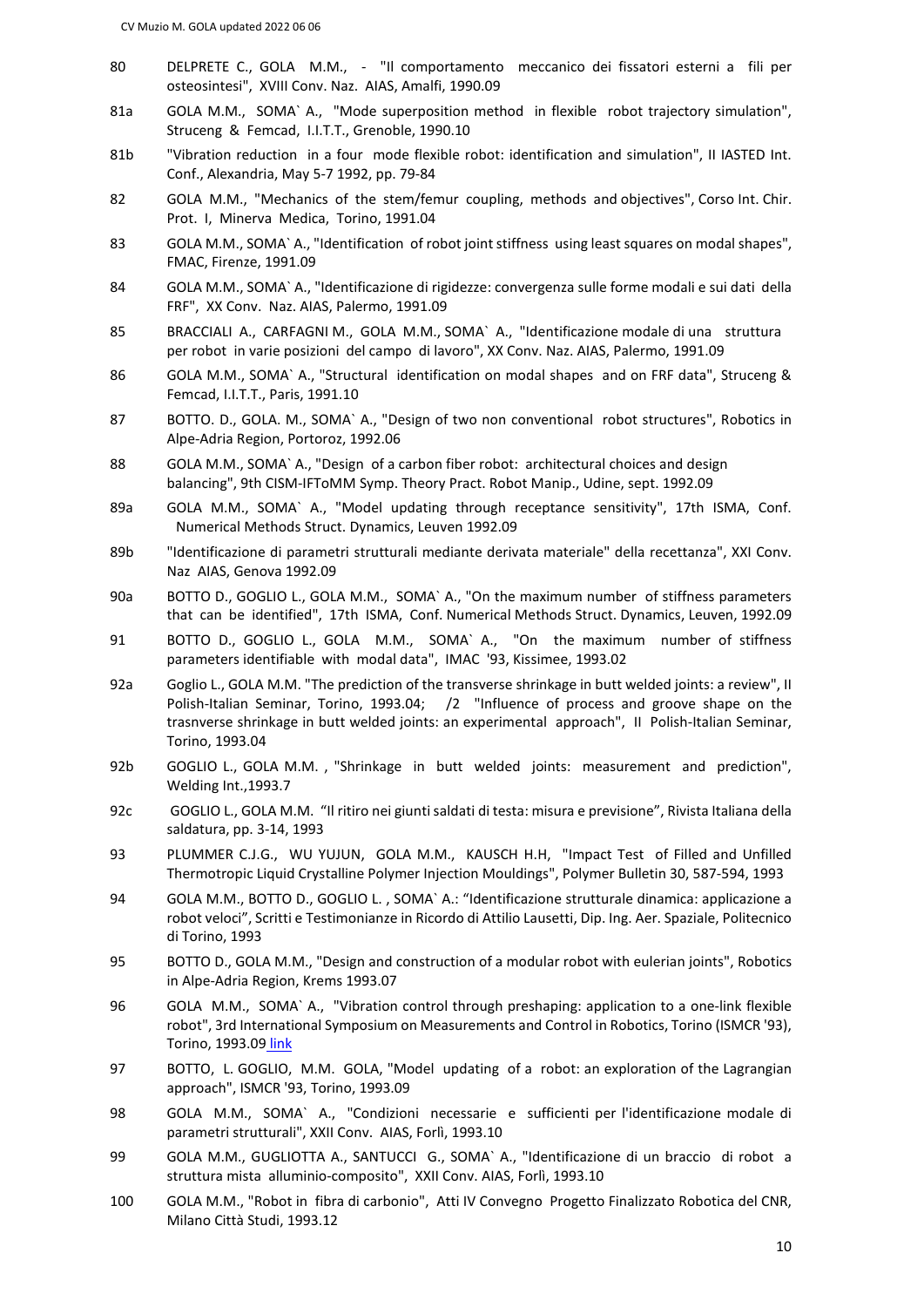80 DELPRETE C., GOLA M.M., - "Il comportamento meccanico dei fissatori esterni a fili per osteosintesi", XVIII Conv. Naz. AIAS, Amalfi, 1990.09

81a GOLA M.M., SOMA` A., "Mode superposition method in flexible robot trajectory simulation", Struceng & Femcad, I.I.T.T., Grenoble, 1990.10

81b "Vibration reduction in a four mode flexible robot: identification and simulation", II IASTED Int. Conf., Alexandria, May 5-7 1992, pp. 79-84

82 GOLA M.M., "Mechanics of the stem/femur coupling, methods and objectives", Corso Int. Chir. Prot. I, Minerva Medica, Torino, 1991.04

83 GOLA M.M., SOMA` A., "Identification of robot joint stiffness using least squares on modal shapes", FMAC, Firenze, 1991.09

84 GOLA M.M., SOMA` A., "Identificazione di rigidezze: convergenza sulle forme modali e sui dati della FRF", XX Conv. Naz. AIAS, Palermo, 1991.09

85 BRACCIALI A., CARFAGNI M., GOLA M.M., SOMA` A., "Identificazione modale di una struttura per robot in varie posizioni del campo di lavoro", XX Conv. Naz. AIAS, Palermo, 1991.09

86 GOLA M.M., SOMA` A., "Structural identification on modal shapes and on FRF data", Struceng & Femcad, I.I.T.T., Paris, 1991.10

87 BOTTO. D., GOLA. M., SOMA` A., "Design of two non conventional robot structures", Robotics in Alpe-Adria Region, Portoroz, 1992.06

88 GOLA M.M., SOMA` A., "Design of a carbon fiber robot: architectural choices and design balancing", 9th CISM-IFToMM Symp. Theory Pract. Robot Manip., Udine, sept. 1992.09

89a GOLA M.M., SOMA` A., "Model updating through receptance sensitivity", 17th ISMA, Conf. Numerical Methods Struct. Dynamics, Leuven 1992.09

89b "Identificazione di parametri strutturali mediante derivata materiale" della recettanza", XXI Conv. Naz AIAS, Genova 1992.09

90a BOTTO D., GOGLIO L., GOLA M.M., SOMA` A., "On the maximum number of stiffness parameters that can be identified", 17th ISMA, Conf. Numerical Methods Struct. Dynamics, Leuven, 1992.09

91 BOTTO D., GOGLIO L., GOLA M.M., SOMA` A., "On the maximum number of stiffness parameters identifiable with modal data", IMAC '93, Kissimee, 1993.02

92a Goglio L., GOLA M.M. "The prediction of the transverse shrinkage in butt welded joints: a review", II Polish-Italian Seminar, Torino, 1993.04; /2 "Influence of process and groove shape on the trasnverse shrinkage in butt welded joints: an experimental approach", II Polish-Italian Seminar, Torino, 1993.04

92b GOGLIO L., GOLA M.M. , "Shrinkage in butt welded joints: measurement and prediction", Welding Int.,1993.7

92c GOGLIO L., GOLA M.M. "Il ritiro nei giunti saldati di testa: misura e previsione", Rivista Italiana della saldatura, pp. 3-14, 1993

93 PLUMMER C.J.G., WU YUJUN, GOLA M.M., KAUSCH H.H, "Impact Test of Filled and Unfilled Thermotropic Liquid Crystalline Polymer Injection Mouldings", Polymer Bulletin 30, 587-594, 1993

94 GOLA M.M., BOTTO D., GOGLIO L. , SOMA` A.: "Identificazione strutturale dinamica: applicazione a robot veloci", Scritti e Testimonianze in Ricordo di Attilio Lausetti, Dip. Ing. Aer. Spaziale, Politecnico di Torino, 1993

95 BOTTO D., GOLA M.M., "Design and construction of a modular robot with eulerian joints", Robotics in Alpe-Adria Region, Krems 1993.07

96 GOLA M.M., SOMA` A., "Vibration control through preshaping: application to a one-link flexible robot", 3rd International Symposium on Measurements and Control in Robotics, Torino (ISMCR '93), Torino, 1993.09 link

97 BOTTO, L. GOGLIO, M.M. GOLA, "Model updating of a robot: an exploration of the Lagrangian approach", ISMCR '93, Torino, 1993.09

98 GOLA M.M., SOMA` A., "Condizioni necessarie e sufficienti per l'identificazione modale di parametri strutturali", XXII Conv. AIAS, Forlì, 1993.10

99 GOLA M.M., GUGLIOTTA A., SANTUCCI G., SOMA` A., "Identificazione di un braccio di robot a struttura mista alluminio-composito", XXII Conv. AIAS, Forlì, 1993.10

100 GOLA M.M., "Robot in fibra di carbonio", Atti IV Convegno Progetto Finalizzato Robotica del CNR, Milano Città Studi, 1993.12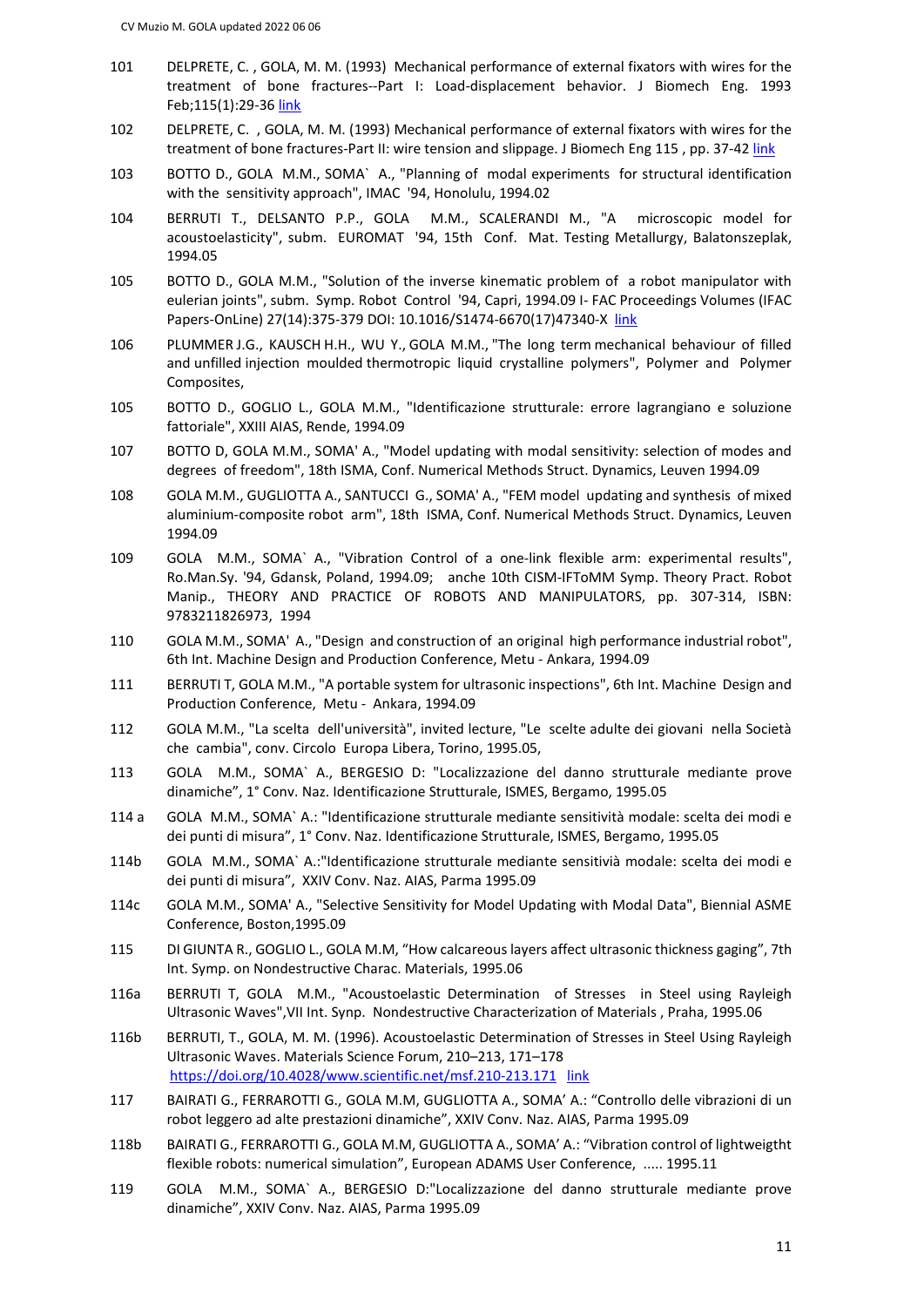101 DELPRETE, C. , GOLA, M. M. (1993) Mechanical performance of external fixators with wires for the treatment of bone fractures--Part I: Load-displacement behavior. J Biomech Eng. 1993 Feb;115(1):29-36 link

102 DELPRETE, C. , GOLA, M. M. (1993) Mechanical performance of external fixators with wires for the treatment of bone fractures-Part II: wire tension and slippage. J Biomech Eng 115 , pp. 37-42 link

103 BOTTO D., GOLA M.M., SOMA` A., "Planning of modal experiments for structural identification with the sensitivity approach", IMAC '94, Honolulu, 1994.02

104 BERRUTI T., DELSANTO P.P., GOLA M.M., SCALERANDI M., "A microscopic model for acoustoelasticity", subm. EUROMAT '94, 15th Conf. Mat. Testing Metallurgy, Balatonszeplak, 1994.05

105 BOTTO D., GOLA M.M., "Solution of the inverse kinematic problem of a robot manipulator with eulerian joints", subm. Symp. Robot Control '94, Capri, 1994.09 I- FAC Proceedings Volumes (IFAC Papers-OnLine) 27(14):375-379 DOI: 10.1016/S1474-6670(17)47340-X link

106 PLUMMER J.G., KAUSCH H.H., WU Y., GOLA M.M., "The long term mechanical behaviour of filled and unfilled injection moulded thermotropic liquid crystalline polymers", Polymer and Polymer Composites,

105 BOTTO D., GOGLIO L., GOLA M.M., "Identificazione strutturale: errore lagrangiano e soluzione fattoriale", XXIII AIAS, Rende, 1994.09

107 BOTTO D, GOLA M.M., SOMA' A., "Model updating with modal sensitivity: selection of modes and degrees of freedom", 18th ISMA, Conf. Numerical Methods Struct. Dynamics, Leuven 1994.09

108 GOLA M.M., GUGLIOTTA A., SANTUCCI G., SOMA' A., "FEM model updating and synthesis of mixed aluminium-composite robot arm", 18th ISMA, Conf. Numerical Methods Struct. Dynamics, Leuven 1994.09

109 GOLA M.M., SOMA` A., "Vibration Control of a one-link flexible arm: experimental results", Ro.Man.Sy. '94, Gdansk, Poland, 1994.09; anche 10th CISM-IFToMM Symp. Theory Pract. Robot Manip., THEORY AND PRACTICE OF ROBOTS AND MANIPULATORS, pp. 307-314, ISBN: 9783211826973, 1994

110 GOLA M.M., SOMA' A., "Design and construction of an original high performance industrial robot", 6th Int. Machine Design and Production Conference, Metu - Ankara, 1994.09

111 BERRUTI T, GOLA M.M., "A portable system for ultrasonic inspections", 6th Int. Machine Design and Production Conference, Metu - Ankara, 1994.09

112 GOLA M.M., "La scelta dell'università", invited lecture, "Le scelte adulte dei giovani nella Società che cambia", conv. Circolo Europa Libera, Torino, 1995.05,

113 GOLA M.M., SOMA` A., BERGESIO D: "Localizzazione del danno strutturale mediante prove dinamiche", 1° Conv. Naz. Identificazione Strutturale, ISMES, Bergamo, 1995.05

114 a GOLA M.M., SOMA` A.: "Identificazione strutturale mediante sensitività modale: scelta dei modi e dei punti di misura", 1° Conv. Naz. Identificazione Strutturale, ISMES, Bergamo, 1995.05

114b GOLA M.M., SOMA` A.:"Identificazione strutturale mediante sensitivià modale: scelta dei modi e dei punti di misura", XXIV Conv. Naz. AIAS, Parma 1995.09

114c GOLA M.M., SOMA' A., "Selective Sensitivity for Model Updating with Modal Data", Biennial ASME Conference, Boston,1995.09

115 DI GIUNTA R., GOGLIO L., GOLA M.M, "How calcareous layers affect ultrasonic thickness gaging", 7th Int. Symp. on Nondestructive Charac. Materials, 1995.06

116a BERRUTI T, GOLA M.M., "Acoustoelastic Determination of Stresses in Steel using Rayleigh Ultrasonic Waves",VII Int. Synp. Nondestructive Characterization of Materials , Praha, 1995.06

116b BERRUTI, T., GOLA, M. M. (1996). Acoustoelastic Determination of Stresses in Steel Using Rayleigh Ultrasonic Waves. Materials Science Forum, 210–213, 171–178 https://doi.org/10.4028/www.scientific.net/msf.210-213.171 link

117 BAIRATI G., FERRAROTTI G., GOLA M.M, GUGLIOTTA A., SOMA' A.: "Controllo delle vibrazioni di un robot leggero ad alte prestazioni dinamiche", XXIV Conv. Naz. AIAS, Parma 1995.09

118b BAIRATI G., FERRAROTTI G., GOLA M.M, GUGLIOTTA A., SOMA' A.: "Vibration control of lightweigtht flexible robots: numerical simulation", European ADAMS User Conference, ..... 1995.11

119 GOLA M.M., SOMA` A., BERGESIO D:"Localizzazione del danno strutturale mediante prove dinamiche", XXIV Conv. Naz. AIAS, Parma 1995.09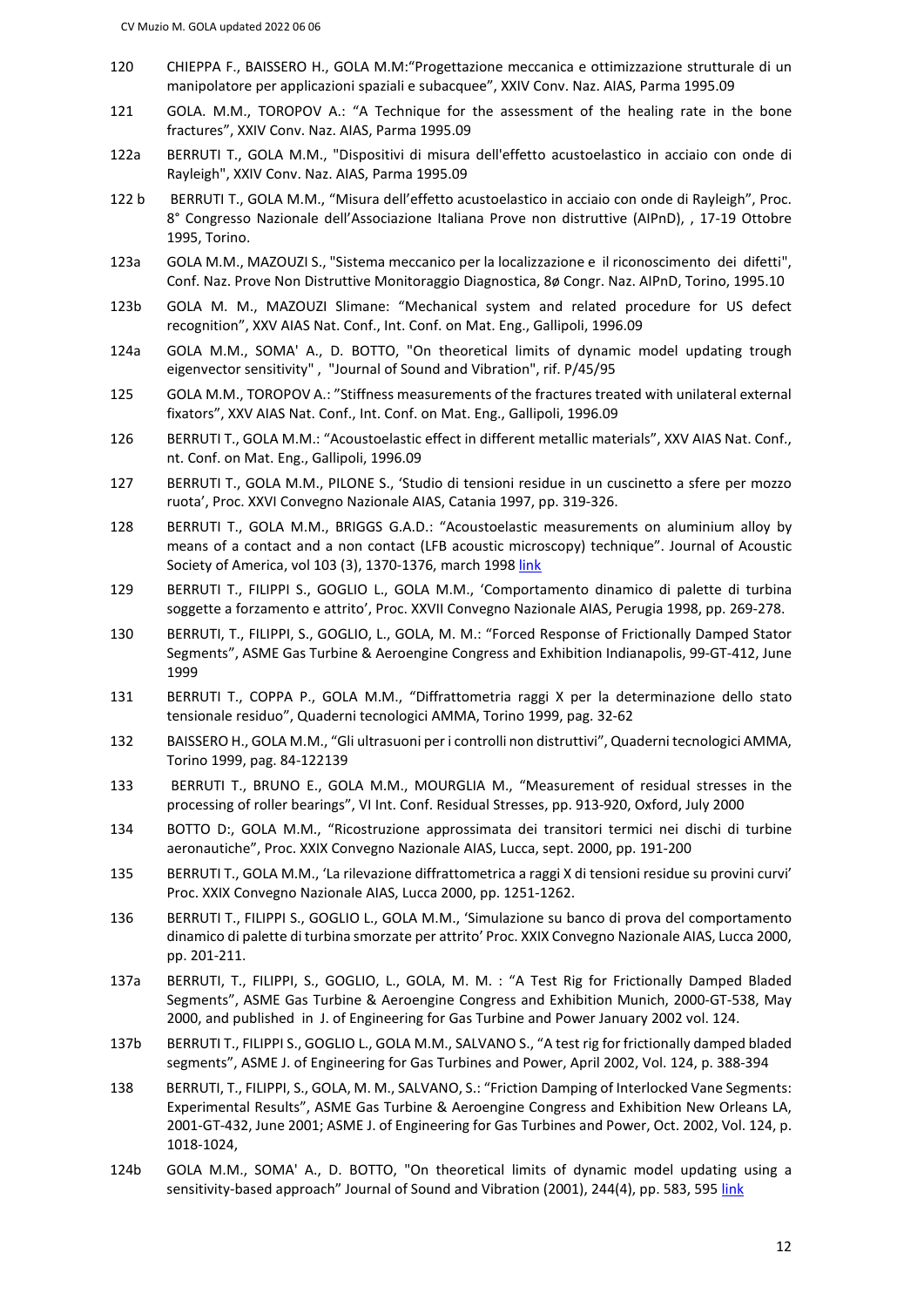120 CHIEPPA F., BAISSERO H., GOLA M.M:"Progettazione meccanica e ottimizzazione strutturale di un manipolatore per applicazioni spaziali e subacquee", XXIV Conv. Naz. AIAS, Parma 1995.09

121 GOLA. M.M., TOROPOV A.: "A Technique for the assessment of the healing rate in the bone fractures", XXIV Conv. Naz. AIAS, Parma 1995.09

122a BERRUTI T., GOLA M.M., "Dispositivi di misura dell'effetto acustoelastico in acciaio con onde di Rayleigh", XXIV Conv. Naz. AIAS, Parma 1995.09

122 b BERRUTI T., GOLA M.M., "Misura dell'effetto acustoelastico in acciaio con onde di Rayleigh", Proc. 8° Congresso Nazionale dell'Associazione Italiana Prove non distruttive (AIPnD), , 17-19 Ottobre 1995, Torino.

123a GOLA M.M., MAZOUZI S., "Sistema meccanico per la localizzazione e il riconoscimento dei difetti", Conf. Naz. Prove Non Distruttive Monitoraggio Diagnostica, 8ø Congr. Naz. AIPnD, Torino, 1995.10

123b GOLA M. M., MAZOUZI Slimane: "Mechanical system and related procedure for US defect recognition", XXV AIAS Nat. Conf., Int. Conf. on Mat. Eng., Gallipoli, 1996.09

124a GOLA M.M., SOMA' A., D. BOTTO, "On theoretical limits of dynamic model updating trough eigenvector sensitivity" , "Journal of Sound and Vibration", rif. P/45/95

125 GOLA M.M., TOROPOV A.: "Stiffness measurements of the fractures treated with unilateral external fixators", XXV AIAS Nat. Conf., Int. Conf. on Mat. Eng., Gallipoli, 1996.09

126 BERRUTI T., GOLA M.M.: "Acoustoelastic effect in different metallic materials", XXV AIAS Nat. Conf., nt. Conf. on Mat. Eng., Gallipoli, 1996.09

127 BERRUTI T., GOLA M.M., PILONE S., 'Studio di tensioni residue in un cuscinetto a sfere per mozzo ruota', Proc. XXVI Convegno Nazionale AIAS, Catania 1997, pp. 319-326.

128 BERRUTI T., GOLA M.M., BRIGGS G.A.D.: "Acoustoelastic measurements on aluminium alloy by means of a contact and a non contact (LFB acoustic microscopy) technique". Journal of Acoustic Society of America, vol 103 (3), 1370-1376, march 1998 link

129 BERRUTI T., FILIPPI S., GOGLIO L., GOLA M.M., 'Comportamento dinamico di palette di turbina soggette a forzamento e attrito', Proc. XXVII Convegno Nazionale AIAS, Perugia 1998, pp. 269-278.

130 BERRUTI, T., FILIPPI, S., GOGLIO, L., GOLA, M. M.: "Forced Response of Frictionally Damped Stator Segments", ASME Gas Turbine & Aeroengine Congress and Exhibition Indianapolis, 99-GT-412, June 1999

131 BERRUTI T., COPPA P., GOLA M.M., "Diffrattometria raggi X per la determinazione dello stato tensionale residuo", Quaderni tecnologici AMMA, Torino 1999, pag. 32-62

132 BAISSERO H., GOLA M.M., "Gli ultrasuoni per i controlli non distruttivi", Quaderni tecnologici AMMA, Torino 1999, pag. 84-122139

133 BERRUTI T., BRUNO E., GOLA M.M., MOURGLIA M., "Measurement of residual stresses in the processing of roller bearings", VI Int. Conf. Residual Stresses, pp. 913-920, Oxford, July 2000

134 BOTTO D:, GOLA M.M., "Ricostruzione approssimata dei transitori termici nei dischi di turbine aeronautiche", Proc. XXIX Convegno Nazionale AIAS, Lucca, sept. 2000, pp. 191-200

135 BERRUTI T., GOLA M.M., 'La rilevazione diffrattometrica a raggi X di tensioni residue su provini curvi' Proc. XXIX Convegno Nazionale AIAS, Lucca 2000, pp. 1251-1262.

136 BERRUTI T., FILIPPI S., GOGLIO L., GOLA M.M., 'Simulazione su banco di prova del comportamento dinamico di palette di turbina smorzate per attrito' Proc. XXIX Convegno Nazionale AIAS, Lucca 2000, pp. 201-211.

137a BERRUTI, T., FILIPPI, S., GOGLIO, L., GOLA, M. M. : "A Test Rig for Frictionally Damped Bladed Segments", ASME Gas Turbine & Aeroengine Congress and Exhibition Munich, 2000-GT-538, May 2000, and published in J. of Engineering for Gas Turbine and Power January 2002 vol. 124.

137b BERRUTI T., FILIPPI S., GOGLIO L., GOLA M.M., SALVANO S., "A test rig for frictionally damped bladed segments", ASME J. of Engineering for Gas Turbines and Power, April 2002, Vol. 124, p. 388-394

138 BERRUTI, T., FILIPPI, S., GOLA, M. M., SALVANO, S.: "Friction Damping of Interlocked Vane Segments: Experimental Results", ASME Gas Turbine & Aeroengine Congress and Exhibition New Orleans LA, 2001-GT-432, June 2001; ASME J. of Engineering for Gas Turbines and Power, Oct. 2002, Vol. 124, p. 1018-1024,

124b GOLA M.M., SOMA' A., D. BOTTO, "On theoretical limits of dynamic model updating using a sensitivity-based approach" Journal of Sound and Vibration (2001), 244(4), pp. 583, 595 link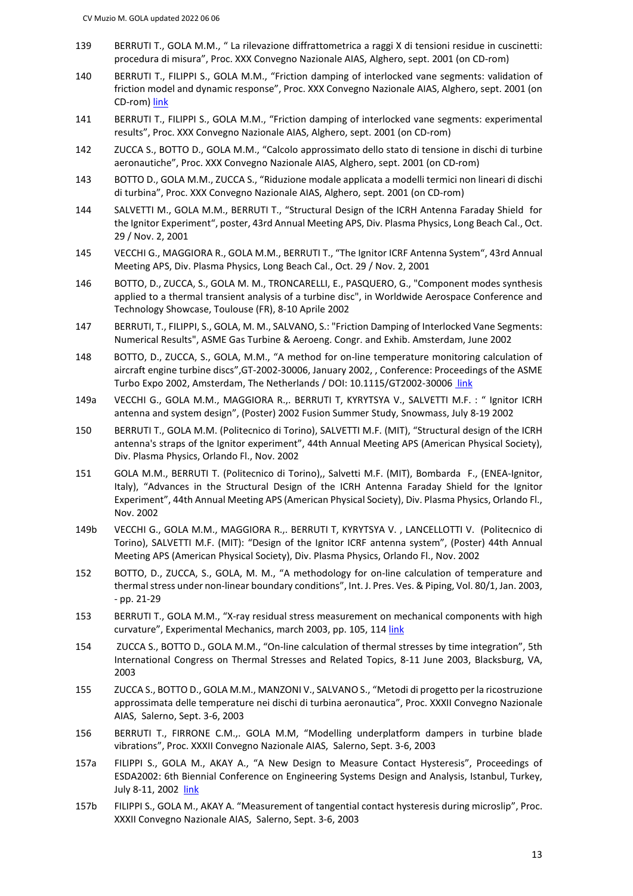139 BERRUTI T., GOLA M.M., " La rilevazione diffrattometrica a raggi X di tensioni residue in cuscinetti: procedura di misura", Proc. XXX Convegno Nazionale AIAS, Alghero, sept. 2001 (on CD-rom)

140 BERRUTI T., FILIPPI S., GOLA M.M., "Friction damping of interlocked vane segments: validation of friction model and dynamic response", Proc. XXX Convegno Nazionale AIAS, Alghero, sept. 2001 (on CD-rom) link

141 BERRUTI T., FILIPPI S., GOLA M.M., "Friction damping of interlocked vane segments: experimental results", Proc. XXX Convegno Nazionale AIAS, Alghero, sept. 2001 (on CD-rom)

142 ZUCCA S., BOTTO D., GOLA M.M., "Calcolo approssimato dello stato di tensione in dischi di turbine aeronautiche", Proc. XXX Convegno Nazionale AIAS, Alghero, sept. 2001 (on CD-rom)

143 BOTTO D., GOLA M.M., ZUCCA S., "Riduzione modale applicata a modelli termici non lineari di dischi di turbina", Proc. XXX Convegno Nazionale AIAS, Alghero, sept. 2001 (on CD-rom)

144 SALVETTI M., GOLA M.M., BERRUTI T., "Structural Design of the ICRH Antenna Faraday Shield for the Ignitor Experiment", poster, 43rd Annual Meeting APS, Div. Plasma Physics, Long Beach Cal., Oct. 29 / Nov. 2, 2001

145 VECCHI G., MAGGIORA R., GOLA M.M., BERRUTI T., "The Ignitor ICRF Antenna System", 43rd Annual Meeting APS, Div. Plasma Physics, Long Beach Cal., Oct. 29 / Nov. 2, 2001

146 BOTTO, D., ZUCCA, S., GOLA M. M., TRONCARELLI, E., PASQUERO, G., "Component modes synthesis applied to a thermal transient analysis of a turbine disc", in Worldwide Aerospace Conference and Technology Showcase, Toulouse (FR), 8-10 Aprile 2002

147 BERRUTI, T., FILIPPI, S., GOLA, M. M., SALVANO, S.: "Friction Damping of Interlocked Vane Segments: Numerical Results", ASME Gas Turbine & Aeroeng. Congr. and Exhib. Amsterdam, June 2002

148 BOTTO, D., ZUCCA, S., GOLA, M.M., "A method for on-line temperature monitoring calculation of aircraft engine turbine discs",GT-2002-30006, January 2002, , Conference: Proceedings of the ASME Turbo Expo 2002, Amsterdam, The Netherlands / DOI: 10.1115/GT2002-30006 link

149a VECCHI G., GOLA M.M., MAGGIORA R.,. BERRUTI T, KYRYTSYA V., SALVETTI M.F. : " Ignitor ICRH antenna and system design", (Poster) 2002 Fusion Summer Study, Snowmass, July 8-19 2002

150 BERRUTI T., GOLA M.M. (Politecnico di Torino), SALVETTI M.F. (MIT), "Structural design of the ICRH antenna's straps of the Ignitor experiment", 44th Annual Meeting APS (American Physical Society), Div. Plasma Physics, Orlando Fl., Nov. 2002

151 GOLA M.M., BERRUTI T. (Politecnico di Torino),, Salvetti M.F. (MIT), Bombarda F., (ENEA-Ignitor, Italy), "Advances in the Structural Design of the ICRH Antenna Faraday Shield for the Ignitor Experiment", 44th Annual Meeting APS (American Physical Society), Div. Plasma Physics, Orlando Fl., Nov. 2002

149b VECCHI G., GOLA M.M., MAGGIORA R.,. BERRUTI T, KYRYTSYA V. , LANCELLOTTI V. (Politecnico di Torino), SALVETTI M.F. (MIT): "Design of the Ignitor ICRF antenna system", (Poster) 44th Annual Meeting APS (American Physical Society), Div. Plasma Physics, Orlando Fl., Nov. 2002

152 BOTTO, D., ZUCCA, S., GOLA, M. M., "A methodology for on-line calculation of temperature and thermal stress under non-linear boundary conditions", Int. J. Pres. Ves. & Piping, Vol. 80/1, Jan. 2003, - pp. 21-29

153 BERRUTI T., GOLA M.M., "X-ray residual stress measurement on mechanical components with high curvature", Experimental Mechanics, march 2003, pp. 105, 114 link

154 ZUCCA S., BOTTO D., GOLA M.M., "On-line calculation of thermal stresses by time integration", 5th International Congress on Thermal Stresses and Related Topics, 8-11 June 2003, Blacksburg, VA, 2003

155 ZUCCA S., BOTTO D., GOLA M.M., MANZONI V., SALVANO S., "Metodi di progetto per la ricostruzione approssimata delle temperature nei dischi di turbina aeronautica", Proc. XXXII Convegno Nazionale AIAS, Salerno, Sept. 3-6, 2003

156 BERRUTI T., FIRRONE C.M.,. GOLA M.M, "Modelling underplatform dampers in turbine blade vibrations", Proc. XXXII Convegno Nazionale AIAS, Salerno, Sept. 3-6, 2003

157a FILIPPI S., GOLA M., AKAY A., "A New Design to Measure Contact Hysteresis", Proceedings of ESDA2002: 6th Biennial Conference on Engineering Systems Design and Analysis, Istanbul, Turkey, July 8-11, 2002 link

157b FILIPPI S., GOLA M., AKAY A. "Measurement of tangential contact hysteresis during microslip", Proc. XXXII Convegno Nazionale AIAS, Salerno, Sept. 3-6, 2003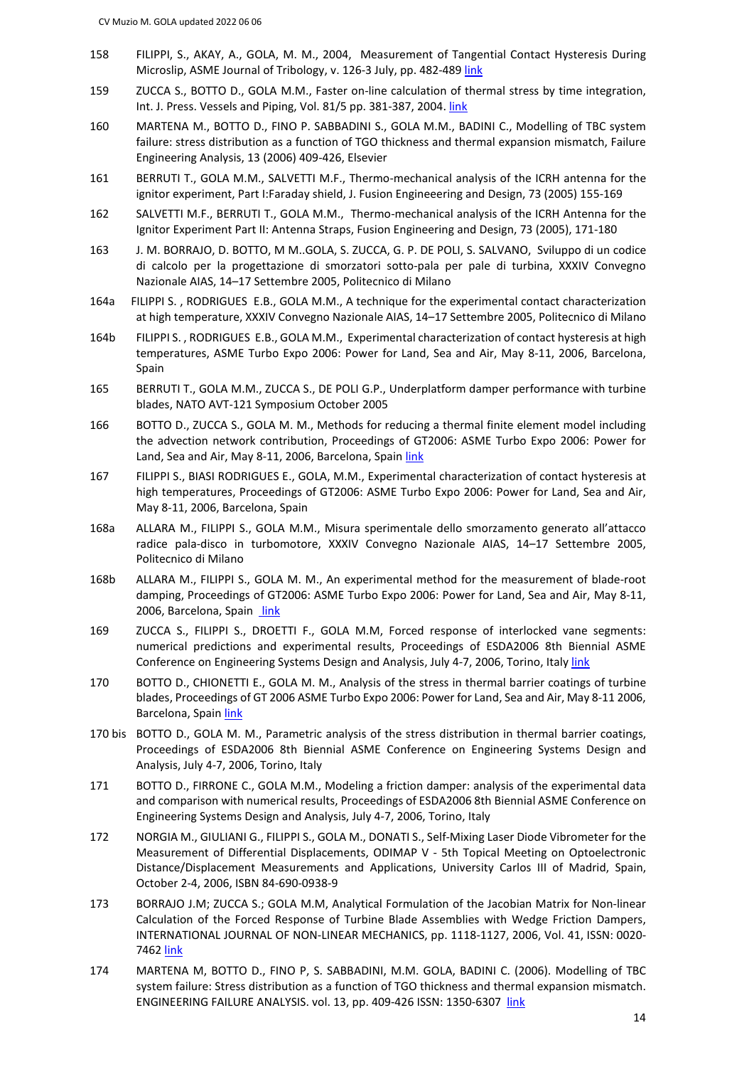158 FILIPPI, S., AKAY, A., GOLA, M. M., 2004, Measurement of Tangential Contact Hysteresis During Microslip, ASME Journal of Tribology, v. 126-3 July, pp. 482-489 link

159 ZUCCA S., BOTTO D., GOLA M.M., Faster on-line calculation of thermal stress by time integration, Int. J. Press. Vessels and Piping, Vol. 81/5 pp. 381-387, 2004. link

160 MARTENA M., BOTTO D., FINO P. SABBADINI S., GOLA M.M., BADINI C., Modelling of TBC system failure: stress distribution as a function of TGO thickness and thermal expansion mismatch, Failure Engineering Analysis, 13 (2006) 409-426, Elsevier

161 BERRUTI T., GOLA M.M., SALVETTI M.F., Thermo-mechanical analysis of the ICRH antenna for the ignitor experiment, Part I:Faraday shield, J. Fusion Engineeering and Design, 73 (2005) 155-169

162 SALVETTI M.F., BERRUTI T., GOLA M.M., Thermo-mechanical analysis of the ICRH Antenna for the Ignitor Experiment Part II: Antenna Straps, Fusion Engineering and Design, 73 (2005), 171-180

163 J. M. BORRAJO, D. BOTTO, M M..GOLA, S. ZUCCA, G. P. DE POLI, S. SALVANO, Sviluppo di un codice di calcolo per la progettazione di smorzatori sotto-pala per pale di turbina, XXXIV Convegno Nazionale AIAS, 14–17 Settembre 2005, Politecnico di Milano

164a FILIPPI S. , RODRIGUES E.B., GOLA M.M., A technique for the experimental contact characterization at high temperature, XXXIV Convegno Nazionale AIAS, 14–17 Settembre 2005, Politecnico di Milano

164b FILIPPI S. , RODRIGUES E.B., GOLA M.M., Experimental characterization of contact hysteresis at high temperatures, ASME Turbo Expo 2006: Power for Land, Sea and Air, May 8-11, 2006, Barcelona, Spain

165 BERRUTI T., GOLA M.M., ZUCCA S., DE POLI G.P., Underplatform damper performance with turbine blades, NATO AVT-121 Symposium October 2005

166 BOTTO D., ZUCCA S., GOLA M. M., Methods for reducing a thermal finite element model including the advection network contribution, Proceedings of GT2006: ASME Turbo Expo 2006: Power for Land, Sea and Air, May 8-11, 2006, Barcelona, Spain link

167 FILIPPI S., BIASI RODRIGUES E., GOLA, M.M., Experimental characterization of contact hysteresis at high temperatures, Proceedings of GT2006: ASME Turbo Expo 2006: Power for Land, Sea and Air, May 8-11, 2006, Barcelona, Spain

168a ALLARA M., FILIPPI S., GOLA M.M., Misura sperimentale dello smorzamento generato all'attacco radice pala-disco in turbomotore, XXXIV Convegno Nazionale AIAS, 14–17 Settembre 2005, Politecnico di Milano

168b ALLARA M., FILIPPI S., GOLA M. M., An experimental method for the measurement of blade-root damping, Proceedings of GT2006: ASME Turbo Expo 2006: Power for Land, Sea and Air, May 8-11, 2006, Barcelona, Spain link

169 ZUCCA S., FILIPPI S., DROETTI F., GOLA M.M, Forced response of interlocked vane segments: numerical predictions and experimental results, Proceedings of ESDA2006 8th Biennial ASME Conference on Engineering Systems Design and Analysis, July 4-7, 2006, Torino, Italy link

170 BOTTO D., CHIONETTI E., GOLA M. M., Analysis of the stress in thermal barrier coatings of turbine blades, Proceedings of GT 2006 ASME Turbo Expo 2006: Power for Land, Sea and Air, May 8-11 2006, Barcelona, Spain link

170 bis BOTTO D., GOLA M. M., Parametric analysis of the stress distribution in thermal barrier coatings, Proceedings of ESDA2006 8th Biennial ASME Conference on Engineering Systems Design and Analysis, July 4-7, 2006, Torino, Italy

171 BOTTO D., FIRRONE C., GOLA M.M., Modeling a friction damper: analysis of the experimental data and comparison with numerical results, Proceedings of ESDA2006 8th Biennial ASME Conference on Engineering Systems Design and Analysis, July 4-7, 2006, Torino, Italy

172 NORGIA M., GIULIANI G., FILIPPI S., GOLA M., DONATI S., Self-Mixing Laser Diode Vibrometer for the Measurement of Differential Displacements, ODIMAP V - 5th Topical Meeting on Optoelectronic Distance/Displacement Measurements and Applications, University Carlos III of Madrid, Spain, October 2-4, 2006, ISBN 84-690-0938-9

173 BORRAJO J.M; ZUCCA S.; GOLA M.M, Analytical Formulation of the Jacobian Matrix for Non-linear Calculation of the Forced Response of Turbine Blade Assemblies with Wedge Friction Dampers, INTERNATIONAL JOURNAL OF NON-LINEAR MECHANICS, pp. 1118-1127, 2006, Vol. 41, ISSN: 0020-7462 link

174 MARTENA M, BOTTO D., FINO P, S. SABBADINI, M.M. GOLA, BADINI C. (2006). Modelling of TBC system failure: Stress distribution as a function of TGO thickness and thermal expansion mismatch. ENGINEERING FAILURE ANALYSIS. vol. 13, pp. 409-426 ISSN: 1350-6307 link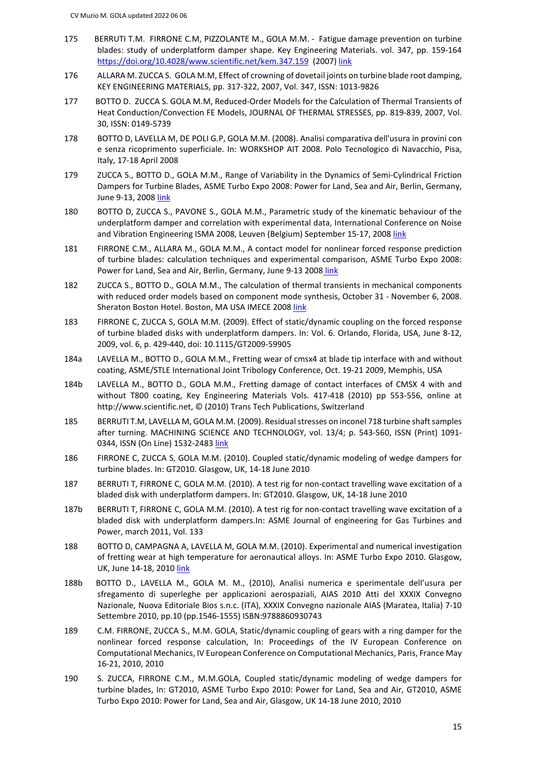175 BERRUTI T.M. FIRRONE C.M, PIZZOLANTE M., GOLA M.M. - Fatigue damage prevention on turbine blades: study of underplatform damper shape. Key Engineering Materials. vol. 347, pp. 159-164 https://doi.org/10.4028/www.scientific.net/kem.347.159 (2007) link

176 ALLARA M. ZUCCA S. GOLA M.M, Effect of crowning of dovetail joints on turbine blade root damping, KEY ENGINEERING MATERIALS, pp. 317-322, 2007, Vol. 347, ISSN: 1013-9826

177 BOTTO D. ZUCCA S. GOLA M.M, Reduced-Order Models for the Calculation of Thermal Transients of Heat Conduction/Convection FE Models, JOURNAL OF THERMAL STRESSES, pp. 819-839, 2007, Vol. 30, ISSN: 0149-5739

178 BOTTO D, LAVELLA M, DE POLI G.P, GOLA M.M. (2008). Analisi comparativa dell'usura in provini con e senza ricoprimento superficiale. In: WORKSHOP AIT 2008. Polo Tecnologico di Navacchio, Pisa, Italy, 17-18 April 2008

179 ZUCCA S., BOTTO D., GOLA M.M., Range of Variability in the Dynamics of Semi-Cylindrical Friction Dampers for Turbine Blades, ASME Turbo Expo 2008: Power for Land, Sea and Air, Berlin, Germany, June 9-13, 2008 link

180 BOTTO D, ZUCCA S., PAVONE S., GOLA M.M., Parametric study of the kinematic behaviour of the underplatform damper and correlation with experimental data, International Conference on Noise and Vibration Engineering ISMA 2008, Leuven (Belgium) September 15-17, 2008 link

181 FIRRONE C.M., ALLARA M., GOLA M.M., A contact model for nonlinear forced response prediction of turbine blades: calculation techniques and experimental comparison, ASME Turbo Expo 2008: Power for Land, Sea and Air, Berlin, Germany, June 9-13 2008 link

182 ZUCCA S., BOTTO D., GOLA M.M., The calculation of thermal transients in mechanical components with reduced order models based on component mode synthesis, October 31 - November 6, 2008. Sheraton Boston Hotel. Boston, MA USA IMECE 2008 link

183 FIRRONE C, ZUCCA S, GOLA M.M. (2009). Effect of static/dynamic coupling on the forced response of turbine bladed disks with underplatform dampers. In: Vol. 6. Orlando, Florida, USA, June 8-12, 2009, vol. 6, p. 429-440, doi: 10.1115/GT2009-59905

184a LAVELLA M., BOTTO D., GOLA M.M., Fretting wear of cmsx4 at blade tip interface with and without coating, ASME/STLE International Joint Tribology Conference, Oct. 19-21 2009, Memphis, USA

184b LAVELLA M., BOTTO D., GOLA M.M., Fretting damage of contact interfaces of CMSX 4 with and without T800 coating, Key Engineering Materials Vols. 417-418 (2010) pp 553-556, online at http://www.scientific.net, © (2010) Trans Tech Publications, Switzerland

185 BERRUTI T.M, LAVELLA M, GOLA M.M. (2009). Residual stresses on inconel 718 turbine shaft samples after turning. MACHINING SCIENCE AND TECHNOLOGY, vol. 13/4; p. 543-560, ISSN (Print) 1091-0344, ISSN (On Line) 1532-2483 link

186 FIRRONE C, ZUCCA S, GOLA M.M. (2010). Coupled static/dynamic modeling of wedge dampers for turbine blades. In: GT2010. Glasgow, UK, 14-18 June 2010

187 BERRUTI T, FIRRONE C, GOLA M.M. (2010). A test rig for non-contact travelling wave excitation of a bladed disk with underplatform dampers. In: GT2010. Glasgow, UK, 14-18 June 2010

187b BERRUTI T, FIRRONE C, GOLA M.M. (2010). A test rig for non-contact travelling wave excitation of a bladed disk with underplatform dampers.In: ASME Journal of engineering for Gas Turbines and Power, march 2011, Vol. 133

188 BOTTO D, CAMPAGNA A, LAVELLA M, GOLA M.M. (2010). Experimental and numerical investigation of fretting wear at high temperature for aeronautical alloys. In: ASME Turbo Expo 2010. Glasgow, UK, June 14-18, 2010 link

188b BOTTO D., LAVELLA M., GOLA M. M., (2010), Analisi numerica e sperimentale dell'usura per sfregamento di superleghe per applicazioni aerospaziali, AIAS 2010 Atti del XXXIX Convegno Nazionale, Nuova Editoriale Bios s.n.c. (ITA), XXXIX Convegno nazionale AIAS (Maratea, Italia) 7-10 Settembre 2010, pp.10 (pp.1546-1555) ISBN:9788860930743

189 C.M. FIRRONE, ZUCCA S., M.M. GOLA, Static/dynamic coupling of gears with a ring damper for the nonlinear forced response calculation, In: Proceedings of the IV European Conference on Computational Mechanics, IV European Conference on Computational Mechanics, Paris, France May 16-21, 2010, 2010

190 S. ZUCCA, FIRRONE C.M., M.M.GOLA, Coupled static/dynamic modeling of wedge dampers for turbine blades, In: GT2010, ASME Turbo Expo 2010: Power for Land, Sea and Air, GT2010, ASME Turbo Expo 2010: Power for Land, Sea and Air, Glasgow, UK 14-18 June 2010, 2010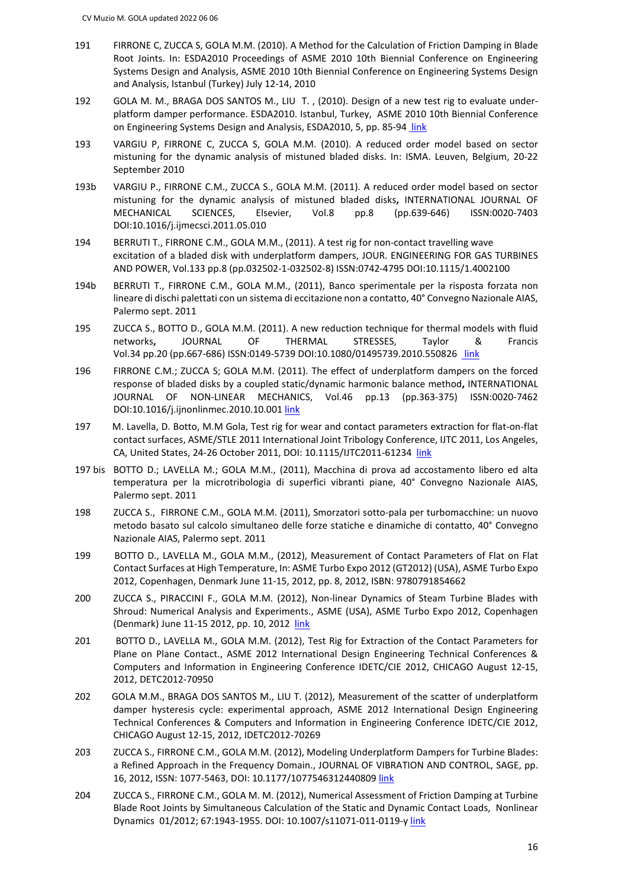191 FIRRONE C, ZUCCA S, GOLA M.M. (2010). A Method for the Calculation of Friction Damping in Blade Root Joints. In: ESDA2010 Proceedings of ASME 2010 10th Biennial Conference on Engineering Systems Design and Analysis, ASME 2010 10th Biennial Conference on Engineering Systems Design and Analysis, Istanbul (Turkey) July 12-14, 2010

192 GOLA M. M., BRAGA DOS SANTOS M., LIU T. , (2010). Design of a new test rig to evaluate under-platform damper performance. ESDA2010. Istanbul, Turkey, ASME 2010 10th Biennial Conference on Engineering Systems Design and Analysis, ESDA2010, 5, pp. 85-94 link

193 VARGIU P, FIRRONE C, ZUCCA S, GOLA M.M. (2010). A reduced order model based on sector mistuning for the dynamic analysis of mistuned bladed disks. In: ISMA. Leuven, Belgium, 20-22 September 2010

193b VARGIU P., FIRRONE C.M., ZUCCA S., GOLA M.M. (2011). A reduced order model based on sector mistuning for the dynamic analysis of mistuned bladed disks, INTERNATIONAL JOURNAL OF MECHANICAL SCIENCES, Elsevier, Vol.8 pp.8 (pp.639-646) ISSN:0020-7403 DOI:10.1016/j.ijmecsci.2011.05.010

194 BERRUTI T., FIRRONE C.M., GOLA M.M., (2011). A test rig for non-contact travelling wave excitation of a bladed disk with underplatform dampers, JOUR. ENGINEERING FOR GAS TURBINES AND POWER, Vol.133 pp.8 (pp.032502-1-032502-8) ISSN:0742-4795 DOI:10.1115/1.4002100

194b BERRUTI T., FIRRONE C.M., GOLA M.M., (2011), Banco sperimentale per la risposta forzata non lineare di dischi palettati con un sistema di eccitazione non a contatto, 40° Convegno Nazionale AIAS, Palermo sept. 2011

195 ZUCCA S., BOTTO D., GOLA M.M. (2011). A new reduction technique for thermal models with fluid networks, JOURNAL OF THERMAL STRESSES, Taylor & Francis Vol.34 pp.20 (pp.667-686) ISSN:0149-5739 DOI:10.1080/01495739.2010.550826 link

196 FIRRONE C.M.; ZUCCA S; GOLA M.M. (2011). The effect of underplatform dampers on the forced response of bladed disks by a coupled static/dynamic harmonic balance method, INTERNATIONAL JOURNAL OF NON-LINEAR MECHANICS, Vol.46 pp.13 (pp.363-375) ISSN:0020-7462 DOI:10.1016/j.ijnonlinmec.2010.10.001 link

197 M. Lavella, D. Botto, M.M Gola, Test rig for wear and contact parameters extraction for flat-on-flat contact surfaces, ASME/STLE 2011 International Joint Tribology Conference, IJTC 2011, Los Angeles, CA, United States, 24-26 October 2011, DOI: 10.1115/IJTC2011-61234 link

197 bis BOTTO D.; LAVELLA M.; GOLA M.M., (2011), Macchina di prova ad accostamento libero ed alta temperatura per la microtribologia di superfici vibranti piane, 40° Convegno Nazionale AIAS, Palermo sept. 2011

198 ZUCCA S., FIRRONE C.M., GOLA M.M. (2011), Smorzatori sotto-pala per turbomacchine: un nuovo metodo basato sul calcolo simultaneo delle forze statiche e dinamiche di contatto, 40° Convegno Nazionale AIAS, Palermo sept. 2011

199 BOTTO D., LAVELLA M., GOLA M.M., (2012), Measurement of Contact Parameters of Flat on Flat Contact Surfaces at High Temperature, In: ASME Turbo Expo 2012 (GT2012) (USA), ASME Turbo Expo 2012, Copenhagen, Denmark June 11-15, 2012, pp. 8, 2012, ISBN: 9780791854662

200 ZUCCA S., PIRACCINI F., GOLA M.M. (2012), Non-linear Dynamics of Steam Turbine Blades with Shroud: Numerical Analysis and Experiments., ASME (USA), ASME Turbo Expo 2012, Copenhagen (Denmark) June 11-15 2012, pp. 10, 2012 link

201 BOTTO D., LAVELLA M., GOLA M.M. (2012), Test Rig for Extraction of the Contact Parameters for Plane on Plane Contact., ASME 2012 International Design Engineering Technical Conferences & Computers and Information in Engineering Conference IDETC/CIE 2012, CHICAGO August 12-15, 2012, DETC2012-70950

202 GOLA M.M., BRAGA DOS SANTOS M., LIU T. (2012), Measurement of the scatter of underplatform damper hysteresis cycle: experimental approach, ASME 2012 International Design Engineering Technical Conferences & Computers and Information in Engineering Conference IDETC/CIE 2012, CHICAGO August 12-15, 2012, IDETC2012-70269

203 ZUCCA S., FIRRONE C.M., GOLA M.M. (2012), Modeling Underplatform Dampers for Turbine Blades: a Refined Approach in the Frequency Domain., JOURNAL OF VIBRATION AND CONTROL, SAGE, pp. 16, 2012, ISSN: 1077-5463, DOI: 10.1177/1077546312440809 link

204 ZUCCA S., FIRRONE C.M., GOLA M. M. (2012), Numerical Assessment of Friction Damping at Turbine Blade Root Joints by Simultaneous Calculation of the Static and Dynamic Contact Loads, Nonlinear Dynamics 01/2012; 67:1943-1955. DOI: 10.1007/s11071-011-0119-y link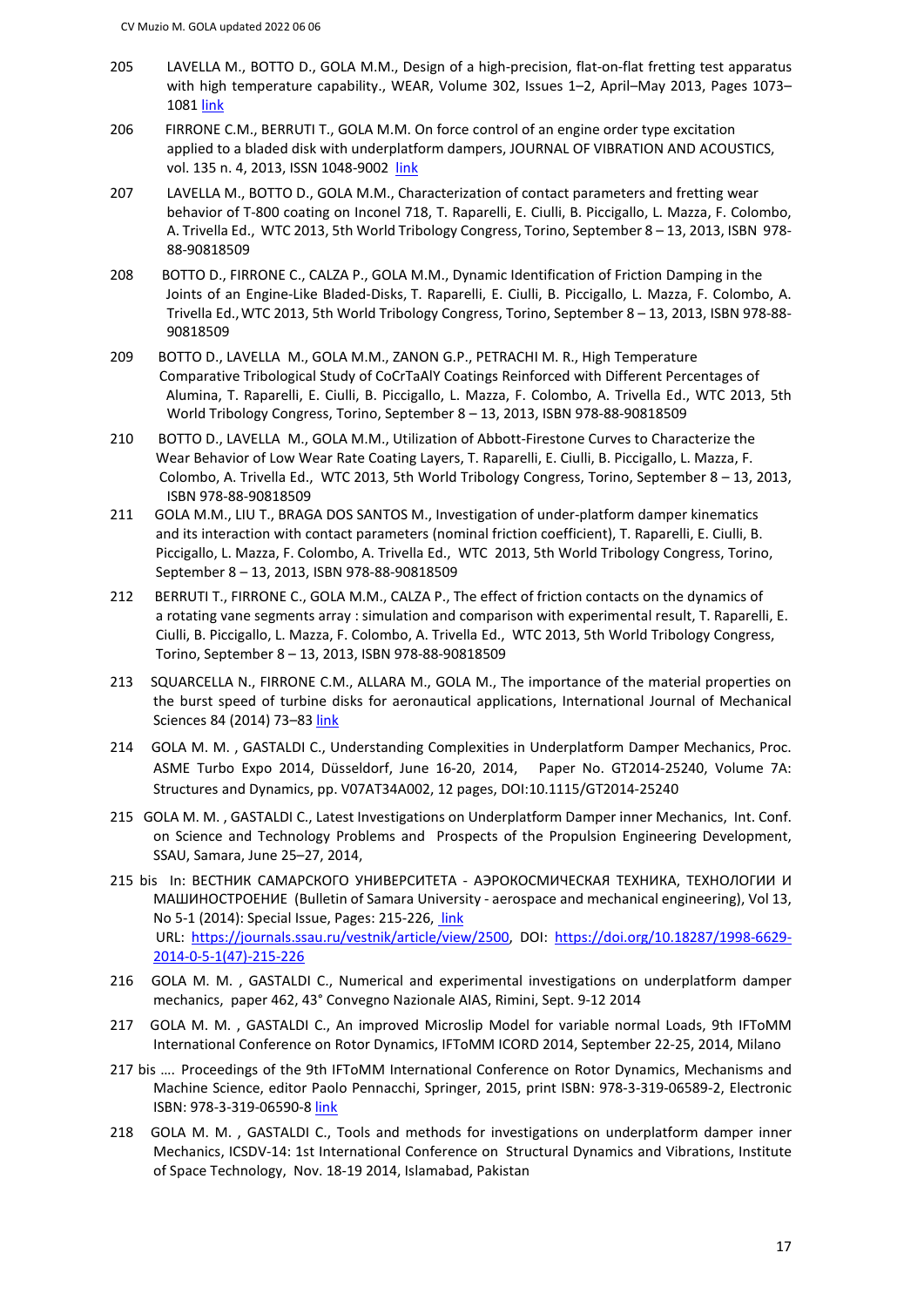205 LAVELLA M., BOTTO D., GOLA M.M., Design of a high-precision, flat-on-flat fretting test apparatus with high temperature capability., WEAR, Volume 302, Issues 1–2, April–May 2013, Pages 1073–1081 link

206 FIRRONE C.M., BERRUTI T., GOLA M.M. On force control of an engine order type excitation applied to a bladed disk with underplatform dampers, JOURNAL OF VIBRATION AND ACOUSTICS, vol. 135 n. 4, 2013, ISSN 1048-9002 link

207 LAVELLA M., BOTTO D., GOLA M.M., Characterization of contact parameters and fretting wear behavior of T-800 coating on Inconel 718, T. Raparelli, E. Ciulli, B. Piccigallo, L. Mazza, F. Colombo, A. Trivella Ed., WTC 2013, 5th World Tribology Congress, Torino, September 8 – 13, 2013, ISBN 978-88-90818509

208 BOTTO D., FIRRONE C., CALZA P., GOLA M.M., Dynamic Identification of Friction Damping in the Joints of an Engine-Like Bladed-Disks, T. Raparelli, E. Ciulli, B. Piccigallo, L. Mazza, F. Colombo, A. Trivella Ed., WTC 2013, 5th World Tribology Congress, Torino, September 8 – 13, 2013, ISBN 978-88-90818509

209 BOTTO D., LAVELLA M., GOLA M.M., ZANON G.P., PETRACHI M. R., High Temperature Comparative Tribological Study of CoCrTaAlY Coatings Reinforced with Different Percentages of Alumina, T. Raparelli, E. Ciulli, B. Piccigallo, L. Mazza, F. Colombo, A. Trivella Ed., WTC 2013, 5th World Tribology Congress, Torino, September 8 – 13, 2013, ISBN 978-88-90818509

210 BOTTO D., LAVELLA M., GOLA M.M., Utilization of Abbott-Firestone Curves to Characterize the Wear Behavior of Low Wear Rate Coating Layers, T. Raparelli, E. Ciulli, B. Piccigallo, L. Mazza, F. Colombo, A. Trivella Ed., WTC 2013, 5th World Tribology Congress, Torino, September 8 – 13, 2013, ISBN 978-88-90818509

211 GOLA M.M., LIU T., BRAGA DOS SANTOS M., Investigation of under-platform damper kinematics and its interaction with contact parameters (nominal friction coefficient), T. Raparelli, E. Ciulli, B. Piccigallo, L. Mazza, F. Colombo, A. Trivella Ed., WTC 2013, 5th World Tribology Congress, Torino, September 8 – 13, 2013, ISBN 978-88-90818509

212 BERRUTI T., FIRRONE C., GOLA M.M., CALZA P., The effect of friction contacts on the dynamics of a rotating vane segments array : simulation and comparison with experimental result, T. Raparelli, E. Ciulli, B. Piccigallo, L. Mazza, F. Colombo, A. Trivella Ed., WTC 2013, 5th World Tribology Congress, Torino, September 8 – 13, 2013, ISBN 978-88-90818509

213 SQUARCELLA N., FIRRONE C.M., ALLARA M., GOLA M., The importance of the material properties on the burst speed of turbine disks for aeronautical applications, International Journal of Mechanical Sciences 84 (2014) 73–83 link

214 GOLA M. M. , GASTALDI C., Understanding Complexities in Underplatform Damper Mechanics, Proc. ASME Turbo Expo 2014, Düsseldorf, June 16-20, 2014, Paper No. GT2014-25240, Volume 7A: Structures and Dynamics, pp. V07AT34A002, 12 pages, DOI:10.1115/GT2014-25240

215 GOLA M. M. , GASTALDI C., Latest Investigations on Underplatform Damper inner Mechanics, Int. Conf. on Science and Technology Problems and Prospects of the Propulsion Engineering Development, SSAU, Samara, June 25–27, 2014,

215 bis In: ВЕСТНИК САМАРСКОГО УНИВЕРСИТЕТА - АЭРОКОСМИЧЕСКАЯ ТЕХНИКА, ТЕХНОЛОГИИ И МАШИНОСТРОЕНИЕ (Bulletin of Samara University - aerospace and mechanical engineering), Vol 13, No 5-1 (2014): Special Issue, Pages: 215-226, link
URL: https://journals.ssau.ru/vestnik/article/view/2500, DOI: https://doi.org/10.18287/1998-6629-2014-0-5-1(47)-215-226

216 GOLA M. M. , GASTALDI C., Numerical and experimental investigations on underplatform damper mechanics, paper 462, 43° Convegno Nazionale AIAS, Rimini, Sept. 9-12 2014

217 GOLA M. M. , GASTALDI C., An improved Microslip Model for variable normal Loads, 9th IFToMM International Conference on Rotor Dynamics, IFToMM ICORD 2014, September 22-25, 2014, Milano

217 bis …. Proceedings of the 9th IFToMM International Conference on Rotor Dynamics, Mechanisms and Machine Science, editor Paolo Pennacchi, Springer, 2015, print ISBN: 978-3-319-06589-2, Electronic ISBN: 978-3-319-06590-8 link

218 GOLA M. M. , GASTALDI C., Tools and methods for investigations on underplatform damper inner Mechanics, ICSDV-14: 1st International Conference on Structural Dynamics and Vibrations, Institute of Space Technology, Nov. 18-19 2014, Islamabad, Pakistan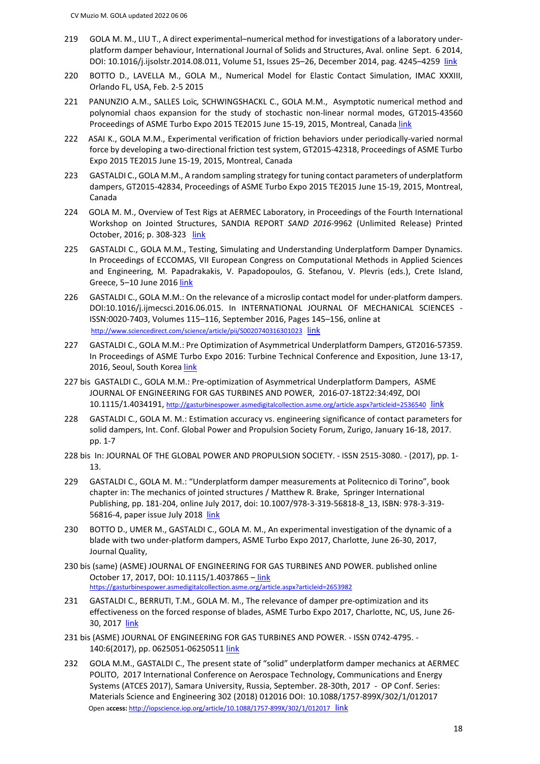219 GOLA M. M., LIU T., A direct experimental–numerical method for investigations of a laboratory under-platform damper behaviour, International Journal of Solids and Structures, Aval. online Sept. 6 2014, DOI: 10.1016/j.ijsolstr.2014.08.011, Volume 51, Issues 25–26, December 2014, pag. 4245–4259 link

220 BOTTO D., LAVELLA M., GOLA M., Numerical Model for Elastic Contact Simulation, IMAC XXXIII, Orlando FL, USA, Feb. 2-5 2015

221 PANUNZIO A.M., SALLES Loïc, SCHWINGSHACKL C., GOLA M.M., Asymptotic numerical method and polynomial chaos expansion for the study of stochastic non-linear normal modes, GT2015-43560 Proceedings of ASME Turbo Expo 2015 TE2015 June 15-19, 2015, Montreal, Canada link

222 ASAI K., GOLA M.M., Experimental verification of friction behaviors under periodically-varied normal force by developing a two-directional friction test system, GT2015-42318, Proceedings of ASME Turbo Expo 2015 TE2015 June 15-19, 2015, Montreal, Canada

223 GASTALDI C., GOLA M.M., A random sampling strategy for tuning contact parameters of underplatform dampers, GT2015-42834, Proceedings of ASME Turbo Expo 2015 TE2015 June 15-19, 2015, Montreal, Canada

224 GOLA M. M., Overview of Test Rigs at AERMEC Laboratory, in Proceedings of the Fourth International Workshop on Jointed Structures, SANDIA REPORT *SAND 2016*-9962 (Unlimited Release) Printed October, 2016; p. 308-323 link

225 GASTALDI C., GOLA M.M., Testing, Simulating and Understanding Underplatform Damper Dynamics. In Proceedings of ECCOMAS, VII European Congress on Computational Methods in Applied Sciences and Engineering, M. Papadrakakis, V. Papadopoulos, G. Stefanou, V. Plevris (eds.), Crete Island, Greece, 5–10 June 2016 link

226 GASTALDI C., GOLA M.M.: On the relevance of a microslip contact model for under-platform dampers. DOI:10.1016/j.ijmecsci.2016.06.015. In INTERNATIONAL JOURNAL OF MECHANICAL SCIENCES - ISSN:0020-7403, Volumes 115–116, September 2016, Pages 145–156, online at http://www.sciencedirect.com/science/article/pii/S0020740316301023 link

227 GASTALDI C., GOLA M.M.: Pre Optimization of Asymmetrical Underplatform Dampers, GT2016-57359. In Proceedings of ASME Turbo Expo 2016: Turbine Technical Conference and Exposition, June 13-17, 2016, Seoul, South Korea link

227 bis GASTALDI C., GOLA M.M.: Pre-optimization of Asymmetrical Underplatform Dampers, ASME JOURNAL OF ENGINEERING FOR GAS TURBINES AND POWER, 2016-07-18T22:34:49Z, DOI 10.1115/1.4034191, http://gasturbinespower.asmedigitalcollection.asme.org/article.aspx?articleid=2536540 link

228 GASTALDI C., GOLA M. M.: Estimation accuracy vs. engineering significance of contact parameters for solid dampers, Int. Conf. Global Power and Propulsion Society Forum, Zurigo, January 16-18, 2017. pp. 1-7

228 bis In: JOURNAL OF THE GLOBAL POWER AND PROPULSION SOCIETY. - ISSN 2515-3080. - (2017), pp. 1-13.

229 GASTALDI C., GOLA M. M.: "Underplatform damper measurements at Politecnico di Torino", book chapter in: The mechanics of jointed structures / Matthew R. Brake, Springer International Publishing, pp. 181-204, online July 2017, doi: 10.1007/978-3-319-56818-8_13, ISBN: 978-3-319-56816-4, paper issue July 2018 link

230 BOTTO D., UMER M., GASTALDI C., GOLA M. M., An experimental investigation of the dynamic of a blade with two under-platform dampers, ASME Turbo Expo 2017, Charlotte, June 26-30, 2017, Journal Quality,

230 bis (same) (ASME) JOURNAL OF ENGINEERING FOR GAS TURBINES AND POWER. published online October 17, 2017, DOI: 10.1115/1.4037865 – link https://gasturbinespower.asmedigitalcollection.asme.org/article.aspx?articleid=2653982

231 GASTALDI C., BERRUTI, T.M., GOLA M. M., The relevance of damper pre-optimization and its effectiveness on the forced response of blades, ASME Turbo Expo 2017, Charlotte, NC, US, June 26-30, 2017 link

231 bis (ASME) JOURNAL OF ENGINEERING FOR GAS TURBINES AND POWER. - ISSN 0742-4795. - 140:6(2017), pp. 0625051-06250511 link

232 GOLA M.M., GASTALDI C., The present state of "solid" underplatform damper mechanics at AERMEC POLITO, 2017 International Conference on Aerospace Technology, Communications and Energy Systems (ATCES 2017), Samara University, Russia, September. 28-30th, 2017 - OP Conf. Series: Materials Science and Engineering 302 (2018) 012016 DOI: 10.1088/1757-899X/302/1/012017 Open a**ccess:** http://iopscience.iop.org/article/10.1088/1757-899X/302/1/012017 link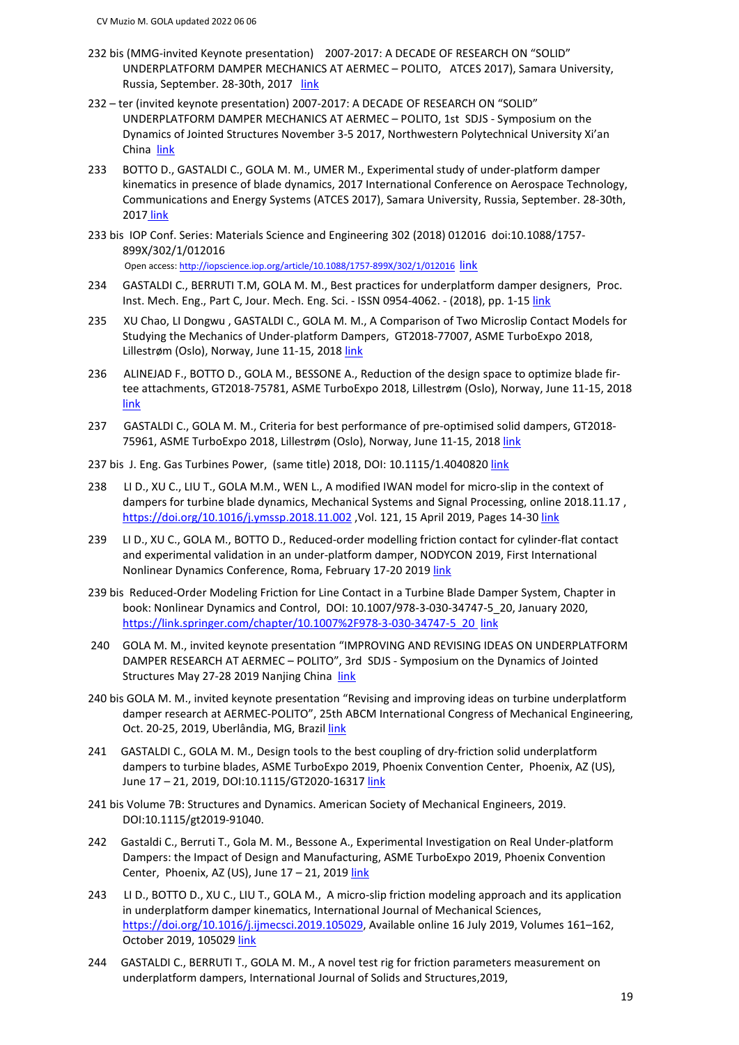232 bis (MMG-invited Keynote presentation) 2007-2017: A DECADE OF RESEARCH ON "SOLID" UNDERPLATFORM DAMPER MECHANICS AT AERMEC – POLITO, ATCES 2017), Samara University, Russia, September. 28-30th, 2017 link

232 – ter (invited keynote presentation) 2007-2017: A DECADE OF RESEARCH ON "SOLID" UNDERPLATFORM DAMPER MECHANICS AT AERMEC – POLITO, 1st SDJS - Symposium on the Dynamics of Jointed Structures November 3-5 2017, Northwestern Polytechnical University Xi'an China link

233 BOTTO D., GASTALDI C., GOLA M. M., UMER M., Experimental study of under-platform damper kinematics in presence of blade dynamics, 2017 International Conference on Aerospace Technology, Communications and Energy Systems (ATCES 2017), Samara University, Russia, September. 28-30th, 2017 link

233 bis IOP Conf. Series: Materials Science and Engineering 302 (2018) 012016 doi:10.1088/1757-899X/302/1/012016
Open access: http://iopscience.iop.org/article/10.1088/1757-899X/302/1/012016 link

234 GASTALDI C., BERRUTI T.M, GOLA M. M., Best practices for underplatform damper designers, Proc. Inst. Mech. Eng., Part C, Jour. Mech. Eng. Sci. - ISSN 0954-4062. - (2018), pp. 1-15 link

235 XU Chao, LI Dongwu , GASTALDI C., GOLA M. M., A Comparison of Two Microslip Contact Models for Studying the Mechanics of Under-platform Dampers, GT2018-77007, ASME TurboExpo 2018, Lillestrøm (Oslo), Norway, June 11-15, 2018 link

236 ALINEJAD F., BOTTO D., GOLA M., BESSONE A., Reduction of the design space to optimize blade fir-tee attachments, GT2018-75781, ASME TurboExpo 2018, Lillestrøm (Oslo), Norway, June 11-15, 2018 link

237 GASTALDI C., GOLA M. M., Criteria for best performance of pre-optimised solid dampers, GT2018-75961, ASME TurboExpo 2018, Lillestrøm (Oslo), Norway, June 11-15, 2018 link

237 bis J. Eng. Gas Turbines Power, (same title) 2018, DOI: 10.1115/1.4040820 link

238 LI D., XU C., LIU T., GOLA M.M., WEN L., A modified IWAN model for micro-slip in the context of dampers for turbine blade dynamics, Mechanical Systems and Signal Processing, online 2018.11.17 , https://doi.org/10.1016/j.ymssp.2018.11.002 ,Vol. 121, 15 April 2019, Pages 14-30 link

239 LI D., XU C., GOLA M., BOTTO D., Reduced-order modelling friction contact for cylinder-flat contact and experimental validation in an under-platform damper, NODYCON 2019, First International Nonlinear Dynamics Conference, Roma, February 17-20 2019 link

239 bis Reduced-Order Modeling Friction for Line Contact in a Turbine Blade Damper System, Chapter in book: Nonlinear Dynamics and Control, DOI: 10.1007/978-3-030-34747-5_20, January 2020, https://link.springer.com/chapter/10.1007%2F978-3-030-34747-5_20 link

240 GOLA M. M., invited keynote presentation "IMPROVING AND REVISING IDEAS ON UNDERPLATFORM DAMPER RESEARCH AT AERMEC – POLITO", 3rd SDJS - Symposium on the Dynamics of Jointed Structures May 27-28 2019 Nanjing China link

240 bis GOLA M. M., invited keynote presentation "Revising and improving ideas on turbine underplatform damper research at AERMEC-POLITO", 25th ABCM International Congress of Mechanical Engineering, Oct. 20-25, 2019, Uberlândia, MG, Brazil link

241 GASTALDI C., GOLA M. M., Design tools to the best coupling of dry-friction solid underplatform dampers to turbine blades, ASME TurboExpo 2019, Phoenix Convention Center, Phoenix, AZ (US), June 17 – 21, 2019, DOI:10.1115/GT2020-16317 link

241 bis Volume 7B: Structures and Dynamics. American Society of Mechanical Engineers, 2019. DOI:10.1115/gt2019-91040.

242 Gastaldi C., Berruti T., Gola M. M., Bessone A., Experimental Investigation on Real Under-platform Dampers: the Impact of Design and Manufacturing, ASME TurboExpo 2019, Phoenix Convention Center, Phoenix, AZ (US), June 17 – 21, 2019 link

243 LI D., BOTTO D., XU C., LIU T., GOLA M., A micro-slip friction modeling approach and its application in underplatform damper kinematics, International Journal of Mechanical Sciences, https://doi.org/10.1016/j.ijmecsci.2019.105029, Available online 16 July 2019, Volumes 161–162, October 2019, 105029 link

244 GASTALDI C., BERRUTI T., GOLA M. M., A novel test rig for friction parameters measurement on underplatform dampers, International Journal of Solids and Structures,2019,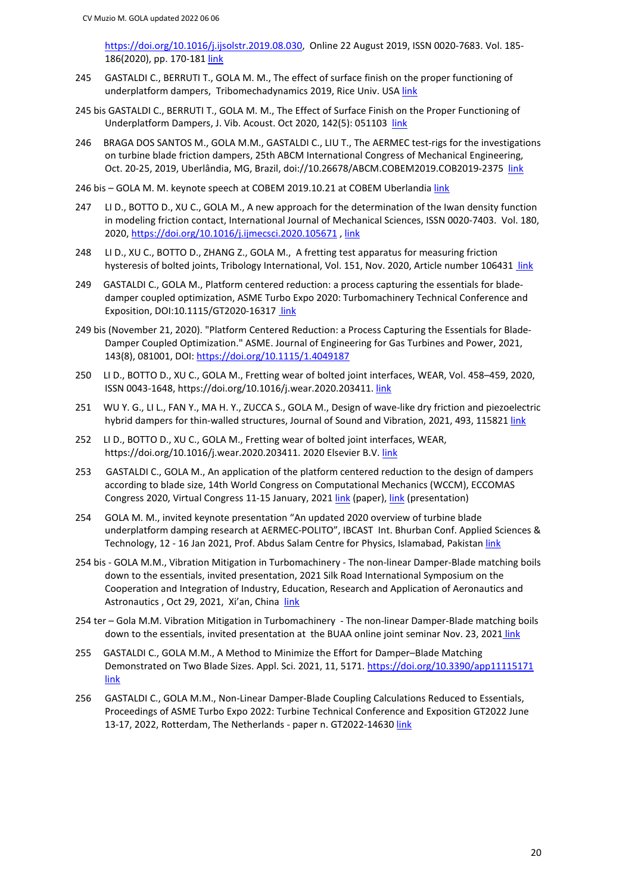https://doi.org/10.1016/j.ijsolstr.2019.08.030, Online 22 August 2019, ISSN 0020-7683. Vol. 185-186(2020), pp. 170-181 link

245 GASTALDI C., BERRUTI T., GOLA M. M., The effect of surface finish on the proper functioning of underplatform dampers, Tribomechadynamics 2019, Rice Univ. USA link

245 bis GASTALDI C., BERRUTI T., GOLA M. M., The Effect of Surface Finish on the Proper Functioning of Underplatform Dampers, J. Vib. Acoust. Oct 2020, 142(5): 051103 link

246 BRAGA DOS SANTOS M., GOLA M.M., GASTALDI C., LIU T., The AERMEC test-rigs for the investigations on turbine blade friction dampers, 25th ABCM International Congress of Mechanical Engineering, Oct. 20-25, 2019, Uberlândia, MG, Brazil, doi://10.26678/ABCM.COBEM2019.COB2019-2375 link

246 bis – GOLA M. M. keynote speech at COBEM 2019.10.21 at COBEM Uberlandia link

247 LI D., BOTTO D., XU C., GOLA M., A new approach for the determination of the Iwan density function in modeling friction contact, International Journal of Mechanical Sciences, ISSN 0020-7403. Vol. 180, 2020, https://doi.org/10.1016/j.ijmecsci.2020.105671 , link

248 LI D., XU C., BOTTO D., ZHANG Z., GOLA M., A fretting test apparatus for measuring friction hysteresis of bolted joints, Tribology International, Vol. 151, Nov. 2020, Article number 106431 link

249 GASTALDI C., GOLA M., Platform centered reduction: a process capturing the essentials for blade-damper coupled optimization, ASME Turbo Expo 2020: Turbomachinery Technical Conference and Exposition, DOI:10.1115/GT2020-16317 link

249 bis (November 21, 2020). "Platform Centered Reduction: a Process Capturing the Essentials for Blade-Damper Coupled Optimization." ASME. Journal of Engineering for Gas Turbines and Power, 2021, 143(8), 081001, DOI: https://doi.org/10.1115/1.4049187

250 LI D., BOTTO D., XU C., GOLA M., Fretting wear of bolted joint interfaces, WEAR, Vol. 458–459, 2020, ISSN 0043-1648, https://doi.org/10.1016/j.wear.2020.203411. link

251 WU Y. G., LI L., FAN Y., MA H. Y., ZUCCA S., GOLA M., Design of wave-like dry friction and piezoelectric hybrid dampers for thin-walled structures, Journal of Sound and Vibration, 2021, 493, 115821 link

252 LI D., BOTTO D., XU C., GOLA M., Fretting wear of bolted joint interfaces, WEAR, https://doi.org/10.1016/j.wear.2020.203411. 2020 Elsevier B.V. link

253 GASTALDI C., GOLA M., An application of the platform centered reduction to the design of dampers according to blade size, 14th World Congress on Computational Mechanics (WCCM), ECCOMAS Congress 2020, Virtual Congress 11-15 January, 2021 link (paper), link (presentation)

254 GOLA M. M., invited keynote presentation "An updated 2020 overview of turbine blade underplatform damping research at AERMEC-POLITO", IBCAST Int. Bhurban Conf. Applied Sciences & Technology, 12 - 16 Jan 2021, Prof. Abdus Salam Centre for Physics, Islamabad, Pakistan link

254 bis - GOLA M.M., Vibration Mitigation in Turbomachinery - The non-linear Damper-Blade matching boils down to the essentials, invited presentation, 2021 Silk Road International Symposium on the Cooperation and Integration of Industry, Education, Research and Application of Aeronautics and Astronautics , Oct 29, 2021, Xi'an, China link

254 ter – Gola M.M. Vibration Mitigation in Turbomachinery - The non-linear Damper-Blade matching boils down to the essentials, invited presentation at the BUAA online joint seminar Nov. 23, 2021 link

255 GASTALDI C., GOLA M.M., A Method to Minimize the Effort for Damper–Blade Matching Demonstrated on Two Blade Sizes. Appl. Sci. 2021, 11, 5171. https://doi.org/10.3390/app11115171 link

256 GASTALDI C., GOLA M.M., Non-Linear Damper-Blade Coupling Calculations Reduced to Essentials, Proceedings of ASME Turbo Expo 2022: Turbine Technical Conference and Exposition GT2022 June 13-17, 2022, Rotterdam, The Netherlands - paper n. GT2022-14630 link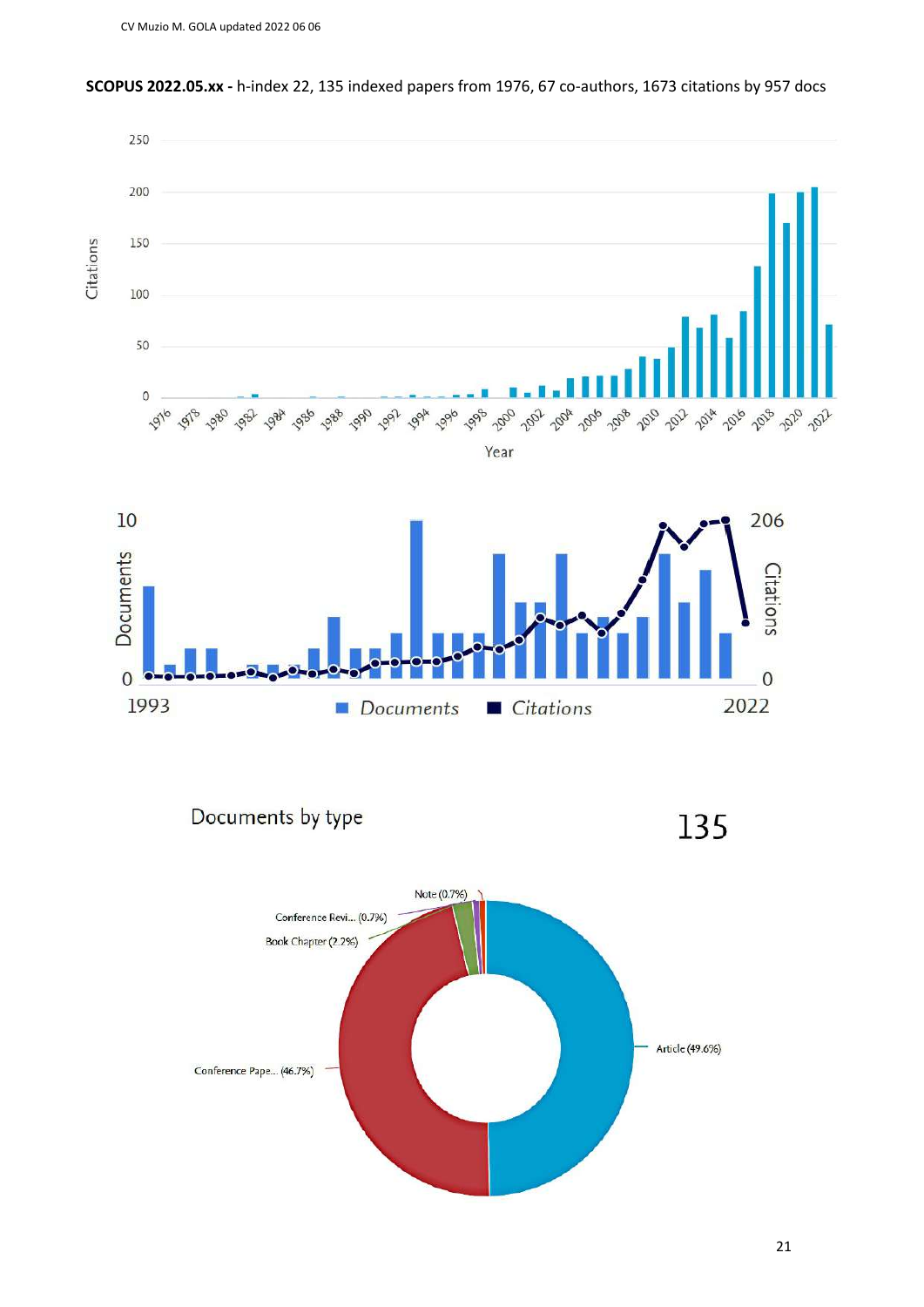**SCOPUS 2022.05.xx -** h-index 22, 135 indexed papers from 1976, 67 co-authors, 1673 citations by 957 docs

Citations

250

200

150

100

50

0

1976 1978 1980 1982 1984 1986 1988 1990 1992 1994 1996 1998 2000 2002 2004 2006 2008 2010 2012 2014 2016 2018 2020 2022

Year

Documents

10

0

1993

Citations

206

0

2022

Documents Citations

Documents by type

135

Note (0.7%)

Conference Revi... (0.7%)

Book Chapter (2.2%)

Conference Pape... (46.7%)

Article (49.6%)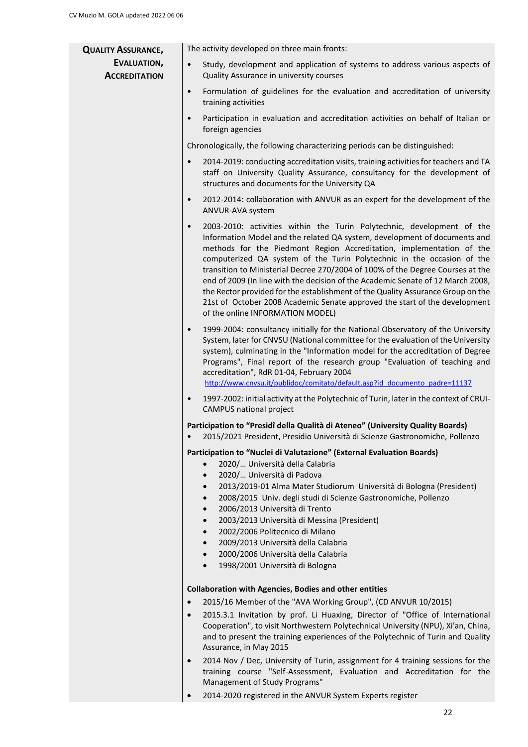## QUALITY ASSURANCE, EVALUATION, ACCREDITATION

The activity developed on three main fronts:

- Study, development and application of systems to address various aspects of Quality Assurance in university courses
- Formulation of guidelines for the evaluation and accreditation of university training activities
- Participation in evaluation and accreditation activities on behalf of Italian or foreign agencies

Chronologically, the following characterizing periods can be distinguished:

- 2014-2019: conducting accreditation visits, training activities for teachers and TA staff on University Quality Assurance, consultancy for the development of structures and documents for the University QA
- 2012-2014: collaboration with ANVUR as an expert for the development of the ANVUR-AVA system
- 2003-2010: activities within the Turin Polytechnic, development of the Information Model and the related QA system, development of documents and methods for the Piedmont Region Accreditation, implementation of the computerized QA system of the Turin Polytechnic in the occasion of the transition to Ministerial Decree 270/2004 of 100% of the Degree Courses at the end of 2009 (In line with the decision of the Academic Senate of 12 March 2008, the Rector provided for the establishment of the Quality Assurance Group on the 21st of October 2008 Academic Senate approved the start of the development of the online INFORMATION MODEL)
- 1999-2004: consultancy initially for the National Observatory of the University System, later for CNVSU (National committee for the evaluation of the University system), culminating in the "Information model for the accreditation of Degree Programs", Final report of the research group "Evaluation of teaching and accreditation", RdR 01-04, February 2004
  http://www.cnvsu.it/publidoc/comitato/default.asp?id_documento_padre=11137
- 1997-2002: initial activity at the Polytechnic of Turin, later in the context of CRUI-CAMPUS national project

**Participation to "Presidî della Qualità di Ateneo" (University Quality Boards)**

- 2015/2021 President, Presidio Università di Scienze Gastronomiche, Pollenzo

**Participation to "Nuclei di Valutazione" (External Evaluation Boards)**

- 2020/… Università della Calabria
- 2020/… Università di Padova
- 2013/2019-01 Alma Mater Studiorum Università di Bologna (President)
- 2008/2015 Univ. degli studi di Scienze Gastronomiche, Pollenzo
- 2006/2013 Università di Trento
- 2003/2013 Università di Messina (President)
- 2002/2006 Politecnico di Milano
- 2009/2013 Università della Calabria
- 2000/2006 Università della Calabria
- 1998/2001 Università di Bologna

**Collaboration with Agencies, Bodies and other entities**

- 2015/16 Member of the "AVA Working Group", (CD ANVUR 10/2015)
- 2015.3.1 Invitation by prof. Li Huaxing, Director of "Office of International Cooperation", to visit Northwestern Polytechnical University (NPU), Xi'an, China, and to present the training experiences of the Polytechnic of Turin and Quality Assurance, in May 2015
- 2014 Nov / Dec, University of Turin, assignment for 4 training sessions for the training course "Self-Assessment, Evaluation and Accreditation for the Management of Study Programs"
- 2014-2020 registered in the ANVUR System Experts register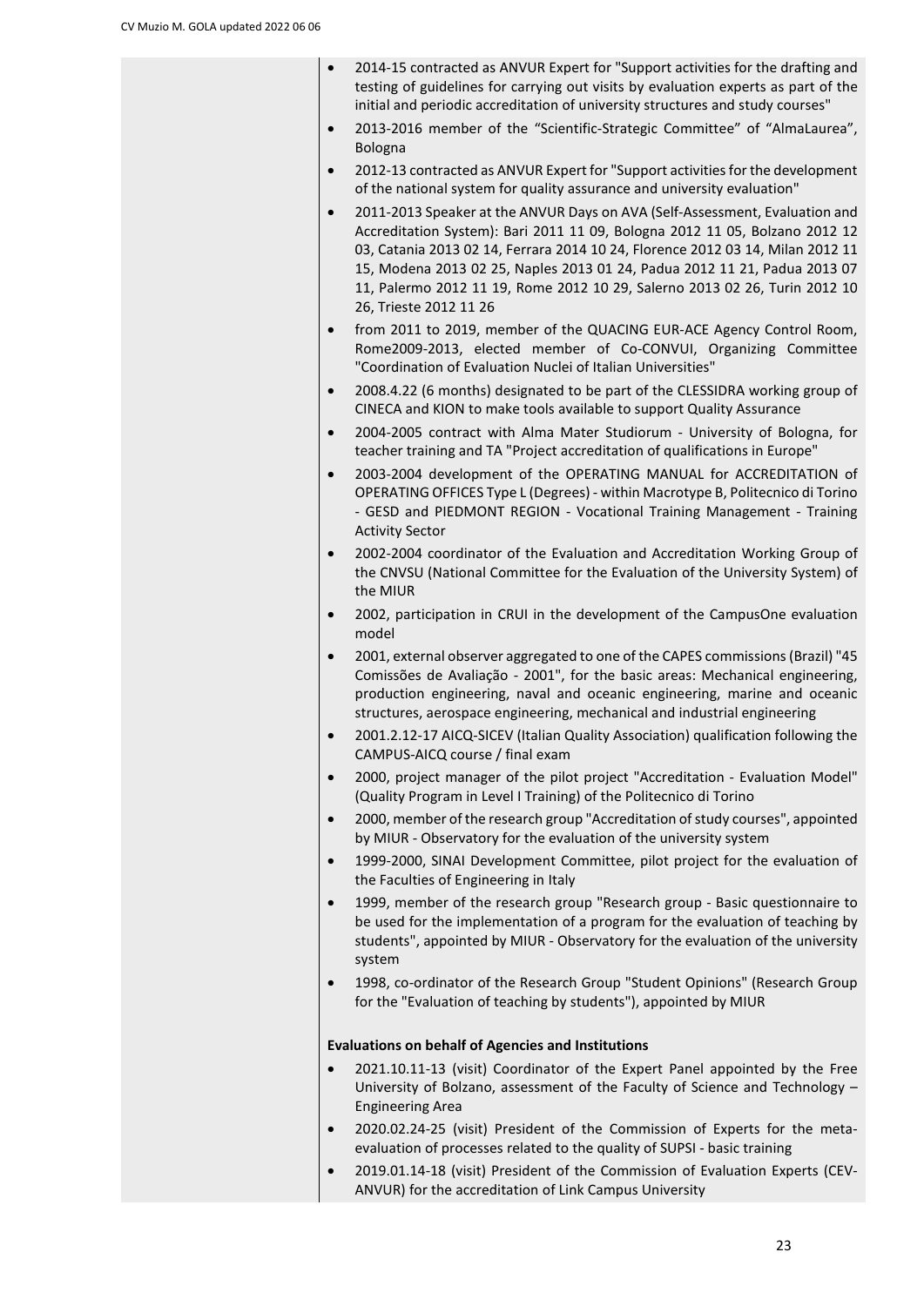- 2014-15 contracted as ANVUR Expert for "Support activities for the drafting and testing of guidelines for carrying out visits by evaluation experts as part of the initial and periodic accreditation of university structures and study courses"
- 2013-2016 member of the "Scientific-Strategic Committee" of "AlmaLaurea", Bologna
- 2012-13 contracted as ANVUR Expert for "Support activities for the development of the national system for quality assurance and university evaluation"
- 2011-2013 Speaker at the ANVUR Days on AVA (Self-Assessment, Evaluation and Accreditation System): Bari 2011 11 09, Bologna 2012 11 05, Bolzano 2012 12 03, Catania 2013 02 14, Ferrara 2014 10 24, Florence 2012 03 14, Milan 2012 11 15, Modena 2013 02 25, Naples 2013 01 24, Padua 2012 11 21, Padua 2013 07 11, Palermo 2012 11 19, Rome 2012 10 29, Salerno 2013 02 26, Turin 2012 10 26, Trieste 2012 11 26
- from 2011 to 2019, member of the QUACING EUR-ACE Agency Control Room, Rome2009-2013, elected member of Co-CONVUI, Organizing Committee "Coordination of Evaluation Nuclei of Italian Universities"
- 2008.4.22 (6 months) designated to be part of the CLESSIDRA working group of CINECA and KION to make tools available to support Quality Assurance
- 2004-2005 contract with Alma Mater Studiorum - University of Bologna, for teacher training and TA "Project accreditation of qualifications in Europe"
- 2003-2004 development of the OPERATING MANUAL for ACCREDITATION of OPERATING OFFICES Type L (Degrees) - within Macrotype B, Politecnico di Torino - GESD and PIEDMONT REGION - Vocational Training Management - Training Activity Sector
- 2002-2004 coordinator of the Evaluation and Accreditation Working Group of the CNVSU (National Committee for the Evaluation of the University System) of the MIUR
- 2002, participation in CRUI in the development of the CampusOne evaluation model
- 2001, external observer aggregated to one of the CAPES commissions (Brazil) "45 Comissões de Avaliação - 2001", for the basic areas: Mechanical engineering, production engineering, naval and oceanic engineering, marine and oceanic structures, aerospace engineering, mechanical and industrial engineering
- 2001.2.12-17 AICQ-SICEV (Italian Quality Association) qualification following the CAMPUS-AICQ course / final exam
- 2000, project manager of the pilot project "Accreditation - Evaluation Model" (Quality Program in Level I Training) of the Politecnico di Torino
- 2000, member of the research group "Accreditation of study courses", appointed by MIUR - Observatory for the evaluation of the university system
- 1999-2000, SINAI Development Committee, pilot project for the evaluation of the Faculties of Engineering in Italy
- 1999, member of the research group "Research group - Basic questionnaire to be used for the implementation of a program for the evaluation of teaching by students", appointed by MIUR - Observatory for the evaluation of the university system
- 1998, co-ordinator of the Research Group "Student Opinions" (Research Group for the "Evaluation of teaching by students"), appointed by MIUR

**Evaluations on behalf of Agencies and Institutions**

- 2021.10.11-13 (visit) Coordinator of the Expert Panel appointed by the Free University of Bolzano, assessment of the Faculty of Science and Technology – Engineering Area
- 2020.02.24-25 (visit) President of the Commission of Experts for the meta-evaluation of processes related to the quality of SUPSI - basic training
- 2019.01.14-18 (visit) President of the Commission of Evaluation Experts (CEV-ANVUR) for the accreditation of Link Campus University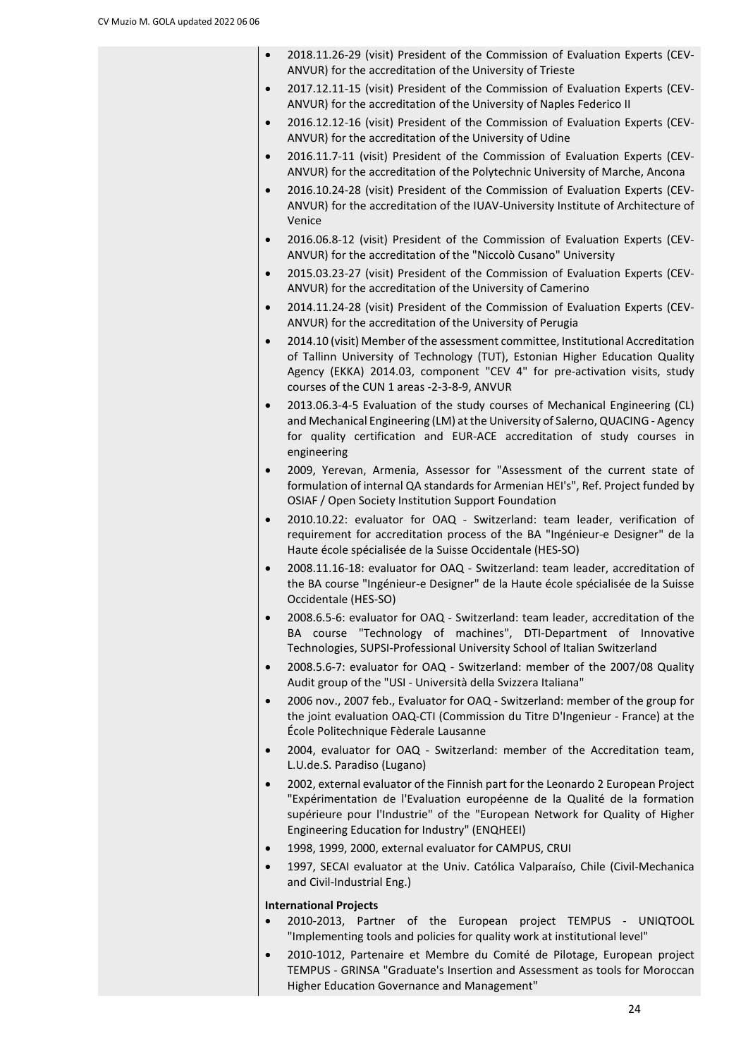- 2018.11.26-29 (visit) President of the Commission of Evaluation Experts (CEV-ANVUR) for the accreditation of the University of Trieste
- 2017.12.11-15 (visit) President of the Commission of Evaluation Experts (CEV-ANVUR) for the accreditation of the University of Naples Federico II
- 2016.12.12-16 (visit) President of the Commission of Evaluation Experts (CEV-ANVUR) for the accreditation of the University of Udine
- 2016.11.7-11 (visit) President of the Commission of Evaluation Experts (CEV-ANVUR) for the accreditation of the Polytechnic University of Marche, Ancona
- 2016.10.24-28 (visit) President of the Commission of Evaluation Experts (CEV-ANVUR) for the accreditation of the IUAV-University Institute of Architecture of Venice
- 2016.06.8-12 (visit) President of the Commission of Evaluation Experts (CEV-ANVUR) for the accreditation of the "Niccolò Cusano" University
- 2015.03.23-27 (visit) President of the Commission of Evaluation Experts (CEV-ANVUR) for the accreditation of the University of Camerino
- 2014.11.24-28 (visit) President of the Commission of Evaluation Experts (CEV-ANVUR) for the accreditation of the University of Perugia
- 2014.10 (visit) Member of the assessment committee, Institutional Accreditation of Tallinn University of Technology (TUT), Estonian Higher Education Quality Agency (EKKA) 2014.03, component "CEV 4" for pre-activation visits, study courses of the CUN 1 areas -2-3-8-9, ANVUR
- 2013.06.3-4-5 Evaluation of the study courses of Mechanical Engineering (CL) and Mechanical Engineering (LM) at the University of Salerno, QUACING - Agency for quality certification and EUR-ACE accreditation of study courses in engineering
- 2009, Yerevan, Armenia, Assessor for "Assessment of the current state of formulation of internal QA standards for Armenian HEI's", Ref. Project funded by OSIAF / Open Society Institution Support Foundation
- 2010.10.22: evaluator for OAQ - Switzerland: team leader, verification of requirement for accreditation process of the BA "Ingénieur-e Designer" de la Haute école spécialisée de la Suisse Occidentale (HES-SO)
- 2008.11.16-18: evaluator for OAQ - Switzerland: team leader, accreditation of the BA course "Ingénieur-e Designer" de la Haute école spécialisée de la Suisse Occidentale (HES-SO)
- 2008.6.5-6: evaluator for OAQ - Switzerland: team leader, accreditation of the BA course "Technology of machines", DTI-Department of Innovative Technologies, SUPSI-Professional University School of Italian Switzerland
- 2008.5.6-7: evaluator for OAQ - Switzerland: member of the 2007/08 Quality Audit group of the "USI - Università della Svizzera Italiana"
- 2006 nov., 2007 feb., Evaluator for OAQ - Switzerland: member of the group for the joint evaluation OAQ-CTI (Commission du Titre D'Ingenieur - France) at the École Politechnique Fèderale Lausanne
- 2004, evaluator for OAQ - Switzerland: member of the Accreditation team, L.U.de.S. Paradiso (Lugano)
- 2002, external evaluator of the Finnish part for the Leonardo 2 European Project "Expérimentation de l'Evaluation européenne de la Qualité de la formation supérieure pour l'Industrie" of the "European Network for Quality of Higher Engineering Education for Industry" (ENQHEEI)
- 1998, 1999, 2000, external evaluator for CAMPUS, CRUI
- 1997, SECAI evaluator at the Univ. Católica Valparaíso, Chile (Civil-Mechanica and Civil-Industrial Eng.)

**International Projects**

- 2010-2013, Partner of the European project TEMPUS - UNIQTOOL "Implementing tools and policies for quality work at institutional level"
- 2010-1012, Partenaire et Membre du Comité de Pilotage, European project TEMPUS - GRINSA "Graduate's Insertion and Assessment as tools for Moroccan Higher Education Governance and Management"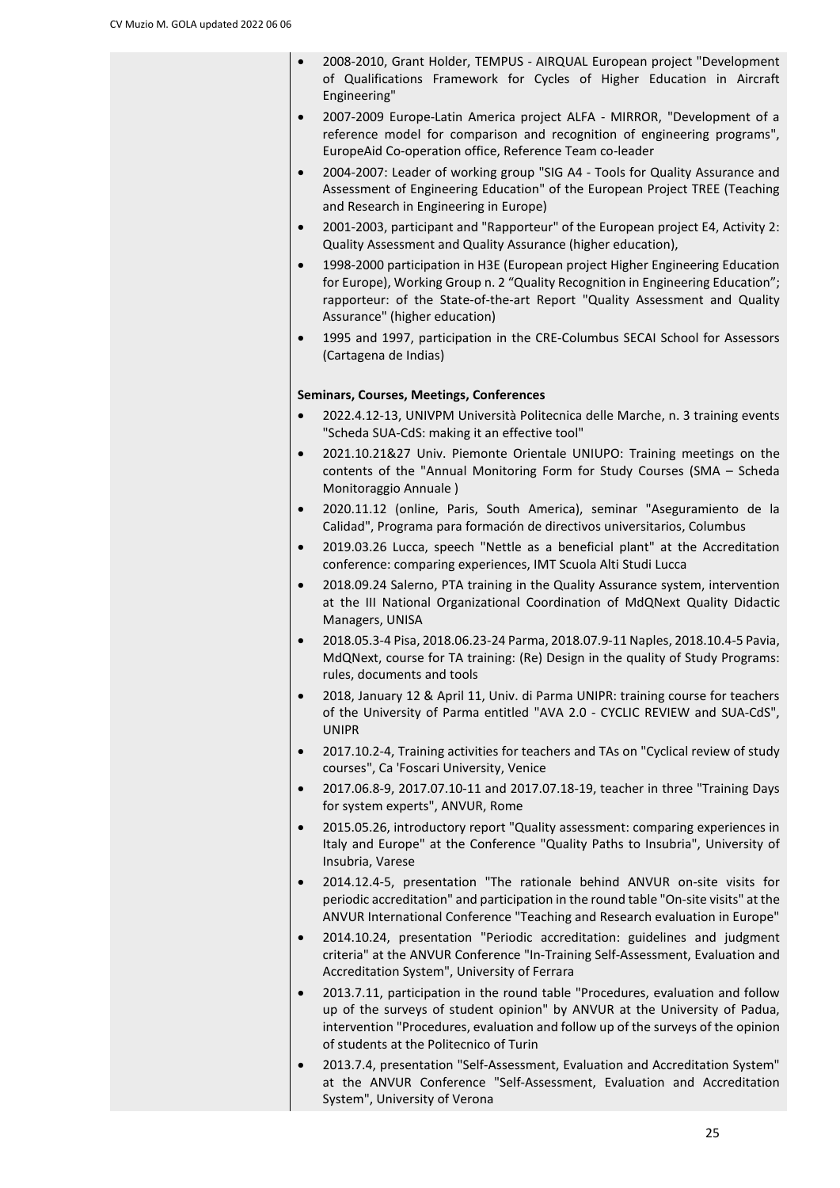- 2008-2010, Grant Holder, TEMPUS - AIRQUAL European project "Development of Qualifications Framework for Cycles of Higher Education in Aircraft Engineering"
- 2007-2009 Europe-Latin America project ALFA - MIRROR, "Development of a reference model for comparison and recognition of engineering programs", EuropeAid Co-operation office, Reference Team co-leader
- 2004-2007: Leader of working group "SIG A4 - Tools for Quality Assurance and Assessment of Engineering Education" of the European Project TREE (Teaching and Research in Engineering in Europe)
- 2001-2003, participant and "Rapporteur" of the European project E4, Activity 2: Quality Assessment and Quality Assurance (higher education),
- 1998-2000 participation in H3E (European project Higher Engineering Education for Europe), Working Group n. 2 “Quality Recognition in Engineering Education”; rapporteur: of the State-of-the-art Report "Quality Assessment and Quality Assurance" (higher education)
- 1995 and 1997, participation in the CRE-Columbus SECAI School for Assessors (Cartagena de Indias)

**Seminars, Courses, Meetings, Conferences**

- 2022.4.12-13, UNIVPM Università Politecnica delle Marche, n. 3 training events "Scheda SUA-CdS: making it an effective tool"
- 2021.10.21&27 Univ. Piemonte Orientale UNIUPO: Training meetings on the contents of the "Annual Monitoring Form for Study Courses (SMA – Scheda Monitoraggio Annuale )
- 2020.11.12 (online, Paris, South America), seminar "Aseguramiento de la Calidad", Programa para formación de directivos universitarios, Columbus
- 2019.03.26 Lucca, speech "Nettle as a beneficial plant" at the Accreditation conference: comparing experiences, IMT Scuola Alti Studi Lucca
- 2018.09.24 Salerno, PTA training in the Quality Assurance system, intervention at the III National Organizational Coordination of MdQNext Quality Didactic Managers, UNISA
- 2018.05.3-4 Pisa, 2018.06.23-24 Parma, 2018.07.9-11 Naples, 2018.10.4-5 Pavia, MdQNext, course for TA training: (Re) Design in the quality of Study Programs: rules, documents and tools
- 2018, January 12 & April 11, Univ. di Parma UNIPR: training course for teachers of the University of Parma entitled "AVA 2.0 - CYCLIC REVIEW and SUA-CdS", UNIPR
- 2017.10.2-4, Training activities for teachers and TAs on "Cyclical review of study courses", Ca 'Foscari University, Venice
- 2017.06.8-9, 2017.07.10-11 and 2017.07.18-19, teacher in three "Training Days for system experts", ANVUR, Rome
- 2015.05.26, introductory report "Quality assessment: comparing experiences in Italy and Europe" at the Conference "Quality Paths to Insubria", University of Insubria, Varese
- 2014.12.4-5, presentation "The rationale behind ANVUR on-site visits for periodic accreditation" and participation in the round table "On-site visits" at the ANVUR International Conference "Teaching and Research evaluation in Europe"
- 2014.10.24, presentation "Periodic accreditation: guidelines and judgment criteria" at the ANVUR Conference "In-Training Self-Assessment, Evaluation and Accreditation System", University of Ferrara
- 2013.7.11, participation in the round table "Procedures, evaluation and follow up of the surveys of student opinion" by ANVUR at the University of Padua, intervention "Procedures, evaluation and follow up of the surveys of the opinion of students at the Politecnico of Turin
- 2013.7.4, presentation "Self-Assessment, Evaluation and Accreditation System" at the ANVUR Conference "Self-Assessment, Evaluation and Accreditation System", University of Verona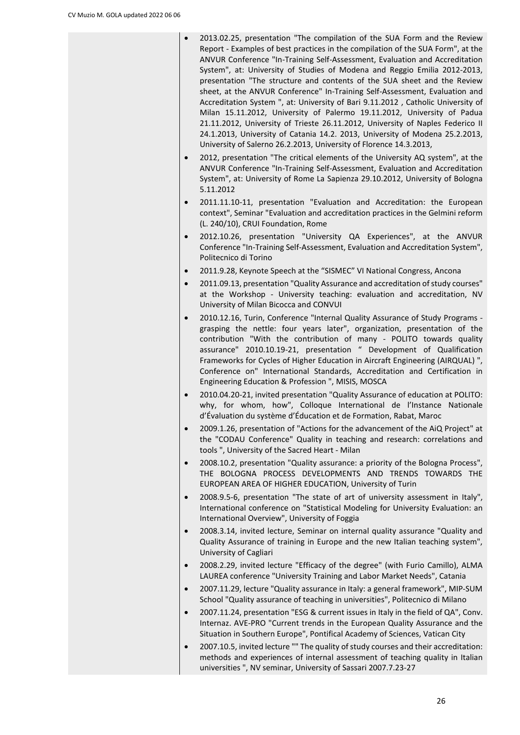- 2013.02.25, presentation "The compilation of the SUA Form and the Review Report - Examples of best practices in the compilation of the SUA Form", at the ANVUR Conference "In-Training Self-Assessment, Evaluation and Accreditation System", at: University of Studies of Modena and Reggio Emilia 2012-2013, presentation "The structure and contents of the SUA sheet and the Review sheet, at the ANVUR Conference" In-Training Self-Assessment, Evaluation and Accreditation System ", at: University of Bari 9.11.2012 , Catholic University of Milan 15.11.2012, University of Palermo 19.11.2012, University of Padua 21.11.2012, University of Trieste 26.11.2012, University of Naples Federico II 24.1.2013, University of Catania 14.2. 2013, University of Modena 25.2.2013, University of Salerno 26.2.2013, University of Florence 14.3.2013,
- 2012, presentation "The critical elements of the University AQ system", at the ANVUR Conference "In-Training Self-Assessment, Evaluation and Accreditation System", at: University of Rome La Sapienza 29.10.2012, University of Bologna 5.11.2012
- 2011.11.10-11, presentation "Evaluation and Accreditation: the European context", Seminar "Evaluation and accreditation practices in the Gelmini reform (L. 240/10), CRUI Foundation, Rome
- 2012.10.26, presentation "University QA Experiences", at the ANVUR Conference "In-Training Self-Assessment, Evaluation and Accreditation System", Politecnico di Torino
- 2011.9.28, Keynote Speech at the "SISMEC" VI National Congress, Ancona
- 2011.09.13, presentation "Quality Assurance and accreditation of study courses" at the Workshop - University teaching: evaluation and accreditation, NV University of Milan Bicocca and CONVUI
- 2010.12.16, Turin, Conference "Internal Quality Assurance of Study Programs - grasping the nettle: four years later", organization, presentation of the contribution "With the contribution of many - POLITO towards quality assurance" 2010.10.19-21, presentation " Development of Qualification Frameworks for Cycles of Higher Education in Aircraft Engineering (AIRQUAL) ", Conference on" International Standards, Accreditation and Certification in Engineering Education & Profession ", MISIS, MOSCA
- 2010.04.20-21, invited presentation "Quality Assurance of education at POLITO: why, for whom, how", Colloque International de l'Instance Nationale d'Évaluation du système d'Éducation et de Formation, Rabat, Maroc
- 2009.1.26, presentation of "Actions for the advancement of the AiQ Project" at the "CODAU Conference" Quality in teaching and research: correlations and tools ", University of the Sacred Heart - Milan
- 2008.10.2, presentation "Quality assurance: a priority of the Bologna Process", THE BOLOGNA PROCESS DEVELOPMENTS AND TRENDS TOWARDS THE EUROPEAN AREA OF HIGHER EDUCATION, University of Turin
- 2008.9.5-6, presentation "The state of art of university assessment in Italy", International conference on "Statistical Modeling for University Evaluation: an International Overview", University of Foggia
- 2008.3.14, invited lecture, Seminar on internal quality assurance "Quality and Quality Assurance of training in Europe and the new Italian teaching system", University of Cagliari
- 2008.2.29, invited lecture "Efficacy of the degree" (with Furio Camillo), ALMA LAUREA conference "University Training and Labor Market Needs", Catania
- 2007.11.29, lecture "Quality assurance in Italy: a general framework", MIP-SUM School "Quality assurance of teaching in universities", Politecnico di Milano
- 2007.11.24, presentation "ESG & current issues in Italy in the field of QA", Conv. Internaz. AVE-PRO "Current trends in the European Quality Assurance and the Situation in Southern Europe", Pontifical Academy of Sciences, Vatican City
- 2007.10.5, invited lecture "" The quality of study courses and their accreditation: methods and experiences of internal assessment of teaching quality in Italian universities ", NV seminar, University of Sassari 2007.7.23-27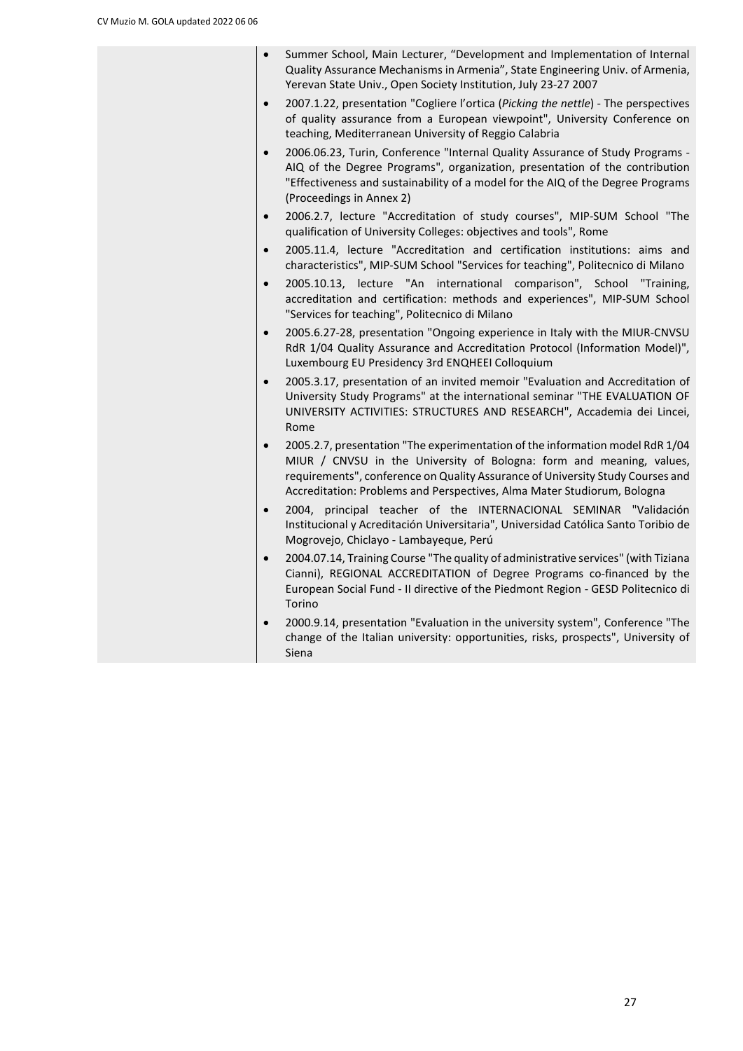- Summer School, Main Lecturer, "Development and Implementation of Internal Quality Assurance Mechanisms in Armenia", State Engineering Univ. of Armenia, Yerevan State Univ., Open Society Institution, July 23-27 2007
- 2007.1.22, presentation "Cogliere l'ortica (*Picking the nettle*) - The perspectives of quality assurance from a European viewpoint", University Conference on teaching, Mediterranean University of Reggio Calabria
- 2006.06.23, Turin, Conference "Internal Quality Assurance of Study Programs - AIQ of the Degree Programs", organization, presentation of the contribution "Effectiveness and sustainability of a model for the AIQ of the Degree Programs (Proceedings in Annex 2)
- 2006.2.7, lecture "Accreditation of study courses", MIP-SUM School "The qualification of University Colleges: objectives and tools", Rome
- 2005.11.4, lecture "Accreditation and certification institutions: aims and characteristics", MIP-SUM School "Services for teaching", Politecnico di Milano
- 2005.10.13, lecture "An international comparison", School "Training, accreditation and certification: methods and experiences", MIP-SUM School "Services for teaching", Politecnico di Milano
- 2005.6.27-28, presentation "Ongoing experience in Italy with the MIUR-CNVSU RdR 1/04 Quality Assurance and Accreditation Protocol (Information Model)", Luxembourg EU Presidency 3rd ENQHEEI Colloquium
- 2005.3.17, presentation of an invited memoir "Evaluation and Accreditation of University Study Programs" at the international seminar "THE EVALUATION OF UNIVERSITY ACTIVITIES: STRUCTURES AND RESEARCH", Accademia dei Lincei, Rome
- 2005.2.7, presentation "The experimentation of the information model RdR 1/04 MIUR / CNVSU in the University of Bologna: form and meaning, values, requirements", conference on Quality Assurance of University Study Courses and Accreditation: Problems and Perspectives, Alma Mater Studiorum, Bologna
- 2004, principal teacher of the INTERNACIONAL SEMINAR "Validación Institucional y Acreditación Universitaria", Universidad Católica Santo Toribio de Mogrovejo, Chiclayo - Lambayeque, Perú
- 2004.07.14, Training Course "The quality of administrative services" (with Tiziana Cianni), REGIONAL ACCREDITATION of Degree Programs co-financed by the European Social Fund - II directive of the Piedmont Region - GESD Politecnico di Torino
- 2000.9.14, presentation "Evaluation in the university system", Conference "The change of the Italian university: opportunities, risks, prospects", University of Siena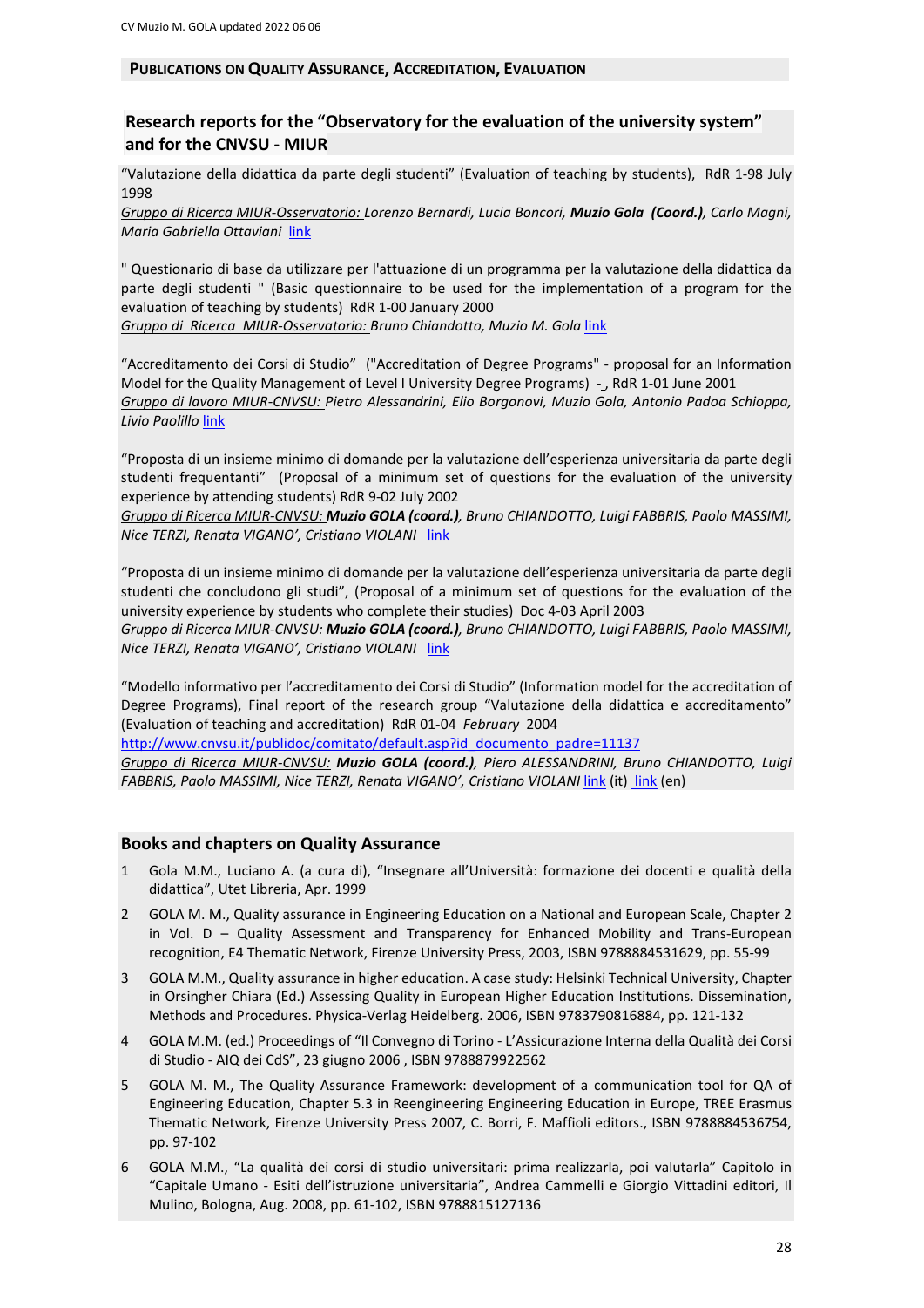## Publications on Quality Assurance, Accreditation, Evaluation

### Research reports for the "Observatory for the evaluation of the university system" and for the CNVSU - MIUR

"Valutazione della didattica da parte degli studenti" (Evaluation of teaching by students), RdR 1-98 July 1998
*Gruppo di Ricerca MIUR-Osservatorio: Lorenzo Bernardi, Lucia Boncori,* ***Muzio Gola (Coord.)****, Carlo Magni, Maria Gabriella Ottaviani* link

" Questionario di base da utilizzare per l'attuazione di un programma per la valutazione della didattica da parte degli studenti " (Basic questionnaire to be used for the implementation of a program for the evaluation of teaching by students) RdR 1-00 January 2000
*Gruppo di Ricerca MIUR-Osservatorio: Bruno Chiandotto, Muzio M. Gola* link

"Accreditamento dei Corsi di Studio" ("Accreditation of Degree Programs" - proposal for an Information Model for the Quality Management of Level I University Degree Programs) -, RdR 1-01 June 2001
*Gruppo di lavoro MIUR-CNVSU: Pietro Alessandrini, Elio Borgonovi, Muzio Gola, Antonio Padoa Schioppa, Livio Paolillo* link

"Proposta di un insieme minimo di domande per la valutazione dell'esperienza universitaria da parte degli studenti frequentanti" (Proposal of a minimum set of questions for the evaluation of the university experience by attending students) RdR 9-02 July 2002
*Gruppo di Ricerca MIUR-CNVSU:* ***Muzio GOLA (coord.)****, Bruno CHIANDOTTO, Luigi FABBRIS, Paolo MASSIMI, Nice TERZI, Renata VIGANO', Cristiano VIOLANI* link

"Proposta di un insieme minimo di domande per la valutazione dell'esperienza universitaria da parte degli studenti che concludono gli studi", (Proposal of a minimum set of questions for the evaluation of the university experience by students who complete their studies) Doc 4-03 April 2003
*Gruppo di Ricerca MIUR-CNVSU:* ***Muzio GOLA (coord.)****, Bruno CHIANDOTTO, Luigi FABBRIS, Paolo MASSIMI, Nice TERZI, Renata VIGANO', Cristiano VIOLANI* link

"Modello informativo per l'accreditamento dei Corsi di Studio" (Information model for the accreditation of Degree Programs), Final report of the research group "Valutazione della didattica e accreditamento" (Evaluation of teaching and accreditation) RdR 01-04 *February* 2004
http://www.cnvsu.it/publidoc/comitato/default.asp?id_documento_padre=11137
*Gruppo di Ricerca MIUR-CNVSU:* ***Muzio GOLA (coord.)****, Piero ALESSANDRINI, Bruno CHIANDOTTO, Luigi FABBRIS, Paolo MASSIMI, Nice TERZI, Renata VIGANO', Cristiano VIOLANI* link (it) link (en)

### Books and chapters on Quality Assurance

1. Gola M.M., Luciano A. (a cura di), "Insegnare all'Università: formazione dei docenti e qualità della didattica", Utet Libreria, Apr. 1999
2. GOLA M. M., Quality assurance in Engineering Education on a National and European Scale, Chapter 2 in Vol. D – Quality Assessment and Transparency for Enhanced Mobility and Trans-European recognition, E4 Thematic Network, Firenze University Press, 2003, ISBN 9788884531629, pp. 55-99
3. GOLA M.M., Quality assurance in higher education. A case study: Helsinki Technical University, Chapter in Orsingher Chiara (Ed.) Assessing Quality in European Higher Education Institutions. Dissemination, Methods and Procedures. Physica-Verlag Heidelberg. 2006, ISBN 9783790816884, pp. 121-132
4. GOLA M.M. (ed.) Proceedings of "Il Convegno di Torino - L'Assicurazione Interna della Qualità dei Corsi di Studio - AIQ dei CdS", 23 giugno 2006 , ISBN 9788879922562
5. GOLA M. M., The Quality Assurance Framework: development of a communication tool for QA of Engineering Education, Chapter 5.3 in Reengineering Engineering Education in Europe, TREE Erasmus Thematic Network, Firenze University Press 2007, C. Borri, F. Maffioli editors., ISBN 9788884536754, pp. 97-102
6. GOLA M.M., "La qualità dei corsi di studio universitari: prima realizzarla, poi valutarla" Capitolo in "Capitale Umano - Esiti dell'istruzione universitaria", Andrea Cammelli e Giorgio Vittadini editori, Il Mulino, Bologna, Aug. 2008, pp. 61-102, ISBN 9788815127136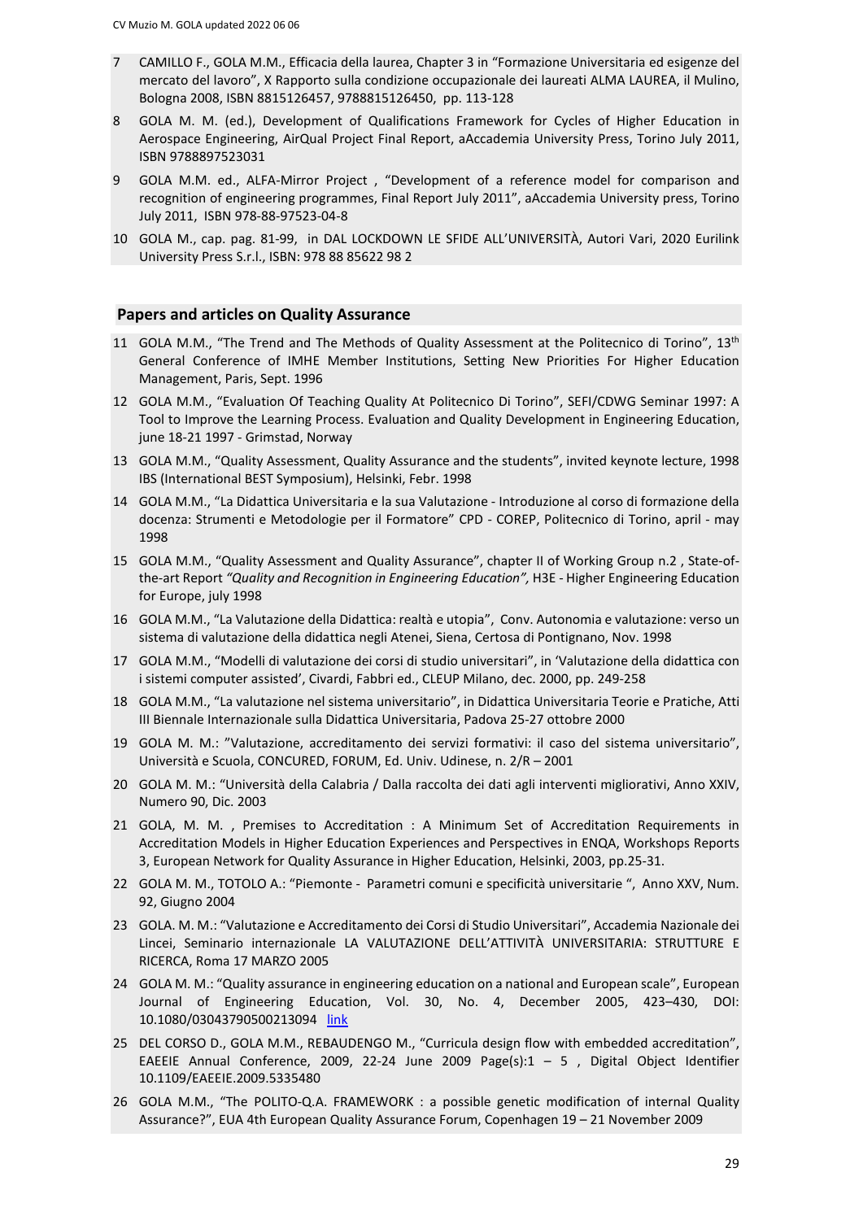7 CAMILLO F., GOLA M.M., Efficacia della laurea, Chapter 3 in “Formazione Universitaria ed esigenze del mercato del lavoro”, X Rapporto sulla condizione occupazionale dei laureati ALMA LAUREA, il Mulino, Bologna 2008, ISBN 8815126457, 9788815126450, pp. 113-128

8 GOLA M. M. (ed.), Development of Qualifications Framework for Cycles of Higher Education in Aerospace Engineering, AirQual Project Final Report, aAccademia University Press, Torino July 2011, ISBN 9788897523031

9 GOLA M.M. ed., ALFA-Mirror Project , “Development of a reference model for comparison and recognition of engineering programmes, Final Report July 2011”, aAccademia University press, Torino July 2011, ISBN 978-88-97523-04-8

10 GOLA M., cap. pag. 81-99, in DAL LOCKDOWN LE SFIDE ALL’UNIVERSITÀ, Autori Vari, 2020 Eurilink University Press S.r.l., ISBN: 978 88 85622 98 2

## Papers and articles on Quality Assurance

11 GOLA M.M., “The Trend and The Methods of Quality Assessment at the Politecnico di Torino”, 13th General Conference of IMHE Member Institutions, Setting New Priorities For Higher Education Management, Paris, Sept. 1996

12 GOLA M.M., “Evaluation Of Teaching Quality At Politecnico Di Torino”, SEFI/CDWG Seminar 1997: A Tool to Improve the Learning Process. Evaluation and Quality Development in Engineering Education, june 18-21 1997 - Grimstad, Norway

13 GOLA M.M., “Quality Assessment, Quality Assurance and the students”, invited keynote lecture, 1998 IBS (International BEST Symposium), Helsinki, Febr. 1998

14 GOLA M.M., “La Didattica Universitaria e la sua Valutazione - Introduzione al corso di formazione della docenza: Strumenti e Metodologie per il Formatore” CPD - COREP, Politecnico di Torino, april - may 1998

15 GOLA M.M., “Quality Assessment and Quality Assurance”, chapter II of Working Group n.2 , State-of-the-art Report *“Quality and Recognition in Engineering Education”,* H3E - Higher Engineering Education for Europe, july 1998

16 GOLA M.M., “La Valutazione della Didattica: realtà e utopia”, Conv. Autonomia e valutazione: verso un sistema di valutazione della didattica negli Atenei, Siena, Certosa di Pontignano, Nov. 1998

17 GOLA M.M., “Modelli di valutazione dei corsi di studio universitari”, in ‘Valutazione della didattica con i sistemi computer assisted’, Civardi, Fabbri ed., CLEUP Milano, dec. 2000, pp. 249-258

18 GOLA M.M., “La valutazione nel sistema universitario”, in Didattica Universitaria Teorie e Pratiche, Atti III Biennale Internazionale sulla Didattica Universitaria, Padova 25-27 ottobre 2000

19 GOLA M. M.: ”Valutazione, accreditamento dei servizi formativi: il caso del sistema universitario”, Università e Scuola, CONCURED, FORUM, Ed. Univ. Udinese, n. 2/R – 2001

20 GOLA M. M.: “Università della Calabria / Dalla raccolta dei dati agli interventi migliorativi, Anno XXIV, Numero 90, Dic. 2003

21 GOLA, M. M. , Premises to Accreditation : A Minimum Set of Accreditation Requirements in Accreditation Models in Higher Education Experiences and Perspectives in ENQA, Workshops Reports 3, European Network for Quality Assurance in Higher Education, Helsinki, 2003, pp.25-31.

22 GOLA M. M., TOTOLO A.: “Piemonte - Parametri comuni e specificità universitarie “, Anno XXV, Num. 92, Giugno 2004

23 GOLA. M. M.: “Valutazione e Accreditamento dei Corsi di Studio Universitari”, Accademia Nazionale dei Lincei, Seminario internazionale LA VALUTAZIONE DELL’ATTIVITÀ UNIVERSITARIA: STRUTTURE E RICERCA, Roma 17 MARZO 2005

24 GOLA M. M.: “Quality assurance in engineering education on a national and European scale”, European Journal of Engineering Education, Vol. 30, No. 4, December 2005, 423–430, DOI: 10.1080/03043790500213094 link

25 DEL CORSO D., GOLA M.M., REBAUDENGO M., “Curricula design flow with embedded accreditation”, EAEEIE Annual Conference, 2009, 22-24 June 2009 Page(s):1 – 5 , Digital Object Identifier 10.1109/EAEEIE.2009.5335480

26 GOLA M.M., “The POLITO-Q.A. FRAMEWORK : a possible genetic modification of internal Quality Assurance?”, EUA 4th European Quality Assurance Forum, Copenhagen 19 – 21 November 2009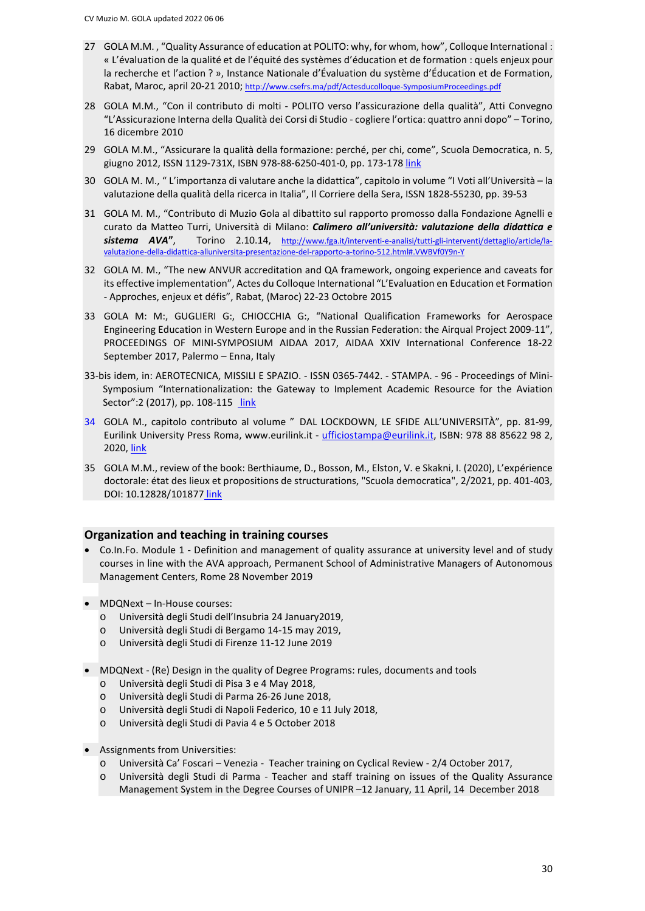27 GOLA M.M. , "Quality Assurance of education at POLITO: why, for whom, how", Colloque International : « L'évaluation de la qualité et de l'équité des systèmes d'éducation et de formation : quels enjeux pour la recherche et l'action ? », Instance Nationale d'Évaluation du système d'Éducation et de Formation, Rabat, Maroc, april 20-21 2010; http://www.csefrs.ma/pdf/Actesducolloque-SymposiumProceedings.pdf

28 GOLA M.M., "Con il contributo di molti - POLITO verso l'assicurazione della qualità", Atti Convegno "L'Assicurazione Interna della Qualità dei Corsi di Studio - cogliere l'ortica: quattro anni dopo" – Torino, 16 dicembre 2010

29 GOLA M.M., "Assicurare la qualità della formazione: perché, per chi, come", Scuola Democratica, n. 5, giugno 2012, ISSN 1129-731X, ISBN 978-88-6250-401-0, pp. 173-178 link

30 GOLA M. M., " L'importanza di valutare anche la didattica", capitolo in volume "I Voti all'Università – la valutazione della qualità della ricerca in Italia", Il Corriere della Sera, ISSN 1828-55230, pp. 39-53

31 GOLA M. M., "Contributo di Muzio Gola al dibattito sul rapporto promosso dalla Fondazione Agnelli e curato da Matteo Turri, Università di Milano: ***Calimero all'università: valutazione della didattica e sistema AVA***", Torino 2.10.14, http://www.fga.it/interventi-e-analisi/tutti-gli-interventi/dettaglio/article/la-valutazione-della-didattica-alluniversita-presentazione-del-rapporto-a-torino-512.html#.VWBVf0Y9n-Y

32 GOLA M. M., "The new ANVUR accreditation and QA framework, ongoing experience and caveats for its effective implementation", Actes du Colloque International "L'Evaluation en Education et Formation - Approches, enjeux et défis", Rabat, (Maroc) 22-23 Octobre 2015

33 GOLA M: M:, GUGLIERI G:, CHIOCCHIA G:, "National Qualification Frameworks for Aerospace Engineering Education in Western Europe and in the Russian Federation: the Airqual Project 2009-11", PROCEEDINGS OF MINI-SYMPOSIUM AIDAA 2017, AIDAA XXIV International Conference 18-22 September 2017, Palermo – Enna, Italy

33-bis idem, in: AEROTECNICA, MISSILI E SPAZIO. - ISSN 0365-7442. - STAMPA. - 96 - Proceedings of Mini-Symposium "Internationalization: the Gateway to Implement Academic Resource for the Aviation Sector":2 (2017), pp. 108-115 link

34 GOLA M., capitolo contributo al volume " DAL LOCKDOWN, LE SFIDE ALL'UNIVERSITÀ", pp. 81-99, Eurilink University Press Roma, www.eurilink.it - ufficiostampa@eurilink.it, ISBN: 978 88 85622 98 2, 2020, link

35 GOLA M.M., review of the book: Berthiaume, D., Bosson, M., Elston, V. e Skakni, I. (2020), L'expérience doctorale: état des lieux et propositions de structurations, "Scuola democratica", 2/2021, pp. 401-403, DOI: 10.12828/101877 link

## Organization and teaching in training courses

- Co.In.Fo. Module 1 - Definition and management of quality assurance at university level and of study courses in line with the AVA approach, Permanent School of Administrative Managers of Autonomous Management Centers, Rome 28 November 2019

- MDQNext – In-House courses:
  - Università degli Studi dell'Insubria 24 January2019,
  - Università degli Studi di Bergamo 14-15 may 2019,
  - Università degli Studi di Firenze 11-12 June 2019

- MDQNext - (Re) Design in the quality of Degree Programs: rules, documents and tools
  - Università degli Studi di Pisa 3 e 4 May 2018,
  - Università degli Studi di Parma 26-26 June 2018,
  - Università degli Studi di Napoli Federico, 10 e 11 July 2018,
  - Università degli Studi di Pavia 4 e 5 October 2018

- Assignments from Universities:
  - Università Ca' Foscari – Venezia - Teacher training on Cyclical Review - 2/4 October 2017,
  - Università degli Studi di Parma - Teacher and staff training on issues of the Quality Assurance Management System in the Degree Courses of UNIPR –12 January, 11 April, 14 December 2018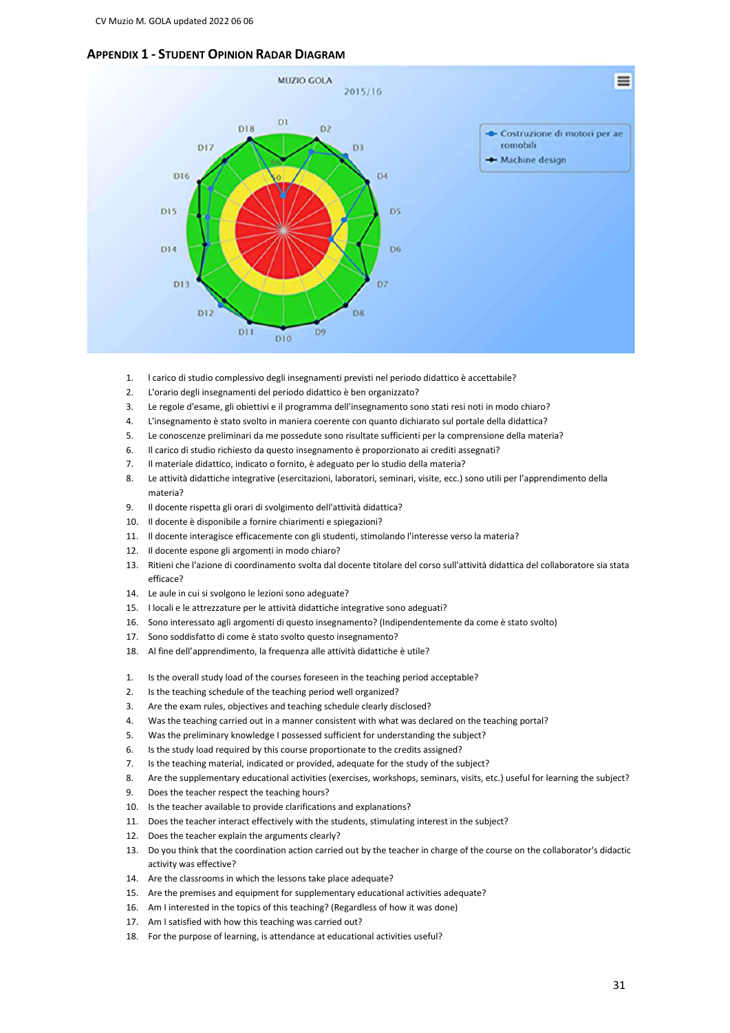## APPENDIX 1 - STUDENT OPINION RADAR DIAGRAM

MUZIO GOLA

2015/16

D1
D2
D3
D4
D5
D6
D7
D8
D9
D10
D11
D12
D13
D14
D15
D16
D17
D18

66

50

Costruzione di motori per aeromobili

Machine design

1. l carico di studio complessivo degli insegnamenti previsti nel periodo didattico è accettabile?
2. L'orario degli insegnamenti del periodo didattico è ben organizzato?
3. Le regole d'esame, gli obiettivi e il programma dell'insegnamento sono stati resi noti in modo chiaro?
4. L'insegnamento è stato svolto in maniera coerente con quanto dichiarato sul portale della didattica?
5. Le conoscenze preliminari da me possedute sono risultate sufficienti per la comprensione della materia?
6. Il carico di studio richiesto da questo insegnamento è proporzionato ai crediti assegnati?
7. Il materiale didattico, indicato o fornito, è adeguato per lo studio della materia?
8. Le attività didattiche integrative (esercitazioni, laboratori, seminari, visite, ecc.) sono utili per l'apprendimento della materia?
9. Il docente rispetta gli orari di svolgimento dell'attività didattica?
10. Il docente è disponibile a fornire chiarimenti e spiegazioni?
11. Il docente interagisce efficacemente con gli studenti, stimolando l'interesse verso la materia?
12. Il docente espone gli argomenti in modo chiaro?
13. Ritieni che l'azione di coordinamento svolta dal docente titolare del corso sull'attività didattica del collaboratore sia stata efficace?
14. Le aule in cui si svolgono le lezioni sono adeguate?
15. I locali e le attrezzature per le attività didattiche integrative sono adeguati?
16. Sono interessato agli argomenti di questo insegnamento? (Indipendentemente da come è stato svolto)
17. Sono soddisfatto di come è stato svolto questo insegnamento?
18. Al fine dell'apprendimento, la frequenza alle attività didattiche è utile?

1. Is the overall study load of the courses foreseen in the teaching period acceptable?
2. Is the teaching schedule of the teaching period well organized?
3. Are the exam rules, objectives and teaching schedule clearly disclosed?
4. Was the teaching carried out in a manner consistent with what was declared on the teaching portal?
5. Was the preliminary knowledge I possessed sufficient for understanding the subject?
6. Is the study load required by this course proportionate to the credits assigned?
7. Is the teaching material, indicated or provided, adequate for the study of the subject?
8. Are the supplementary educational activities (exercises, workshops, seminars, visits, etc.) useful for learning the subject?
9. Does the teacher respect the teaching hours?
10. Is the teacher available to provide clarifications and explanations?
11. Does the teacher interact effectively with the students, stimulating interest in the subject?
12. Does the teacher explain the arguments clearly?
13. Do you think that the coordination action carried out by the teacher in charge of the course on the collaborator's didactic activity was effective?
14. Are the classrooms in which the lessons take place adequate?
15. Are the premises and equipment for supplementary educational activities adequate?
16. Am I interested in the topics of this teaching? (Regardless of how it was done)
17. Am I satisfied with how this teaching was carried out?
18. For the purpose of learning, is attendance at educational activities useful?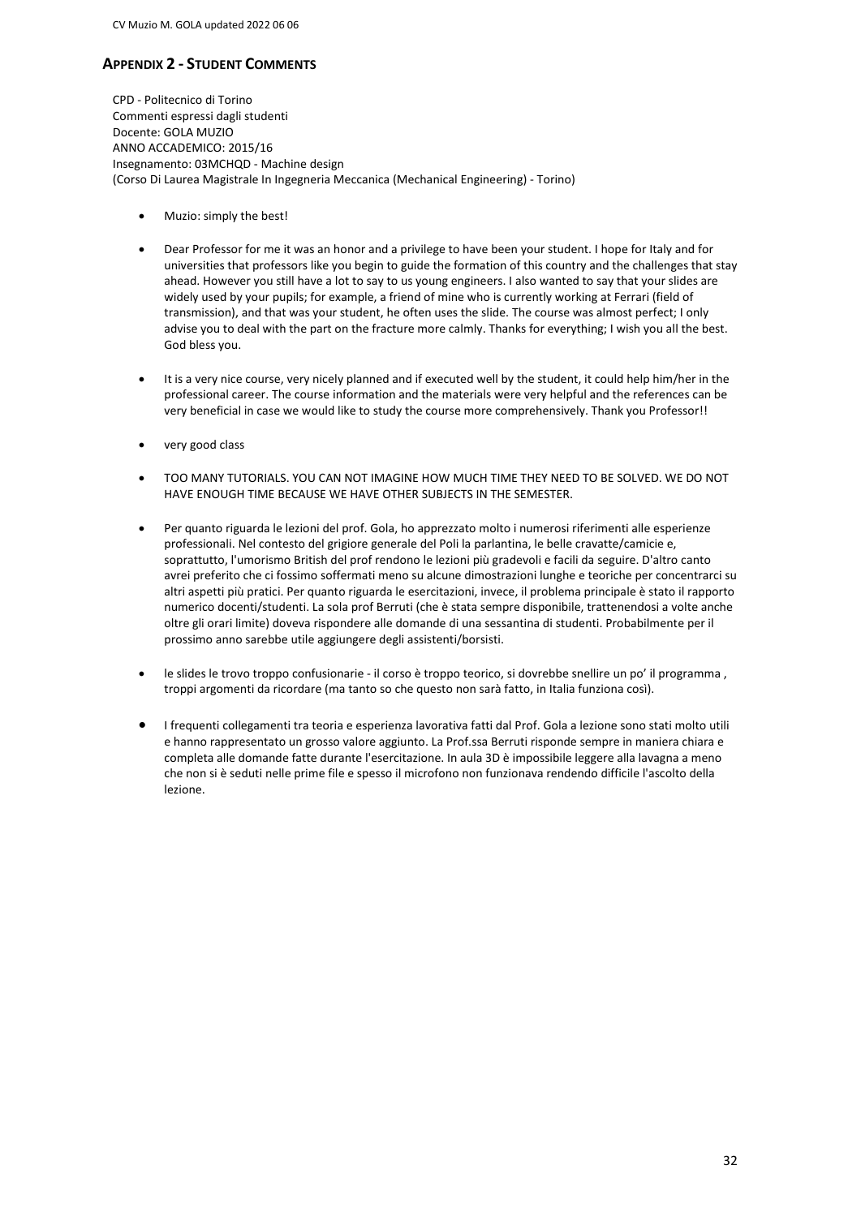## Appendix 2 - Student Comments

CPD - Politecnico di Torino
Commenti espressi dagli studenti
Docente: GOLA MUZIO
ANNO ACCADEMICO: 2015/16
Insegnamento: 03MCHQD - Machine design
(Corso Di Laurea Magistrale In Ingegneria Meccanica (Mechanical Engineering) - Torino)

- Muzio: simply the best!

- Dear Professor for me it was an honor and a privilege to have been your student. I hope for Italy and for universities that professors like you begin to guide the formation of this country and the challenges that stay ahead. However you still have a lot to say to us young engineers. I also wanted to say that your slides are widely used by your pupils; for example, a friend of mine who is currently working at Ferrari (field of transmission), and that was your student, he often uses the slide. The course was almost perfect; I only advise you to deal with the part on the fracture more calmly. Thanks for everything; I wish you all the best. God bless you.

- It is a very nice course, very nicely planned and if executed well by the student, it could help him/her in the professional career. The course information and the materials were very helpful and the references can be very beneficial in case we would like to study the course more comprehensively. Thank you Professor!!

- very good class

- TOO MANY TUTORIALS. YOU CAN NOT IMAGINE HOW MUCH TIME THEY NEED TO BE SOLVED. WE DO NOT HAVE ENOUGH TIME BECAUSE WE HAVE OTHER SUBJECTS IN THE SEMESTER.

- Per quanto riguarda le lezioni del prof. Gola, ho apprezzato molto i numerosi riferimenti alle esperienze professionali. Nel contesto del grigiore generale del Poli la parlantina, le belle cravatte/camicie e, soprattutto, l'umorismo British del prof rendono le lezioni più gradevoli e facili da seguire. D'altro canto avrei preferito che ci fossimo soffermati meno su alcune dimostrazioni lunghe e teoriche per concentrarci su altri aspetti più pratici. Per quanto riguarda le esercitazioni, invece, il problema principale è stato il rapporto numerico docenti/studenti. La sola prof Berruti (che è stata sempre disponibile, trattenendosi a volte anche oltre gli orari limite) doveva rispondere alle domande di una sessantina di studenti. Probabilmente per il prossimo anno sarebbe utile aggiungere degli assistenti/borsisti.

- le slides le trovo troppo confusionarie - il corso è troppo teorico, si dovrebbe snellire un po' il programma , troppi argomenti da ricordare (ma tanto so che questo non sarà fatto, in Italia funziona così).

- I frequenti collegamenti tra teoria e esperienza lavorativa fatti dal Prof. Gola a lezione sono stati molto utili e hanno rappresentato un grosso valore aggiunto. La Prof.ssa Berruti risponde sempre in maniera chiara e completa alle domande fatte durante l'esercitazione. In aula 3D è impossibile leggere alla lavagna a meno che non si è seduti nelle prime file e spesso il microfono non funzionava rendendo difficile l'ascolto della lezione.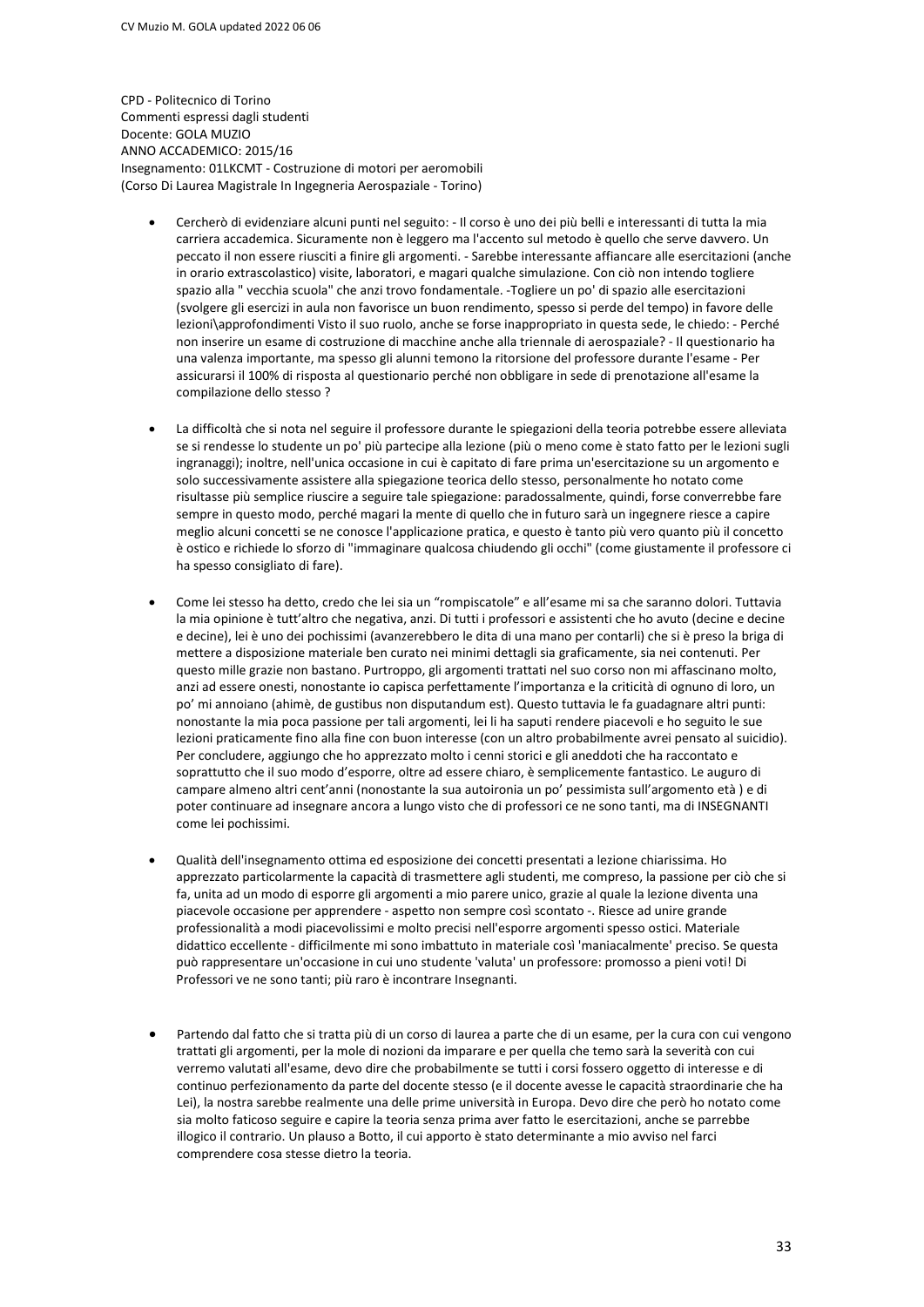CPD - Politecnico di Torino
Commenti espressi dagli studenti
Docente: GOLA MUZIO
ANNO ACCADEMICO: 2015/16
Insegnamento: 01LKCMT - Costruzione di motori per aeromobili
(Corso Di Laurea Magistrale In Ingegneria Aerospaziale - Torino)

- Cercherò di evidenziare alcuni punti nel seguito: - Il corso è uno dei più belli e interessanti di tutta la mia carriera accademica. Sicuramente non è leggero ma l'accento sul metodo è quello che serve davvero. Un peccato il non essere riusciti a finire gli argomenti. - Sarebbe interessante affiancare alle esercitazioni (anche in orario extrascolastico) visite, laboratori, e magari qualche simulazione. Con ciò non intendo togliere spazio alla " vecchia scuola" che anzi trovo fondamentale. -Togliere un po' di spazio alle esercitazioni (svolgere gli esercizi in aula non favorisce un buon rendimento, spesso si perde del tempo) in favore delle lezioni\approfondimenti Visto il suo ruolo, anche se forse inappropriato in questa sede, le chiedo: - Perché non inserire un esame di costruzione di macchine anche alla triennale di aerospaziale? - Il questionario ha una valenza importante, ma spesso gli alunni temono la ritorsione del professore durante l'esame - Per assicurarsi il 100% di risposta al questionario perché non obbligare in sede di prenotazione all'esame la compilazione dello stesso ?

- La difficoltà che si nota nel seguire il professore durante le spiegazioni della teoria potrebbe essere alleviata se si rendesse lo studente un po' più partecipe alla lezione (più o meno come è stato fatto per le lezioni sugli ingranaggi); inoltre, nell'unica occasione in cui è capitato di fare prima un'esercitazione su un argomento e solo successivamente assistere alla spiegazione teorica dello stesso, personalmente ho notato come risultasse più semplice riuscire a seguire tale spiegazione: paradossalmente, quindi, forse converrebbe fare sempre in questo modo, perché magari la mente di quello che in futuro sarà un ingegnere riesce a capire meglio alcuni concetti se ne conosce l'applicazione pratica, e questo è tanto più vero quanto più il concetto è ostico e richiede lo sforzo di "immaginare qualcosa chiudendo gli occhi" (come giustamente il professore ci ha spesso consigliato di fare).

- Come lei stesso ha detto, credo che lei sia un "rompiscatole" e all'esame mi sa che saranno dolori. Tuttavia la mia opinione è tutt'altro che negativa, anzi. Di tutti i professori e assistenti che ho avuto (decine e decine e decine), lei è uno dei pochissimi (avanzerebbero le dita di una mano per contarli) che si è preso la briga di mettere a disposizione materiale ben curato nei minimi dettagli sia graficamente, sia nei contenuti. Per questo mille grazie non bastano. Purtroppo, gli argomenti trattati nel suo corso non mi affascinano molto, anzi ad essere onesti, nonostante io capisca perfettamente l'importanza e la criticità di ognuno di loro, un po' mi annoiano (ahimè, de gustibus non disputandum est). Questo tuttavia le fa guadagnare altri punti: nonostante la mia poca passione per tali argomenti, lei li ha saputi rendere piacevoli e ho seguito le sue lezioni praticamente fino alla fine con buon interesse (con un altro probabilmente avrei pensato al suicidio). Per concludere, aggiungo che ho apprezzato molto i cenni storici e gli aneddoti che ha raccontato e soprattutto che il suo modo d'esporre, oltre ad essere chiaro, è semplicemente fantastico. Le auguro di campare almeno altri cent'anni (nonostante la sua autoironia un po' pessimista sull'argomento età ) e di poter continuare ad insegnare ancora a lungo visto che di professori ce ne sono tanti, ma di INSEGNANTI come lei pochissimi.

- Qualità dell'insegnamento ottima ed esposizione dei concetti presentati a lezione chiarissima. Ho apprezzato particolarmente la capacità di trasmettere agli studenti, me compreso, la passione per ciò che si fa, unita ad un modo di esporre gli argomenti a mio parere unico, grazie al quale la lezione diventa una piacevole occasione per apprendere - aspetto non sempre così scontato -. Riesce ad unire grande professionalità a modi piacevolissimi e molto precisi nell'esporre argomenti spesso ostici. Materiale didattico eccellente - difficilmente mi sono imbattuto in materiale così 'maniacalmente' preciso. Se questa può rappresentare un'occasione in cui uno studente 'valuta' un professore: promosso a pieni voti! Di Professori ve ne sono tanti; più raro è incontrare Insegnanti.

- Partendo dal fatto che si tratta più di un corso di laurea a parte che di un esame, per la cura con cui vengono trattati gli argomenti, per la mole di nozioni da imparare e per quella che temo sarà la severità con cui verremo valutati all'esame, devo dire che probabilmente se tutti i corsi fossero oggetto di interesse e di continuo perfezionamento da parte del docente stesso (e il docente avesse le capacità straordinarie che ha Lei), la nostra sarebbe realmente una delle prime università in Europa. Devo dire che però ho notato come sia molto faticoso seguire e capire la teoria senza prima aver fatto le esercitazioni, anche se parrebbe illogico il contrario. Un plauso a Botto, il cui apporto è stato determinante a mio avviso nel farci comprendere cosa stesse dietro la teoria.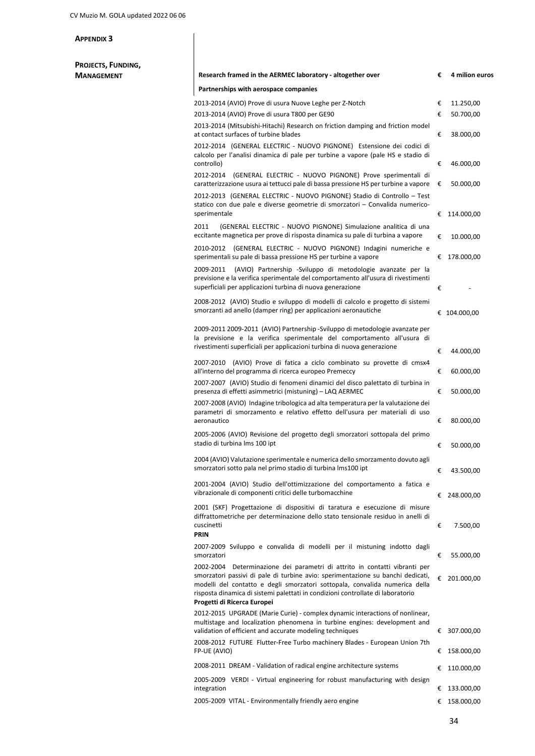## APPENDIX 3

### PROJECTS, FUNDING, MANAGEMENT

| Research framed in the AERMEC laboratory - altogether over | € 4 milion euros |
|---|---|
| **Partnerships with aerospace companies** | |
| 2013-2014 (AVIO) Prove di usura Nuove Leghe per Z-Notch | € 11.250,00 |
| 2013-2014 (AVIO) Prove di usura T800 per GE90 | € 50.700,00 |
| 2013-2014 (Mitsubishi-Hitachi) Research on friction damping and friction model at contact surfaces of turbine blades | € 38.000,00 |
| 2012-2014 (GENERAL ELECTRIC - NUOVO PIGNONE) Estensione dei codici di calcolo per l'analisi dinamica di pale per turbine a vapore (pale HS e stadio di controllo) | € 46.000,00 |
| 2012-2014 (GENERAL ELECTRIC - NUOVO PIGNONE) Prove sperimentali di caratterizzazione usura ai tettucci pale di bassa pressione HS per turbine a vapore | € 50.000,00 |
| 2012-2013 (GENERAL ELECTRIC - NUOVO PIGNONE) Stadio di Controllo – Test statico con due pale e diverse geometrie di smorzatori – Convalida numerico-sperimentale | € 114.000,00 |
| 2011 (GENERAL ELECTRIC - NUOVO PIGNONE) Simulazione analitica di una eccitante magnetica per prove di risposta dinamica su pale di turbina a vapore | € 10.000,00 |
| 2010-2012 (GENERAL ELECTRIC - NUOVO PIGNONE) Indagini numeriche e sperimentali su pale di bassa pressione HS per turbine a vapore | € 178.000,00 |
| 2009-2011 (AVIO) Partnership -Sviluppo di metodologie avanzate per la previsione e la verifica sperimentale del comportamento all'usura di rivestimenti superficiali per applicazioni turbina di nuova generazione | € - |
| 2008-2012 (AVIO) Studio e sviluppo di modelli di calcolo e progetto di sistemi smorzanti ad anello (damper ring) per applicazioni aeronautiche | € 104.000,00 |
| 2009-2011 2009-2011 (AVIO) Partnership -Sviluppo di metodologie avanzate per la previsione e la verifica sperimentale del comportamento all'usura di rivestimenti superficiali per applicazioni turbina di nuova generazione | € 44.000,00 |
| 2007-2010 (AVIO) Prove di fatica a ciclo combinato su provette di cmsx4 all'interno del programma di ricerca europeo Premeccy | € 60.000,00 |
| 2007-2007 (AVIO) Studio di fenomeni dinamici del disco palettato di turbina in presenza di effetti asimmetrici (mistuning) – LAQ AERMEC | € 50.000,00 |
| 2007-2008 (AVIO) Indagine tribologica ad alta temperatura per la valutazione dei parametri di smorzamento e relativo effetto dell'usura per materiali di uso aeronautico | € 80.000,00 |
| 2005-2006 (AVIO) Revisione del progetto degli smorzatori sottopala del primo stadio di turbina lms 100 ipt | € 50.000,00 |
| 2004 (AVIO) Valutazione sperimentale e numerica dello smorzamento dovuto agli smorzatori sotto pala nel primo stadio di turbina lms100 ipt | € 43.500,00 |
| 2001-2004 (AVIO) Studio dell'ottimizzazione del comportamento a fatica e vibrazionale di componenti critici delle turbomacchine | € 248.000,00 |
| 2001 (SKF) Progettazione di dispositivi di taratura e esecuzione di misure diffrattometriche per determinazione dello stato tensionale residuo in anelli di cuscinetti | € 7.500,00 |
| **PRIN** | |
| 2007-2009 Sviluppo e convalida di modelli per il mistuning indotto dagli smorzatori | € 55.000,00 |
| 2002-2004 Determinazione dei parametri di attrito in contatti vibranti per smorzatori passivi di pale di turbine avio: sperimentazione su banchi dedicati, modelli del contatto e degli smorzatori sottopala, convalida numerica della risposta dinamica di sistemi palettati in condizioni controllate di laboratorio | € 201.000,00 |
| **Progetti di Ricerca Europei** | |
| 2012-2015 UPGRADE (Marie Curie) - complex dynamic interactions of nonlinear, multistage and localization phenomena in turbine engines: development and validation of efficient and accurate modeling techniques | € 307.000,00 |
| 2008-2012 FUTURE Flutter-Free Turbo machinery Blades - European Union 7th FP-UE (AVIO) | € 158.000,00 |
| 2008-2011 DREAM - Validation of radical engine architecture systems | € 110.000,00 |
| 2005-2009 VERDI - Virtual engineering for robust manufacturing with design integration | € 133.000,00 |
| 2005-2009 VITAL - Environmentally friendly aero engine | € 158.000,00 |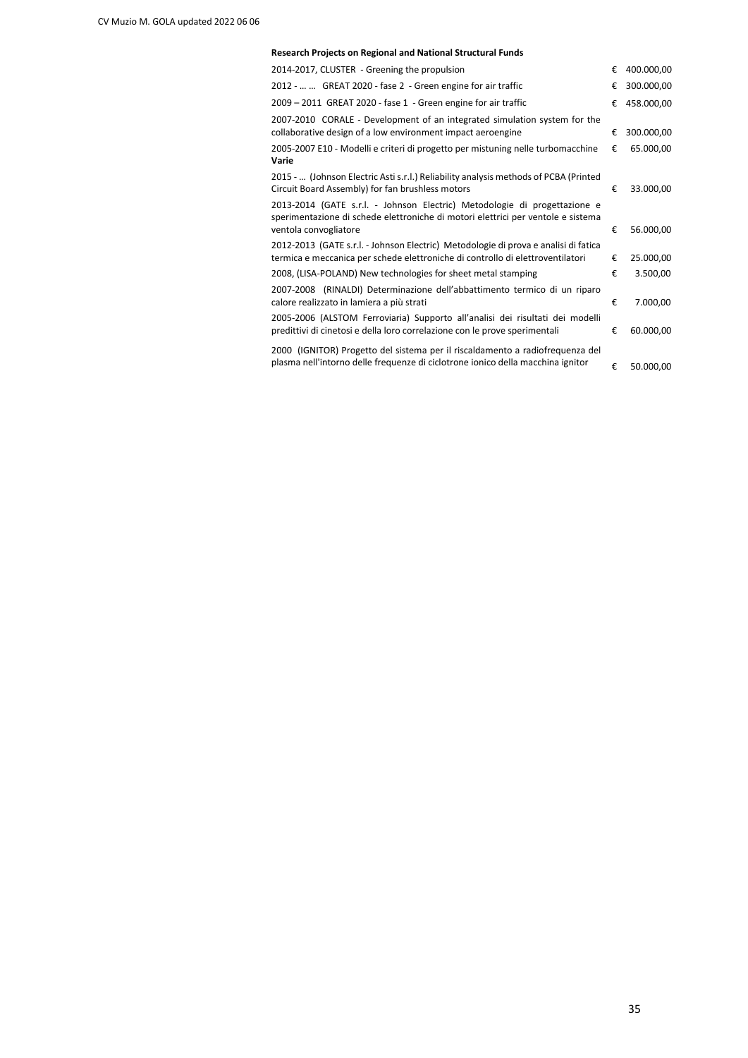**Research Projects on Regional and National Structural Funds**

| | | |
|---|---|---|
| 2014-2017, CLUSTER - Greening the propulsion | € | 400.000,00 |
| 2012 - … … GREAT 2020 - fase 2 - Green engine for air traffic | € | 300.000,00 |
| 2009 – 2011 GREAT 2020 - fase 1 - Green engine for air traffic | € | 458.000,00 |
| 2007-2010 CORALE - Development of an integrated simulation system for the collaborative design of a low environment impact aeroengine | € | 300.000,00 |
| 2005-2007 E10 - Modelli e criteri di progetto per mistuning nelle turbomacchine | € | 65.000,00 |
| **Varie** | | |
| 2015 - … (Johnson Electric Asti s.r.l.) Reliability analysis methods of PCBA (Printed Circuit Board Assembly) for fan brushless motors | € | 33.000,00 |
| 2013-2014 (GATE s.r.l. - Johnson Electric) Metodologie di progettazione e sperimentazione di schede elettroniche di motori elettrici per ventole e sistema ventola convogliatore | € | 56.000,00 |
| 2012-2013 (GATE s.r.l. - Johnson Electric) Metodologie di prova e analisi di fatica termica e meccanica per schede elettroniche di controllo di elettroventilatori | € | 25.000,00 |
| 2008, (LISA-POLAND) New technologies for sheet metal stamping | € | 3.500,00 |
| 2007-2008 (RINALDI) Determinazione dell'abbattimento termico di un riparo calore realizzato in lamiera a più strati | € | 7.000,00 |
| 2005-2006 (ALSTOM Ferroviaria) Supporto all'analisi dei risultati dei modelli predittivi di cinetosi e della loro correlazione con le prove sperimentali | € | 60.000,00 |
| 2000 (IGNITOR) Progetto del sistema per il riscaldamento a radiofrequenza del plasma nell'intorno delle frequenze di ciclotrone ionico della macchina ignitor | € | 50.000,00 |